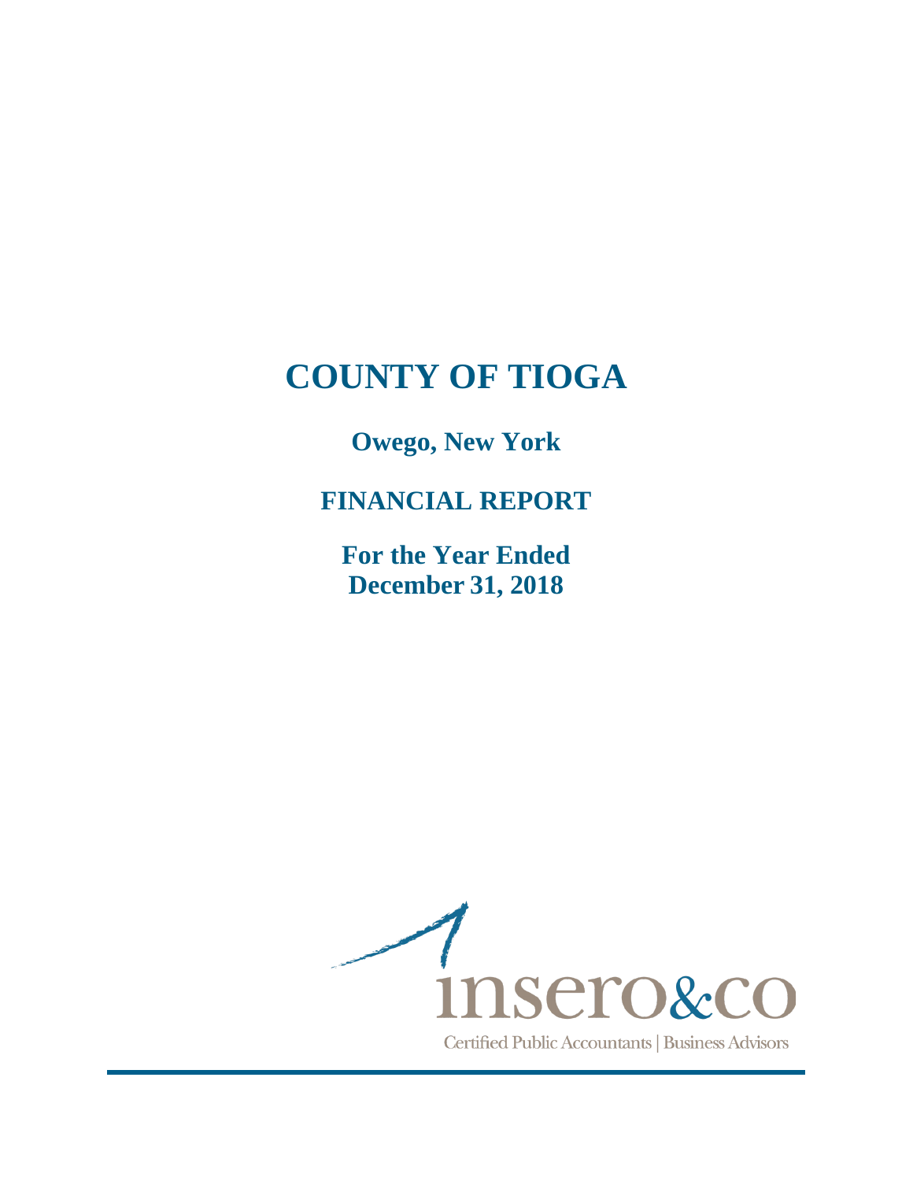# COUNTY OF TIOGA

## Owego, New York

## FINANCIAL REPORT

## For the Year Ended December 31, 2018

insero&co

Certified Public Accountants | Business Advisors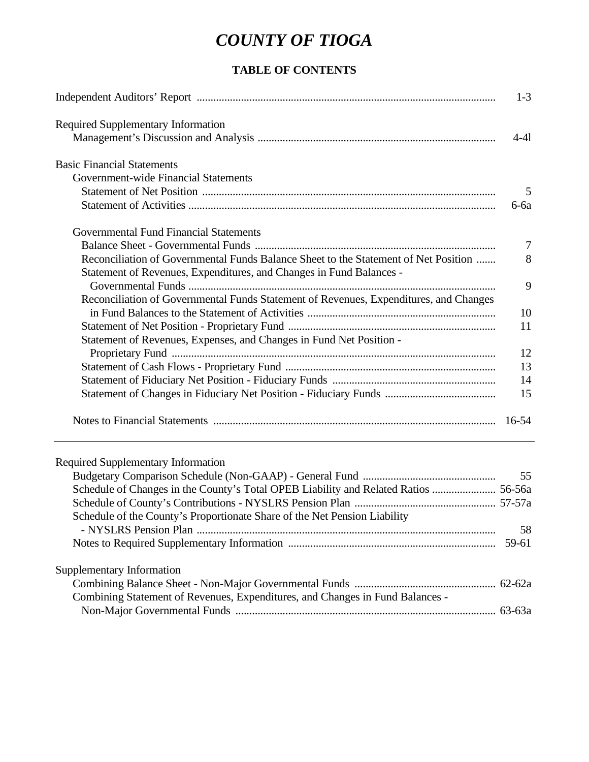# *COUNTY OF TIOGA*

## TABLE OF CONTENTS

| | |
|---|---|
| Independent Auditors' Report | 1-3 |
| Required Supplementary Information | |
| Management's Discussion and Analysis | 4-4l |
| Basic Financial Statements | |
| Government-wide Financial Statements | |
| Statement of Net Position | 5 |
| Statement of Activities | 6-6a |
| Governmental Fund Financial Statements | |
| Balance Sheet - Governmental Funds | 7 |
| Reconciliation of Governmental Funds Balance Sheet to the Statement of Net Position | 8 |
| Statement of Revenues, Expenditures, and Changes in Fund Balances - Governmental Funds | 9 |
| Reconciliation of Governmental Funds Statement of Revenues, Expenditures, and Changes in Fund Balances to the Statement of Activities | 10 |
| Statement of Net Position - Proprietary Fund | 11 |
| Statement of Revenues, Expenses, and Changes in Fund Net Position - Proprietary Fund | 12 |
| Statement of Cash Flows - Proprietary Fund | 13 |
| Statement of Fiduciary Net Position - Fiduciary Funds | 14 |
| Statement of Changes in Fiduciary Net Position - Fiduciary Funds | 15 |
| Notes to Financial Statements | 16-54 |
| Required Supplementary Information | |
| Budgetary Comparison Schedule (Non-GAAP) - General Fund | 55 |
| Schedule of Changes in the County's Total OPEB Liability and Related Ratios | 56-56a |
| Schedule of County's Contributions - NYSLRS Pension Plan | 57-57a |
| Schedule of the County's Proportionate Share of the Net Pension Liability - NYSLRS Pension Plan | 58 |
| Notes to Required Supplementary Information | 59-61 |
| Supplementary Information | |
| Combining Balance Sheet - Non-Major Governmental Funds | 62-62a |
| Combining Statement of Revenues, Expenditures, and Changes in Fund Balances - Non-Major Governmental Funds | 63-63a |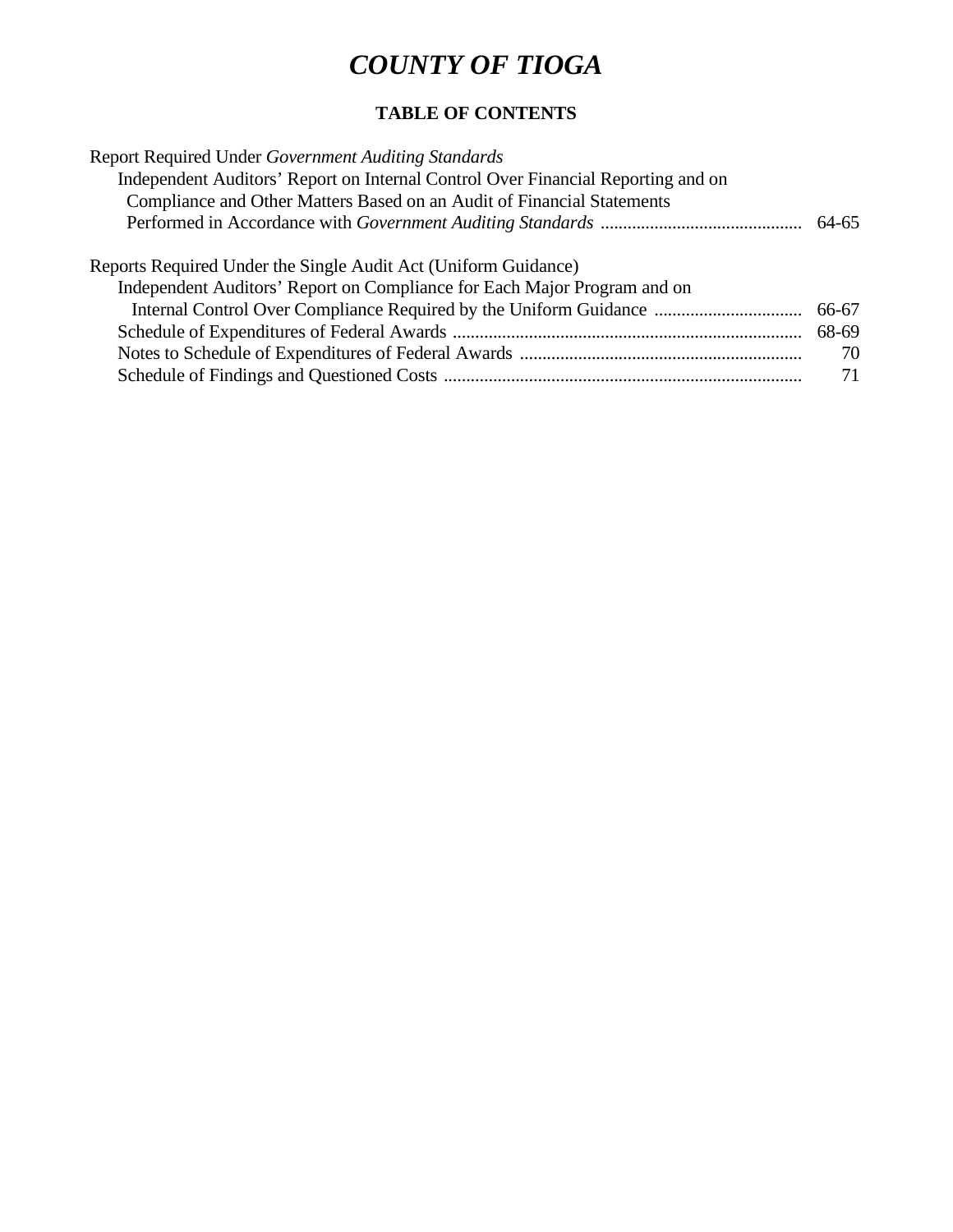# *COUNTY OF TIOGA*

**TABLE OF CONTENTS**

Report Required Under *Government Auditing Standards*

Independent Auditors' Report on Internal Control Over Financial Reporting and on Compliance and Other Matters Based on an Audit of Financial Statements Performed in Accordance with *Government Auditing Standards* ............................................ 64-65

Reports Required Under the Single Audit Act (Uniform Guidance)

Independent Auditors' Report on Compliance for Each Major Program and on Internal Control Over Compliance Required by the Uniform Guidance ................................ 66-67

Schedule of Expenditures of Federal Awards ............................................................................ 68-69

Notes to Schedule of Expenditures of Federal Awards .............................................................. 70

Schedule of Findings and Questioned Costs .............................................................................. 71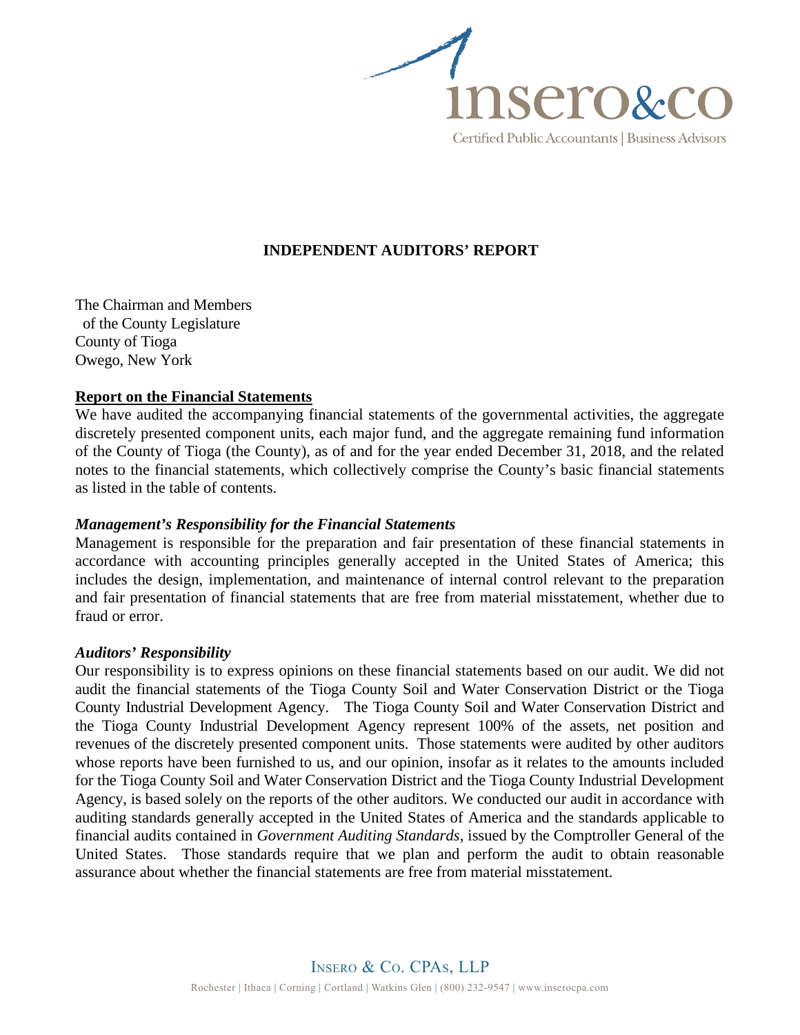# INDEPENDENT AUDITORS' REPORT

The Chairman and Members
of the County Legislature
County of Tioga
Owego, New York

## Report on the Financial Statements

We have audited the accompanying financial statements of the governmental activities, the aggregate discretely presented component units, each major fund, and the aggregate remaining fund information of the County of Tioga (the County), as of and for the year ended December 31, 2018, and the related notes to the financial statements, which collectively comprise the County's basic financial statements as listed in the table of contents.

### *Management's Responsibility for the Financial Statements*

Management is responsible for the preparation and fair presentation of these financial statements in accordance with accounting principles generally accepted in the United States of America; this includes the design, implementation, and maintenance of internal control relevant to the preparation and fair presentation of financial statements that are free from material misstatement, whether due to fraud or error.

### *Auditors' Responsibility*

Our responsibility is to express opinions on these financial statements based on our audit. We did not audit the financial statements of the Tioga County Soil and Water Conservation District or the Tioga County Industrial Development Agency. The Tioga County Soil and Water Conservation District and the Tioga County Industrial Development Agency represent 100% of the assets, net position and revenues of the discretely presented component units. Those statements were audited by other auditors whose reports have been furnished to us, and our opinion, insofar as it relates to the amounts included for the Tioga County Soil and Water Conservation District and the Tioga County Industrial Development Agency, is based solely on the reports of the other auditors. We conducted our audit in accordance with auditing standards generally accepted in the United States of America and the standards applicable to financial audits contained in *Government Auditing Standards*, issued by the Comptroller General of the United States. Those standards require that we plan and perform the audit to obtain reasonable assurance about whether the financial statements are free from material misstatement.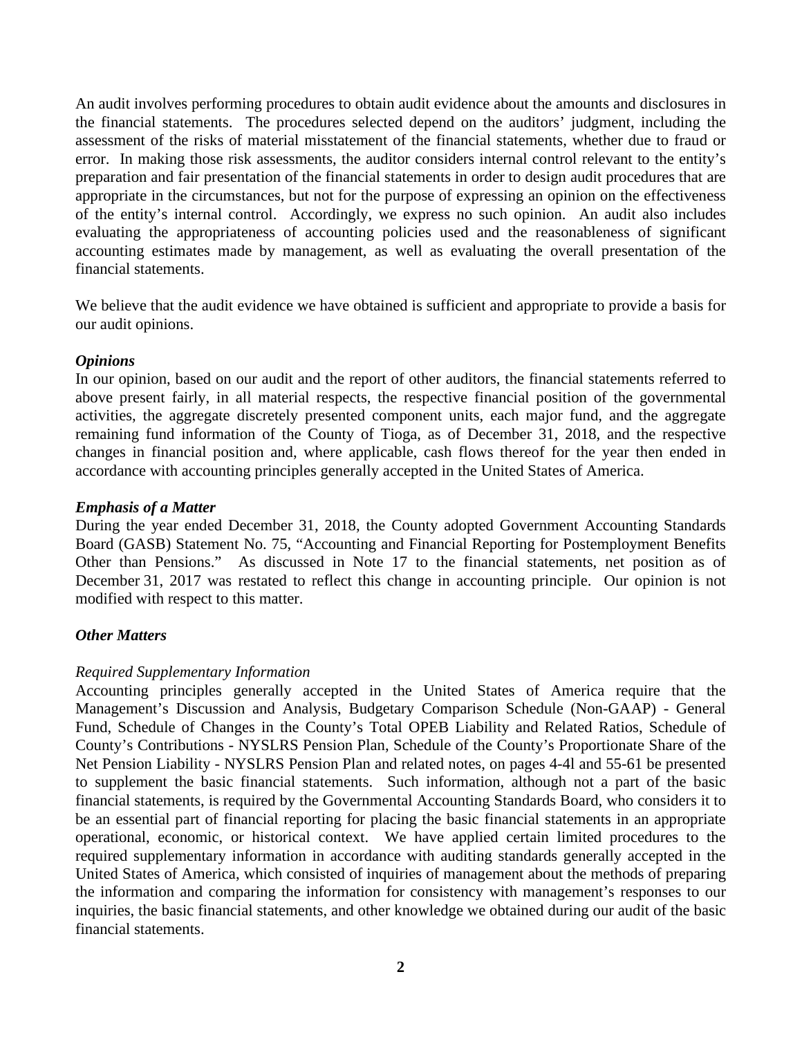An audit involves performing procedures to obtain audit evidence about the amounts and disclosures in the financial statements. The procedures selected depend on the auditors' judgment, including the assessment of the risks of material misstatement of the financial statements, whether due to fraud or error. In making those risk assessments, the auditor considers internal control relevant to the entity's preparation and fair presentation of the financial statements in order to design audit procedures that are appropriate in the circumstances, but not for the purpose of expressing an opinion on the effectiveness of the entity's internal control. Accordingly, we express no such opinion. An audit also includes evaluating the appropriateness of accounting policies used and the reasonableness of significant accounting estimates made by management, as well as evaluating the overall presentation of the financial statements.

We believe that the audit evidence we have obtained is sufficient and appropriate to provide a basis for our audit opinions.

***Opinions***

In our opinion, based on our audit and the report of other auditors, the financial statements referred to above present fairly, in all material respects, the respective financial position of the governmental activities, the aggregate discretely presented component units, each major fund, and the aggregate remaining fund information of the County of Tioga, as of December 31, 2018, and the respective changes in financial position and, where applicable, cash flows thereof for the year then ended in accordance with accounting principles generally accepted in the United States of America.

***Emphasis of a Matter***

During the year ended December 31, 2018, the County adopted Government Accounting Standards Board (GASB) Statement No. 75, "Accounting and Financial Reporting for Postemployment Benefits Other than Pensions." As discussed in Note 17 to the financial statements, net position as of December 31, 2017 was restated to reflect this change in accounting principle. Our opinion is not modified with respect to this matter.

***Other Matters***

*Required Supplementary Information*

Accounting principles generally accepted in the United States of America require that the Management's Discussion and Analysis, Budgetary Comparison Schedule (Non-GAAP) - General Fund, Schedule of Changes in the County's Total OPEB Liability and Related Ratios, Schedule of County's Contributions - NYSLRS Pension Plan, Schedule of the County's Proportionate Share of the Net Pension Liability - NYSLRS Pension Plan and related notes, on pages 4-4l and 55-61 be presented to supplement the basic financial statements. Such information, although not a part of the basic financial statements, is required by the Governmental Accounting Standards Board, who considers it to be an essential part of financial reporting for placing the basic financial statements in an appropriate operational, economic, or historical context. We have applied certain limited procedures to the required supplementary information in accordance with auditing standards generally accepted in the United States of America, which consisted of inquiries of management about the methods of preparing the information and comparing the information for consistency with management's responses to our inquiries, the basic financial statements, and other knowledge we obtained during our audit of the basic financial statements.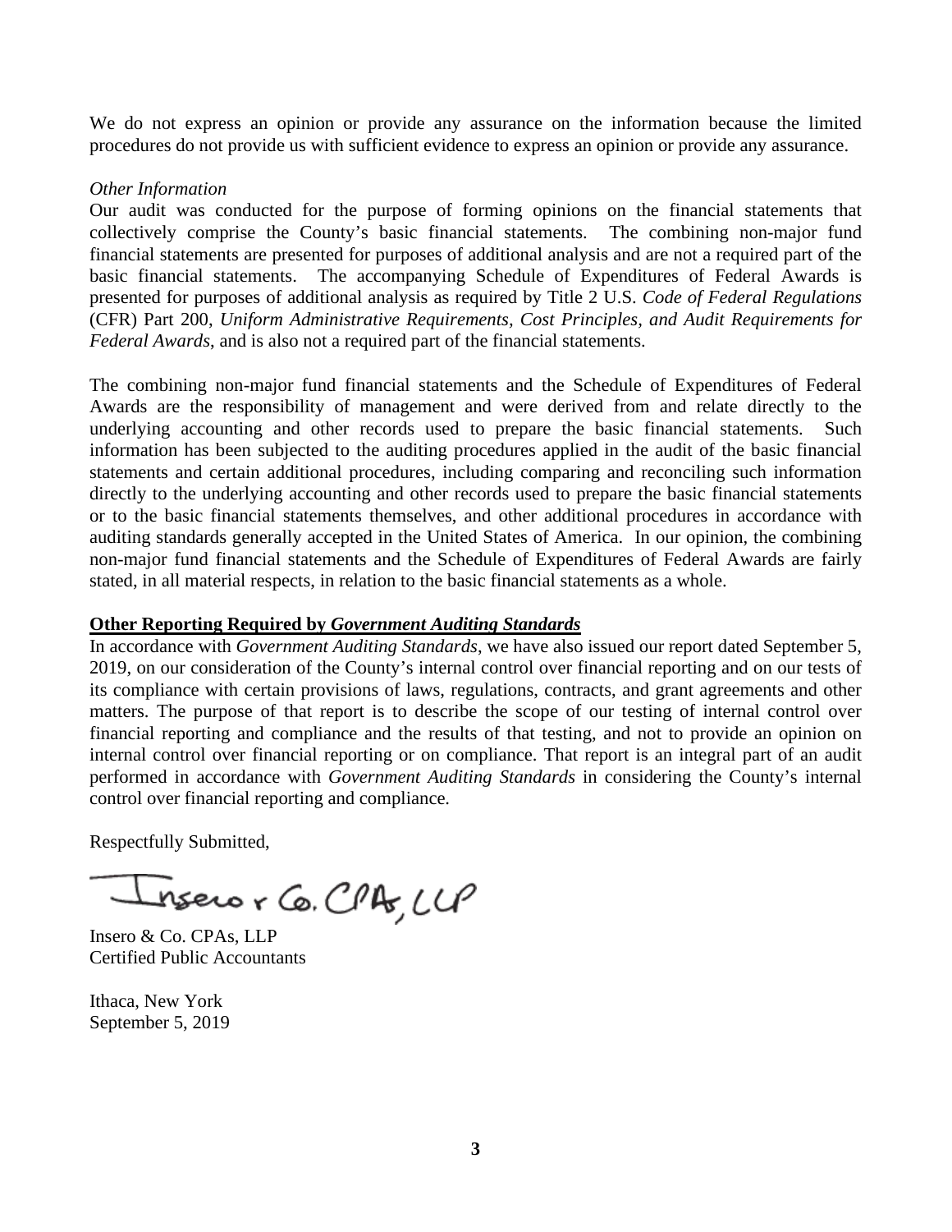We do not express an opinion or provide any assurance on the information because the limited procedures do not provide us with sufficient evidence to express an opinion or provide any assurance.

*Other Information*

Our audit was conducted for the purpose of forming opinions on the financial statements that collectively comprise the County's basic financial statements. The combining non-major fund financial statements are presented for purposes of additional analysis and are not a required part of the basic financial statements. The accompanying Schedule of Expenditures of Federal Awards is presented for purposes of additional analysis as required by Title 2 U.S. *Code of Federal Regulations* (CFR) Part 200, *Uniform Administrative Requirements, Cost Principles, and Audit Requirements for Federal Awards*, and is also not a required part of the financial statements.

The combining non-major fund financial statements and the Schedule of Expenditures of Federal Awards are the responsibility of management and were derived from and relate directly to the underlying accounting and other records used to prepare the basic financial statements. Such information has been subjected to the auditing procedures applied in the audit of the basic financial statements and certain additional procedures, including comparing and reconciling such information directly to the underlying accounting and other records used to prepare the basic financial statements or to the basic financial statements themselves, and other additional procedures in accordance with auditing standards generally accepted in the United States of America. In our opinion, the combining non-major fund financial statements and the Schedule of Expenditures of Federal Awards are fairly stated, in all material respects, in relation to the basic financial statements as a whole.

**Other Reporting Required by *Government Auditing Standards***

In accordance with *Government Auditing Standards*, we have also issued our report dated September 5, 2019, on our consideration of the County's internal control over financial reporting and on our tests of its compliance with certain provisions of laws, regulations, contracts, and grant agreements and other matters. The purpose of that report is to describe the scope of our testing of internal control over financial reporting and compliance and the results of that testing, and not to provide an opinion on internal control over financial reporting or on compliance. That report is an integral part of an audit performed in accordance with *Government Auditing Standards* in considering the County's internal control over financial reporting and compliance.

Respectfully Submitted,

Insero & Co. CPAs, LLP

Insero & Co. CPAs, LLP
Certified Public Accountants

Ithaca, New York
September 5, 2019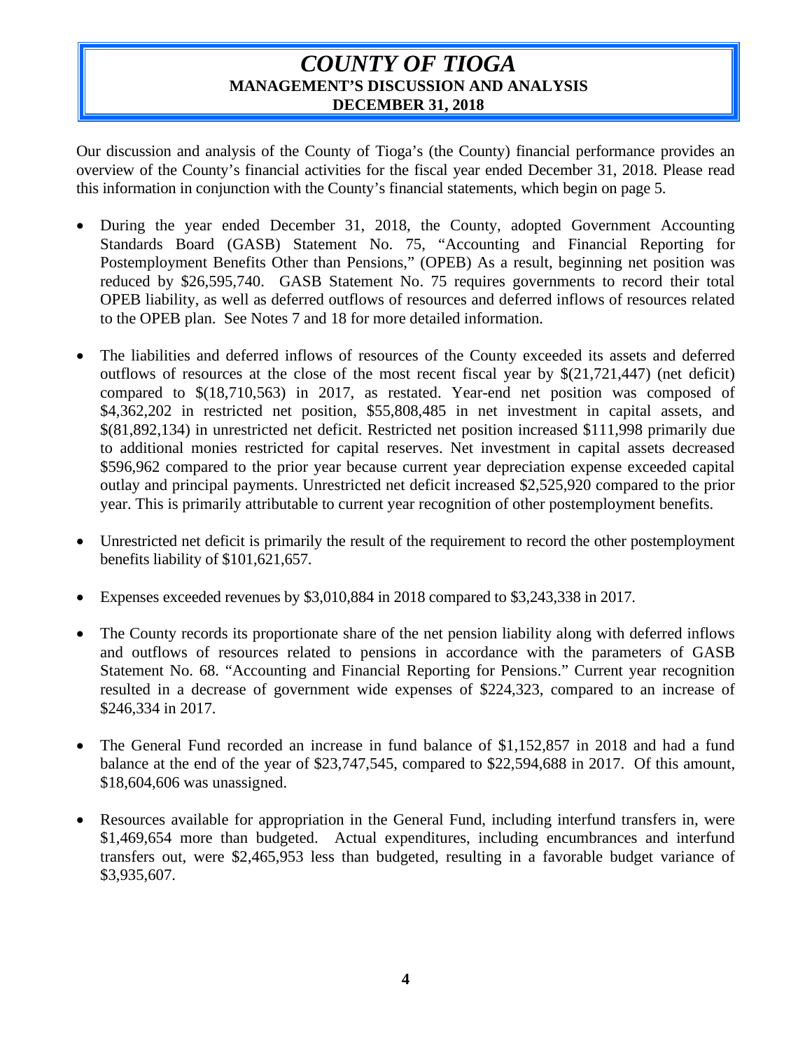# *COUNTY OF TIOGA*

**MANAGEMENT'S DISCUSSION AND ANALYSIS**

**DECEMBER 31, 2018**

Our discussion and analysis of the County of Tioga's (the County) financial performance provides an overview of the County's financial activities for the fiscal year ended December 31, 2018. Please read this information in conjunction with the County's financial statements, which begin on page 5.

- During the year ended December 31, 2018, the County, adopted Government Accounting Standards Board (GASB) Statement No. 75, "Accounting and Financial Reporting for Postemployment Benefits Other than Pensions," (OPEB) As a result, beginning net position was reduced by $26,595,740. GASB Statement No. 75 requires governments to record their total OPEB liability, as well as deferred outflows of resources and deferred inflows of resources related to the OPEB plan. See Notes 7 and 18 for more detailed information.

- The liabilities and deferred inflows of resources of the County exceeded its assets and deferred outflows of resources at the close of the most recent fiscal year by $(21,721,447) (net deficit) compared to $(18,710,563) in 2017, as restated. Year-end net position was composed of $4,362,202 in restricted net position, $55,808,485 in net investment in capital assets, and $(81,892,134) in unrestricted net deficit. Restricted net position increased $111,998 primarily due to additional monies restricted for capital reserves. Net investment in capital assets decreased $596,962 compared to the prior year because current year depreciation expense exceeded capital outlay and principal payments. Unrestricted net deficit increased $2,525,920 compared to the prior year. This is primarily attributable to current year recognition of other postemployment benefits.

- Unrestricted net deficit is primarily the result of the requirement to record the other postemployment benefits liability of $101,621,657.

- Expenses exceeded revenues by $3,010,884 in 2018 compared to $3,243,338 in 2017.

- The County records its proportionate share of the net pension liability along with deferred inflows and outflows of resources related to pensions in accordance with the parameters of GASB Statement No. 68. "Accounting and Financial Reporting for Pensions." Current year recognition resulted in a decrease of government wide expenses of $224,323, compared to an increase of $246,334 in 2017.

- The General Fund recorded an increase in fund balance of $1,152,857 in 2018 and had a fund balance at the end of the year of $23,747,545, compared to $22,594,688 in 2017. Of this amount, $18,604,606 was unassigned.

- Resources available for appropriation in the General Fund, including interfund transfers in, were $1,469,654 more than budgeted. Actual expenditures, including encumbrances and interfund transfers out, were $2,465,953 less than budgeted, resulting in a favorable budget variance of $3,935,607.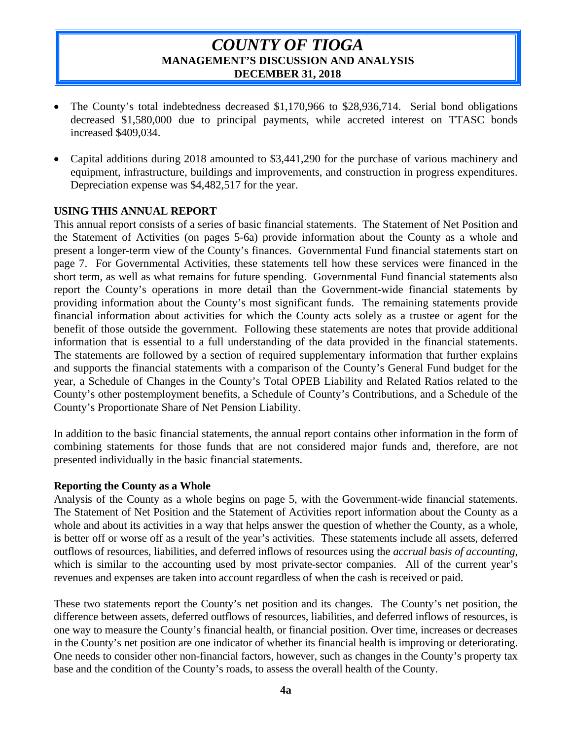- The County's total indebtedness decreased $1,170,966 to $28,936,714. Serial bond obligations decreased $1,580,000 due to principal payments, while accreted interest on TTASC bonds increased $409,034.

- Capital additions during 2018 amounted to $3,441,290 for the purchase of various machinery and equipment, infrastructure, buildings and improvements, and construction in progress expenditures. Depreciation expense was $4,482,517 for the year.

## USING THIS ANNUAL REPORT

This annual report consists of a series of basic financial statements. The Statement of Net Position and the Statement of Activities (on pages 5-6a) provide information about the County as a whole and present a longer-term view of the County's finances. Governmental Fund financial statements start on page 7. For Governmental Activities, these statements tell how these services were financed in the short term, as well as what remains for future spending. Governmental Fund financial statements also report the County's operations in more detail than the Government-wide financial statements by providing information about the County's most significant funds. The remaining statements provide financial information about activities for which the County acts solely as a trustee or agent for the benefit of those outside the government. Following these statements are notes that provide additional information that is essential to a full understanding of the data provided in the financial statements. The statements are followed by a section of required supplementary information that further explains and supports the financial statements with a comparison of the County's General Fund budget for the year, a Schedule of Changes in the County's Total OPEB Liability and Related Ratios related to the County's other postemployment benefits, a Schedule of County's Contributions, and a Schedule of the County's Proportionate Share of Net Pension Liability.

In addition to the basic financial statements, the annual report contains other information in the form of combining statements for those funds that are not considered major funds and, therefore, are not presented individually in the basic financial statements.

### Reporting the County as a Whole

Analysis of the County as a whole begins on page 5, with the Government-wide financial statements. The Statement of Net Position and the Statement of Activities report information about the County as a whole and about its activities in a way that helps answer the question of whether the County, as a whole, is better off or worse off as a result of the year's activities. These statements include all assets, deferred outflows of resources, liabilities, and deferred inflows of resources using the *accrual basis of accounting*, which is similar to the accounting used by most private-sector companies. All of the current year's revenues and expenses are taken into account regardless of when the cash is received or paid.

These two statements report the County's net position and its changes. The County's net position, the difference between assets, deferred outflows of resources, liabilities, and deferred inflows of resources, is one way to measure the County's financial health, or financial position. Over time, increases or decreases in the County's net position are one indicator of whether its financial health is improving or deteriorating. One needs to consider other non-financial factors, however, such as changes in the County's property tax base and the condition of the County's roads, to assess the overall health of the County.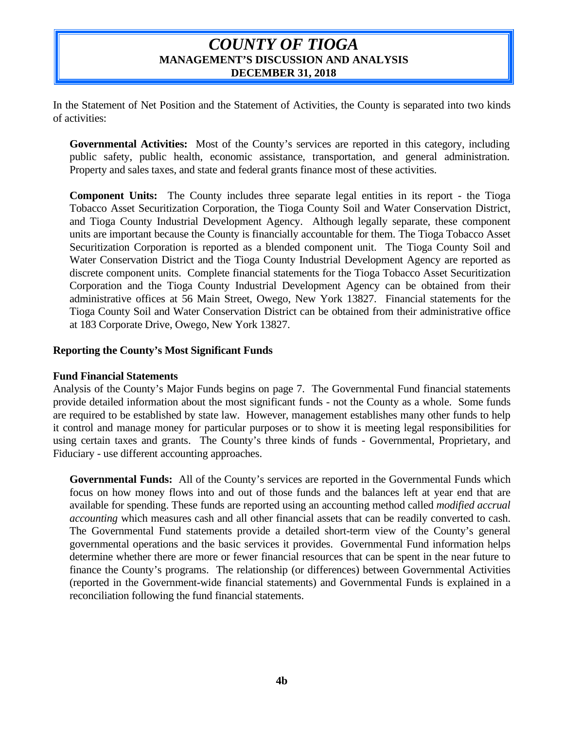In the Statement of Net Position and the Statement of Activities, the County is separated into two kinds of activities:

**Governmental Activities:** Most of the County's services are reported in this category, including public safety, public health, economic assistance, transportation, and general administration. Property and sales taxes, and state and federal grants finance most of these activities.

**Component Units:** The County includes three separate legal entities in its report - the Tioga Tobacco Asset Securitization Corporation, the Tioga County Soil and Water Conservation District, and Tioga County Industrial Development Agency. Although legally separate, these component units are important because the County is financially accountable for them. The Tioga Tobacco Asset Securitization Corporation is reported as a blended component unit. The Tioga County Soil and Water Conservation District and the Tioga County Industrial Development Agency are reported as discrete component units. Complete financial statements for the Tioga Tobacco Asset Securitization Corporation and the Tioga County Industrial Development Agency can be obtained from their administrative offices at 56 Main Street, Owego, New York 13827. Financial statements for the Tioga County Soil and Water Conservation District can be obtained from their administrative office at 183 Corporate Drive, Owego, New York 13827.

**Reporting the County's Most Significant Funds**

**Fund Financial Statements**

Analysis of the County's Major Funds begins on page 7. The Governmental Fund financial statements provide detailed information about the most significant funds - not the County as a whole. Some funds are required to be established by state law. However, management establishes many other funds to help it control and manage money for particular purposes or to show it is meeting legal responsibilities for using certain taxes and grants. The County's three kinds of funds - Governmental, Proprietary, and Fiduciary - use different accounting approaches.

**Governmental Funds:** All of the County's services are reported in the Governmental Funds which focus on how money flows into and out of those funds and the balances left at year end that are available for spending. These funds are reported using an accounting method called *modified accrual accounting* which measures cash and all other financial assets that can be readily converted to cash. The Governmental Fund statements provide a detailed short-term view of the County's general governmental operations and the basic services it provides. Governmental Fund information helps determine whether there are more or fewer financial resources that can be spent in the near future to finance the County's programs. The relationship (or differences) between Governmental Activities (reported in the Government-wide financial statements) and Governmental Funds is explained in a reconciliation following the fund financial statements.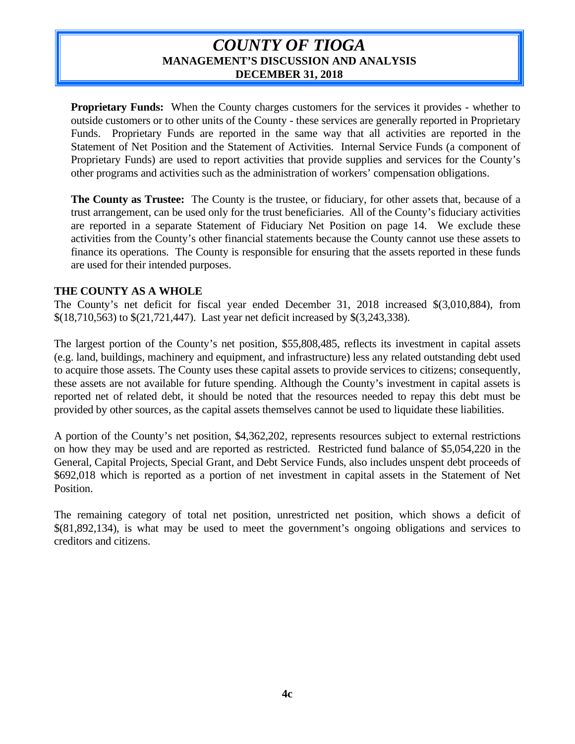**Proprietary Funds:** When the County charges customers for the services it provides - whether to outside customers or to other units of the County - these services are generally reported in Proprietary Funds. Proprietary Funds are reported in the same way that all activities are reported in the Statement of Net Position and the Statement of Activities. Internal Service Funds (a component of Proprietary Funds) are used to report activities that provide supplies and services for the County's other programs and activities such as the administration of workers' compensation obligations.

**The County as Trustee:** The County is the trustee, or fiduciary, for other assets that, because of a trust arrangement, can be used only for the trust beneficiaries. All of the County's fiduciary activities are reported in a separate Statement of Fiduciary Net Position on page 14. We exclude these activities from the County's other financial statements because the County cannot use these assets to finance its operations. The County is responsible for ensuring that the assets reported in these funds are used for their intended purposes.

## THE COUNTY AS A WHOLE

The County's net deficit for fiscal year ended December 31, 2018 increased \$(3,010,884), from \$(18,710,563) to \$(21,721,447). Last year net deficit increased by \$(3,243,338).

The largest portion of the County's net position, \$55,808,485, reflects its investment in capital assets (e.g. land, buildings, machinery and equipment, and infrastructure) less any related outstanding debt used to acquire those assets. The County uses these capital assets to provide services to citizens; consequently, these assets are not available for future spending. Although the County's investment in capital assets is reported net of related debt, it should be noted that the resources needed to repay this debt must be provided by other sources, as the capital assets themselves cannot be used to liquidate these liabilities.

A portion of the County's net position, \$4,362,202, represents resources subject to external restrictions on how they may be used and are reported as restricted. Restricted fund balance of \$5,054,220 in the General, Capital Projects, Special Grant, and Debt Service Funds, also includes unspent debt proceeds of \$692,018 which is reported as a portion of net investment in capital assets in the Statement of Net Position.

The remaining category of total net position, unrestricted net position, which shows a deficit of \$(81,892,134), is what may be used to meet the government's ongoing obligations and services to creditors and citizens.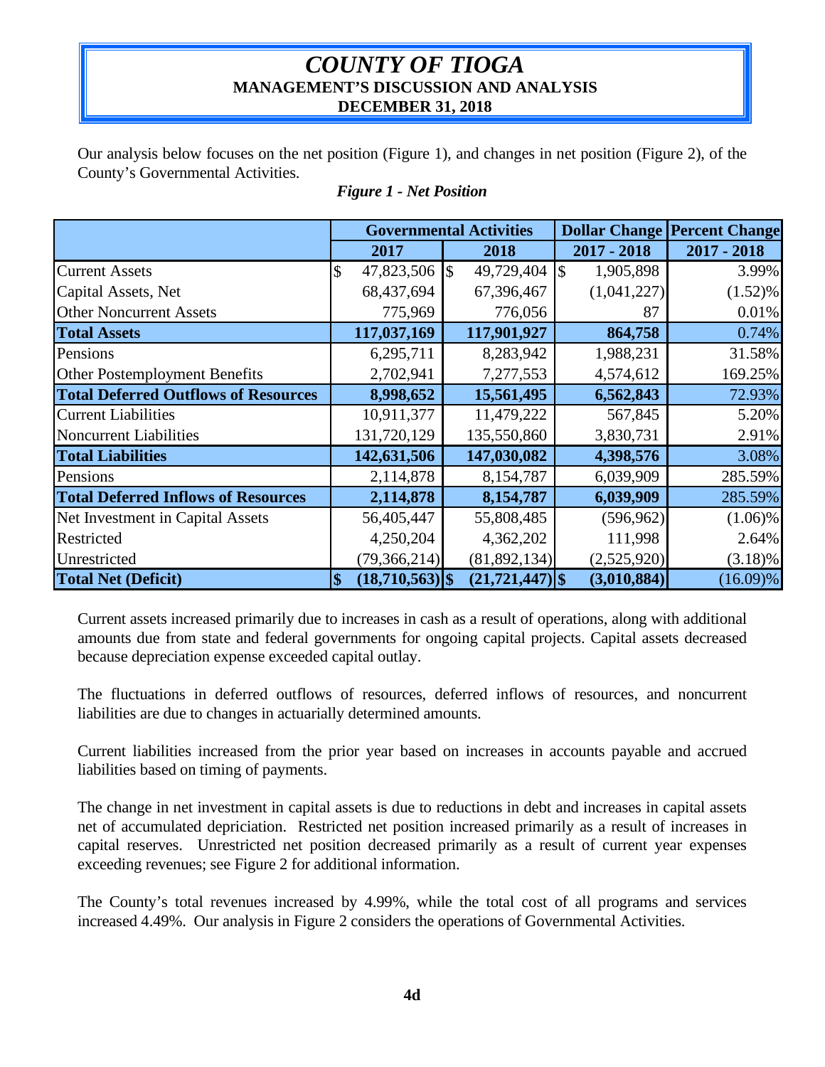# *COUNTY OF TIOGA*
## MANAGEMENT'S DISCUSSION AND ANALYSIS
## DECEMBER 31, 2018

Our analysis below focuses on the net position (Figure 1), and changes in net position (Figure 2), of the County's Governmental Activities.

***Figure 1 - Net Position***

| | Governmental Activities | | Dollar Change | Percent Change |
|---|---|---|---|---|
| | 2017 | 2018 | 2017 - 2018 | 2017 - 2018 |
| Current Assets | $ 47,823,506 | $ 49,729,404 | $ 1,905,898 | 3.99% |
| Capital Assets, Net | 68,437,694 | 67,396,467 | (1,041,227) | (1.52)% |
| Other Noncurrent Assets | 775,969 | 776,056 | 87 | 0.01% |
| **Total Assets** | **117,037,169** | **117,901,927** | **864,758** | 0.74% |
| Pensions | 6,295,711 | 8,283,942 | 1,988,231 | 31.58% |
| Other Postemployment Benefits | 2,702,941 | 7,277,553 | 4,574,612 | 169.25% |
| **Total Deferred Outflows of Resources** | **8,998,652** | **15,561,495** | **6,562,843** | 72.93% |
| Current Liabilities | 10,911,377 | 11,479,222 | 567,845 | 5.20% |
| Noncurrent Liabilities | 131,720,129 | 135,550,860 | 3,830,731 | 2.91% |
| **Total Liabilities** | **142,631,506** | **147,030,082** | **4,398,576** | 3.08% |
| Pensions | 2,114,878 | 8,154,787 | 6,039,909 | 285.59% |
| **Total Deferred Inflows of Resources** | **2,114,878** | **8,154,787** | **6,039,909** | 285.59% |
| Net Investment in Capital Assets | 56,405,447 | 55,808,485 | (596,962) | (1.06)% |
| Restricted | 4,250,204 | 4,362,202 | 111,998 | 2.64% |
| Unrestricted | (79,366,214) | (81,892,134) | (2,525,920) | (3.18)% |
| **Total Net (Deficit)** | **$ (18,710,563)** | **$ (21,721,447)** | **$ (3,010,884)** | (16.09)% |

Current assets increased primarily due to increases in cash as a result of operations, along with additional amounts due from state and federal governments for ongoing capital projects. Capital assets decreased because depreciation expense exceeded capital outlay.

The fluctuations in deferred outflows of resources, deferred inflows of resources, and noncurrent liabilities are due to changes in actuarially determined amounts.

Current liabilities increased from the prior year based on increases in accounts payable and accrued liabilities based on timing of payments.

The change in net investment in capital assets is due to reductions in debt and increases in capital assets net of accumulated depriciation. Restricted net position increased primarily as a result of increases in capital reserves. Unrestricted net position decreased primarily as a result of current year expenses exceeding revenues; see Figure 2 for additional information.

The County's total revenues increased by 4.99%, while the total cost of all programs and services increased 4.49%. Our analysis in Figure 2 considers the operations of Governmental Activities.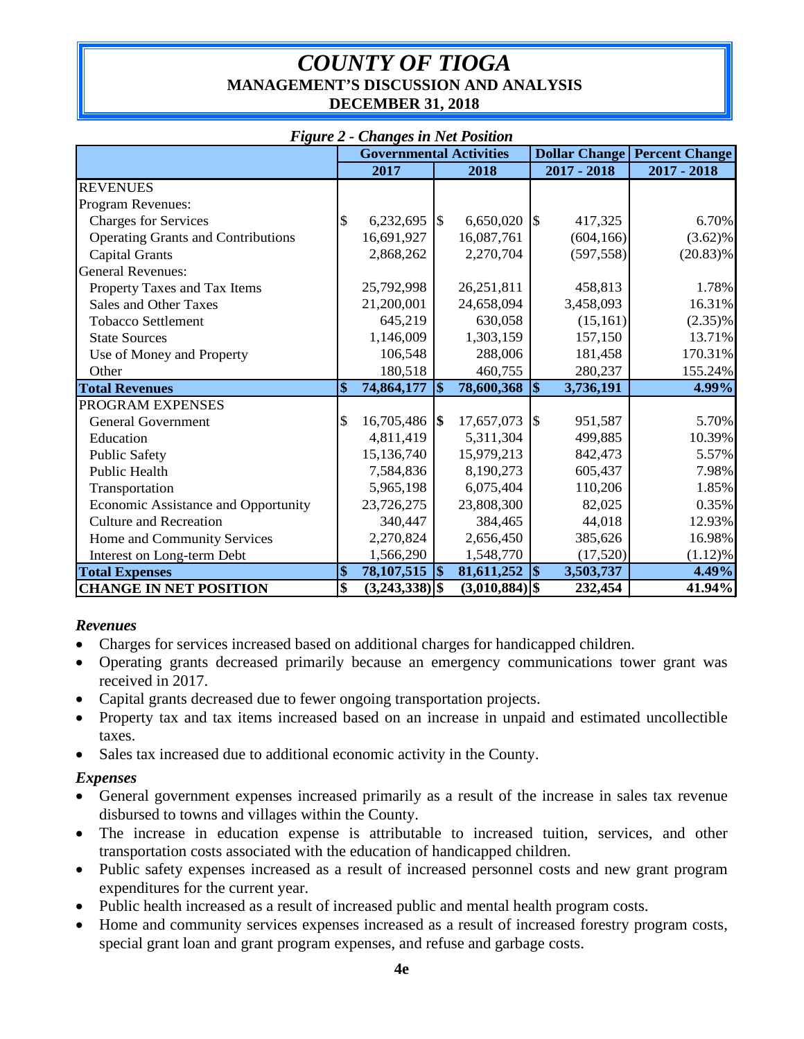# *COUNTY OF TIOGA*
## MANAGEMENT'S DISCUSSION AND ANALYSIS
## DECEMBER 31, 2018

***Figure 2 - Changes in Net Position***

| | Governmental Activities | | Dollar Change | Percent Change |
|---|---|---|---|---|
| | 2017 | 2018 | 2017 - 2018 | 2017 - 2018 |
| REVENUES | | | | |
| Program Revenues: | | | | |
| Charges for Services | $ 6,232,695 | $ 6,650,020 | $ 417,325 | 6.70% |
| Operating Grants and Contributions | 16,691,927 | 16,087,761 | (604,166) | (3.62)% |
| Capital Grants | 2,868,262 | 2,270,704 | (597,558) | (20.83)% |
| General Revenues: | | | | |
| Property Taxes and Tax Items | 25,792,998 | 26,251,811 | 458,813 | 1.78% |
| Sales and Other Taxes | 21,200,001 | 24,658,094 | 3,458,093 | 16.31% |
| Tobacco Settlement | 645,219 | 630,058 | (15,161) | (2.35)% |
| State Sources | 1,146,009 | 1,303,159 | 157,150 | 13.71% |
| Use of Money and Property | 106,548 | 288,006 | 181,458 | 170.31% |
| Other | 180,518 | 460,755 | 280,237 | 155.24% |
| **Total Revenues** | **$ 74,864,177** | **$ 78,600,368** | **$ 3,736,191** | **4.99%** |
| PROGRAM EXPENSES | | | | |
| General Government | $ 16,705,486 | $ 17,657,073 | $ 951,587 | 5.70% |
| Education | 4,811,419 | 5,311,304 | 499,885 | 10.39% |
| Public Safety | 15,136,740 | 15,979,213 | 842,473 | 5.57% |
| Public Health | 7,584,836 | 8,190,273 | 605,437 | 7.98% |
| Transportation | 5,965,198 | 6,075,404 | 110,206 | 1.85% |
| Economic Assistance and Opportunity | 23,726,275 | 23,808,300 | 82,025 | 0.35% |
| Culture and Recreation | 340,447 | 384,465 | 44,018 | 12.93% |
| Home and Community Services | 2,270,824 | 2,656,450 | 385,626 | 16.98% |
| Interest on Long-term Debt | 1,566,290 | 1,548,770 | (17,520) | (1.12)% |
| **Total Expenses** | **$ 78,107,515** | **$ 81,611,252** | **$ 3,503,737** | **4.49%** |
| **CHANGE IN NET POSITION** | **$ (3,243,338)** | **$ (3,010,884)** | **$ 232,454** | **41.94%** |

### *Revenues*

- Charges for services increased based on additional charges for handicapped children.
- Operating grants decreased primarily because an emergency communications tower grant was received in 2017.
- Capital grants decreased due to fewer ongoing transportation projects.
- Property tax and tax items increased based on an increase in unpaid and estimated uncollectible taxes.
- Sales tax increased due to additional economic activity in the County.

### *Expenses*

- General government expenses increased primarily as a result of the increase in sales tax revenue disbursed to towns and villages within the County.
- The increase in education expense is attributable to increased tuition, services, and other transportation costs associated with the education of handicapped children.
- Public safety expenses increased as a result of increased personnel costs and new grant program expenditures for the current year.
- Public health increased as a result of increased public and mental health program costs.
- Home and community services expenses increased as a result of increased forestry program costs, special grant loan and grant program expenses, and refuse and garbage costs.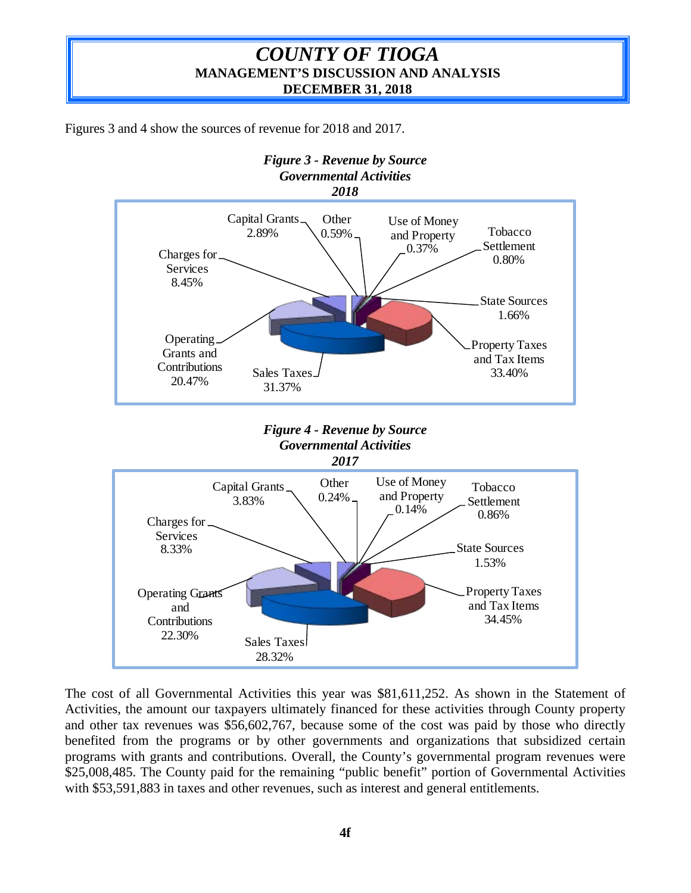Figures 3 and 4 show the sources of revenue for 2018 and 2017.

***Figure 3 - Revenue by Source***
***Governmental Activities***
***2018***

| Source | Percentage |
|---|---|
| Capital Grants | 2.89% |
| Other | 0.59% |
| Use of Money and Property | 0.37% |
| Tobacco Settlement | 0.80% |
| State Sources | 1.66% |
| Property Taxes and Tax Items | 33.40% |
| Sales Taxes | 31.37% |
| Operating Grants and Contributions | 20.47% |
| Charges for Services | 8.45% |

***Figure 4 - Revenue by Source***
***Governmental Activities***
***2017***

| Source | Percentage |
|---|---|
| Capital Grants | 3.83% |
| Other | 0.24% |
| Use of Money and Property | 0.14% |
| Tobacco Settlement | 0.86% |
| State Sources | 1.53% |
| Property Taxes and Tax Items | 34.45% |
| Sales Taxes | 28.32% |
| Operating Grants and Contributions | 22.30% |
| Charges for Services | 8.33% |

The cost of all Governmental Activities this year was $81,611,252. As shown in the Statement of Activities, the amount our taxpayers ultimately financed for these activities through County property and other tax revenues was $56,602,767, because some of the cost was paid by those who directly benefited from the programs or by other governments and organizations that subsidized certain programs with grants and contributions. Overall, the County's governmental program revenues were $25,008,485. The County paid for the remaining "public benefit" portion of Governmental Activities with $53,591,883 in taxes and other revenues, such as interest and general entitlements.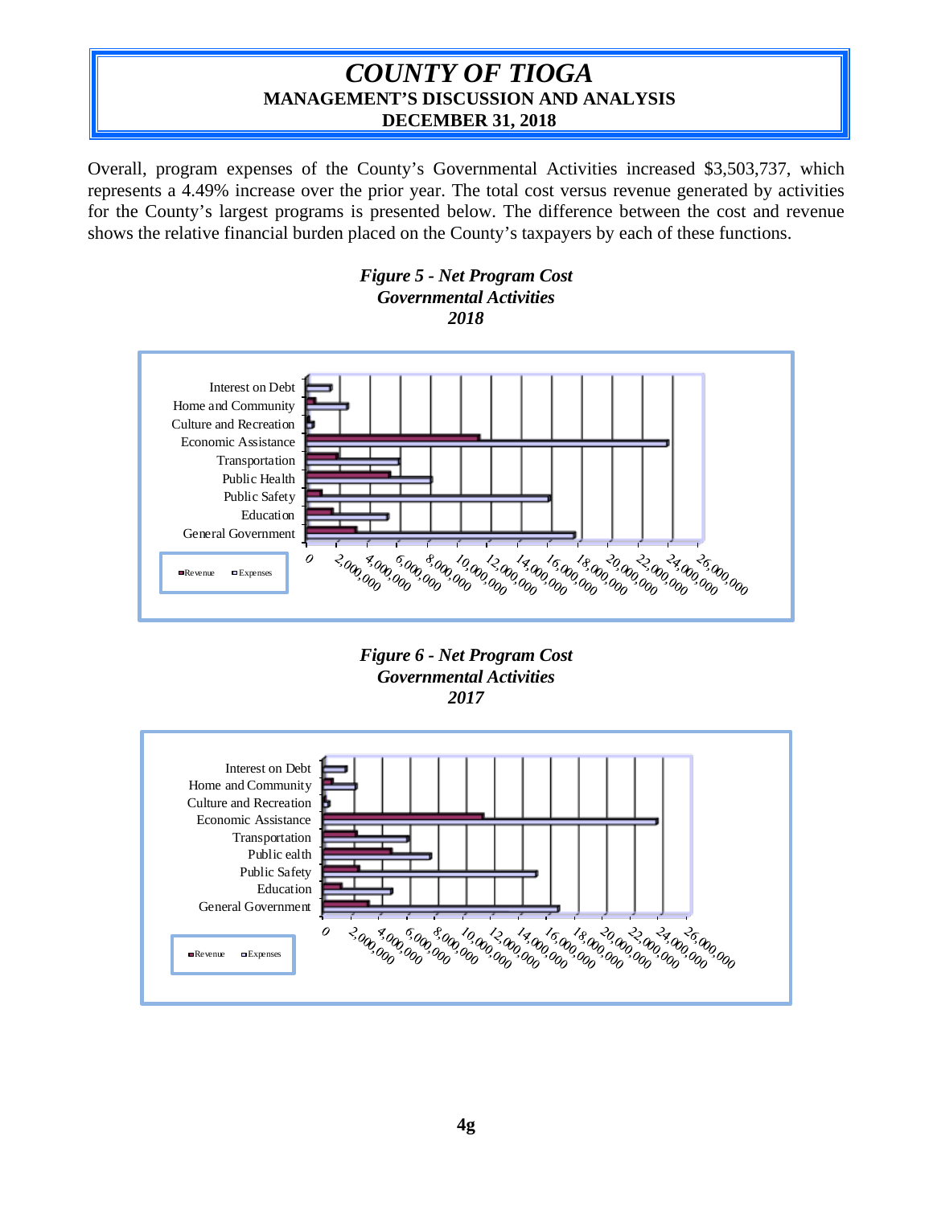# *COUNTY OF TIOGA*

**MANAGEMENT'S DISCUSSION AND ANALYSIS**

**DECEMBER 31, 2018**

Overall, program expenses of the County's Governmental Activities increased $3,503,737, which represents a 4.49% increase over the prior year. The total cost versus revenue generated by activities for the County's largest programs is presented below. The difference between the cost and revenue shows the relative financial burden placed on the County's taxpayers by each of these functions.

***Figure 5 - Net Program Cost***
***Governmental Activities***
***2018***

Interest on Debt
Home and Community
Culture and Recreation
Economic Assistance
Transportation
Public Health
Public Safety
Education
General Government

0 2,000,000 4,000,000 6,000,000 8,000,000 10,000,000 12,000,000 14,000,000 16,000,000 18,000,000 20,000,000 22,000,000 24,000,000 26,000,000

Revenue Expenses

***Figure 6 - Net Program Cost***
***Governmental Activities***
***2017***

Interest on Debt
Home and Community
Culture and Recreation
Economic Assistance
Transportation
Public ealth
Public Safety
Education
General Government

0 2,000,000 4,000,000 6,000,000 8,000,000 10,000,000 12,000,000 14,000,000 16,000,000 18,000,000 20,000,000 22,000,000 24,000,000 26,000,000

Revenue Expenses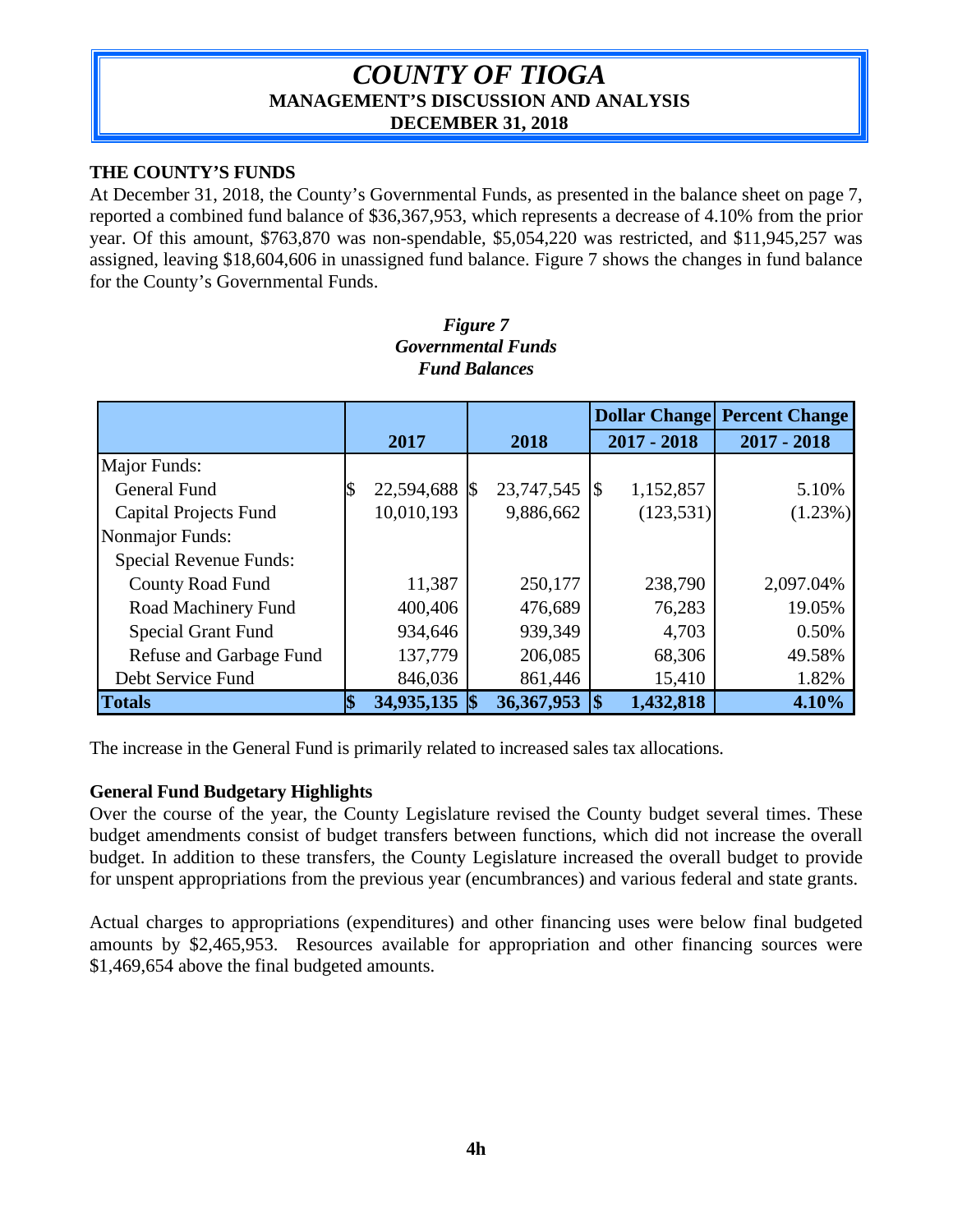# *COUNTY OF TIOGA*
## MANAGEMENT'S DISCUSSION AND ANALYSIS
## DECEMBER 31, 2018

**THE COUNTY'S FUNDS**

At December 31, 2018, the County's Governmental Funds, as presented in the balance sheet on page 7, reported a combined fund balance of $36,367,953, which represents a decrease of 4.10% from the prior year. Of this amount, $763,870 was non-spendable, $5,054,220 was restricted, and $11,945,257 was assigned, leaving $18,604,606 in unassigned fund balance. Figure 7 shows the changes in fund balance for the County's Governmental Funds.

***Figure 7***
***Governmental Funds***
***Fund Balances***

| | 2017 | 2018 | Dollar Change 2017 - 2018 | Percent Change 2017 - 2018 |
|---|---|---|---|---|
| Major Funds: | | | | |
| General Fund | $ 22,594,688 | $ 23,747,545 | $ 1,152,857 | 5.10% |
| Capital Projects Fund | 10,010,193 | 9,886,662 | (123,531) | (1.23%) |
| Nonmajor Funds: | | | | |
| Special Revenue Funds: | | | | |
| County Road Fund | 11,387 | 250,177 | 238,790 | 2,097.04% |
| Road Machinery Fund | 400,406 | 476,689 | 76,283 | 19.05% |
| Special Grant Fund | 934,646 | 939,349 | 4,703 | 0.50% |
| Refuse and Garbage Fund | 137,779 | 206,085 | 68,306 | 49.58% |
| Debt Service Fund | 846,036 | 861,446 | 15,410 | 1.82% |
| **Totals** | **$ 34,935,135** | **$ 36,367,953** | **$ 1,432,818** | **4.10%** |

The increase in the General Fund is primarily related to increased sales tax allocations.

**General Fund Budgetary Highlights**

Over the course of the year, the County Legislature revised the County budget several times. These budget amendments consist of budget transfers between functions, which did not increase the overall budget. In addition to these transfers, the County Legislature increased the overall budget to provide for unspent appropriations from the previous year (encumbrances) and various federal and state grants.

Actual charges to appropriations (expenditures) and other financing uses were below final budgeted amounts by $2,465,953. Resources available for appropriation and other financing sources were $1,469,654 above the final budgeted amounts.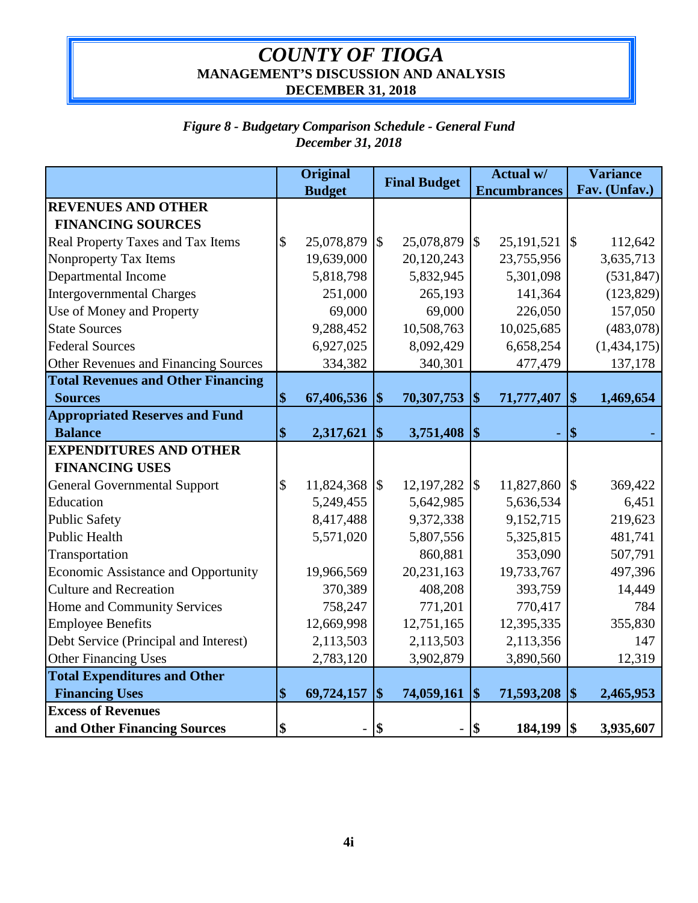# *COUNTY OF TIOGA*

**MANAGEMENT'S DISCUSSION AND ANALYSIS**

**DECEMBER 31, 2018**

***Figure 8 - Budgetary Comparison Schedule - General Fund***
***December 31, 2018***

| | Original Budget | Final Budget | Actual w/ Encumbrances | Variance Fav. (Unfav.) |
|---|---|---|---|---|
| **REVENUES AND OTHER FINANCING SOURCES** | | | | |
| Real Property Taxes and Tax Items | $ 25,078,879 | $ 25,078,879 | $ 25,191,521 | $ 112,642 |
| Nonproperty Tax Items | 19,639,000 | 20,120,243 | 23,755,956 | 3,635,713 |
| Departmental Income | 5,818,798 | 5,832,945 | 5,301,098 | (531,847) |
| Intergovernmental Charges | 251,000 | 265,193 | 141,364 | (123,829) |
| Use of Money and Property | 69,000 | 69,000 | 226,050 | 157,050 |
| State Sources | 9,288,452 | 10,508,763 | 10,025,685 | (483,078) |
| Federal Sources | 6,927,025 | 8,092,429 | 6,658,254 | (1,434,175) |
| Other Revenues and Financing Sources | 334,382 | 340,301 | 477,479 | 137,178 |
| **Total Revenues and Other Financing Sources** | **$ 67,406,536** | **$ 70,307,753** | **$ 71,777,407** | **$ 1,469,654** |
| **Appropriated Reserves and Fund Balance** | **$ 2,317,621** | **$ 3,751,408** | **$ -** | **$ -** |
| **EXPENDITURES AND OTHER FINANCING USES** | | | | |
| General Governmental Support | $ 11,824,368 | $ 12,197,282 | $ 11,827,860 | $ 369,422 |
| Education | 5,249,455 | 5,642,985 | 5,636,534 | 6,451 |
| Public Safety | 8,417,488 | 9,372,338 | 9,152,715 | 219,623 |
| Public Health | 5,571,020 | 5,807,556 | 5,325,815 | 481,741 |
| Transportation | | 860,881 | 353,090 | 507,791 |
| Economic Assistance and Opportunity | 19,966,569 | 20,231,163 | 19,733,767 | 497,396 |
| Culture and Recreation | 370,389 | 408,208 | 393,759 | 14,449 |
| Home and Community Services | 758,247 | 771,201 | 770,417 | 784 |
| Employee Benefits | 12,669,998 | 12,751,165 | 12,395,335 | 355,830 |
| Debt Service (Principal and Interest) | 2,113,503 | 2,113,503 | 2,113,356 | 147 |
| Other Financing Uses | 2,783,120 | 3,902,879 | 3,890,560 | 12,319 |
| **Total Expenditures and Other Financing Uses** | **$ 69,724,157** | **$ 74,059,161** | **$ 71,593,208** | **$ 2,465,953** |
| **Excess of Revenues and Other Financing Sources** | **$ -** | **$ -** | **$ 184,199** | **$ 3,935,607** |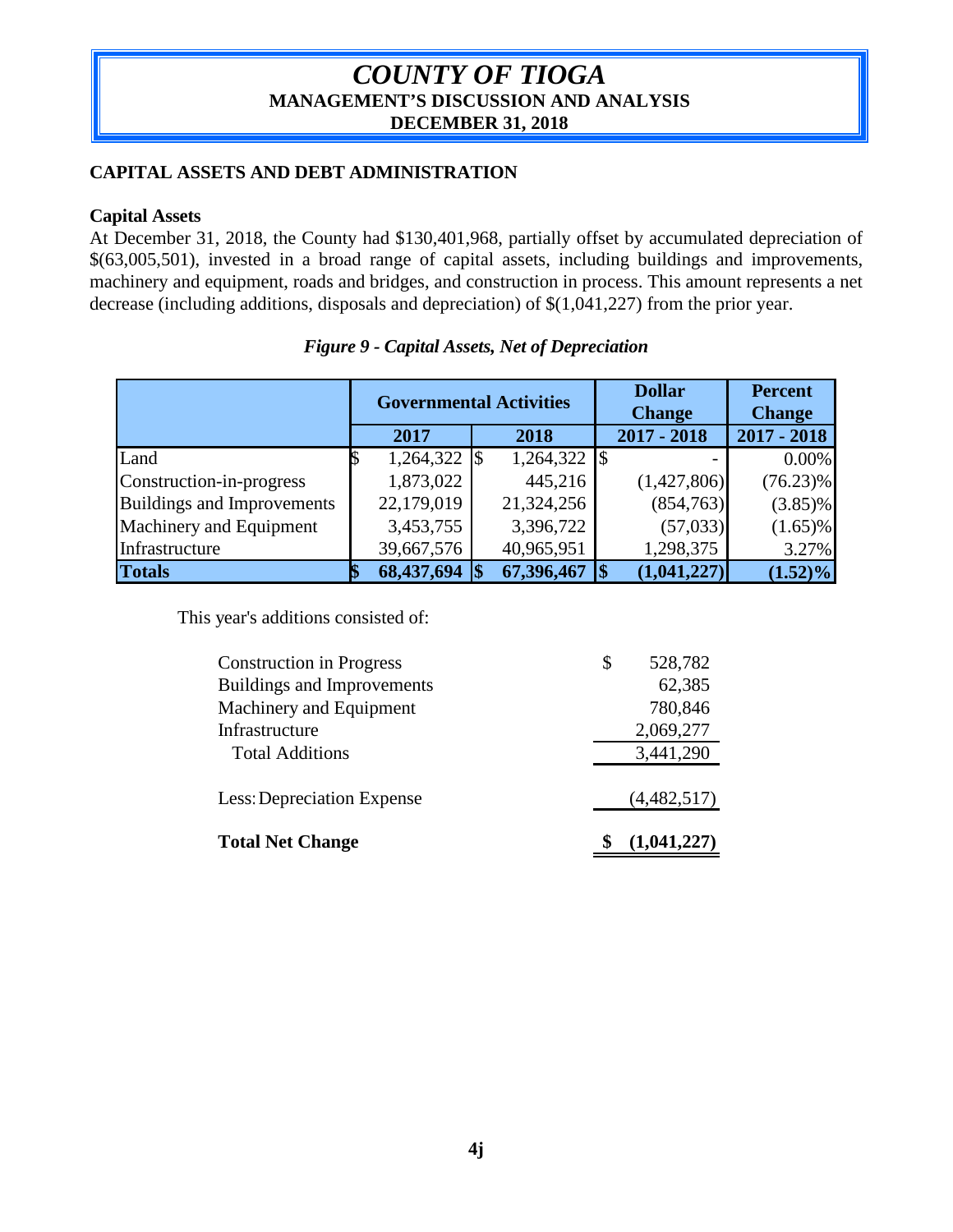# *COUNTY OF TIOGA*
## MANAGEMENT'S DISCUSSION AND ANALYSIS
## DECEMBER 31, 2018

**CAPITAL ASSETS AND DEBT ADMINISTRATION**

**Capital Assets**

At December 31, 2018, the County had $130,401,968, partially offset by accumulated depreciation of $(63,005,501), invested in a broad range of capital assets, including buildings and improvements, machinery and equipment, roads and bridges, and construction in process. This amount represents a net decrease (including additions, disposals and depreciation) of $(1,041,227) from the prior year.

***Figure 9 - Capital Assets, Net of Depreciation***

| | Governmental Activities | | Dollar Change | Percent Change |
|---|---|---|---|---|
| | 2017 | 2018 | 2017 - 2018 | 2017 - 2018 |
| Land | $ 1,264,322 | $ 1,264,322 | $ - | 0.00% |
| Construction-in-progress | 1,873,022 | 445,216 | (1,427,806) | (76.23)% |
| Buildings and Improvements | 22,179,019 | 21,324,256 | (854,763) | (3.85)% |
| Machinery and Equipment | 3,453,755 | 3,396,722 | (57,033) | (1.65)% |
| Infrastructure | 39,667,576 | 40,965,951 | 1,298,375 | 3.27% |
| **Totals** | **$ 68,437,694** | **$ 67,396,467** | **$ (1,041,227)** | **(1.52)%** |

This year's additions consisted of:

| | |
|---|---|
| Construction in Progress | $ 528,782 |
| Buildings and Improvements | 62,385 |
| Machinery and Equipment | 780,846 |
| Infrastructure | 2,069,277 |
| Total Additions | 3,441,290 |
| Less: Depreciation Expense | (4,482,517) |
| **Total Net Change** | **$ (1,041,227)** |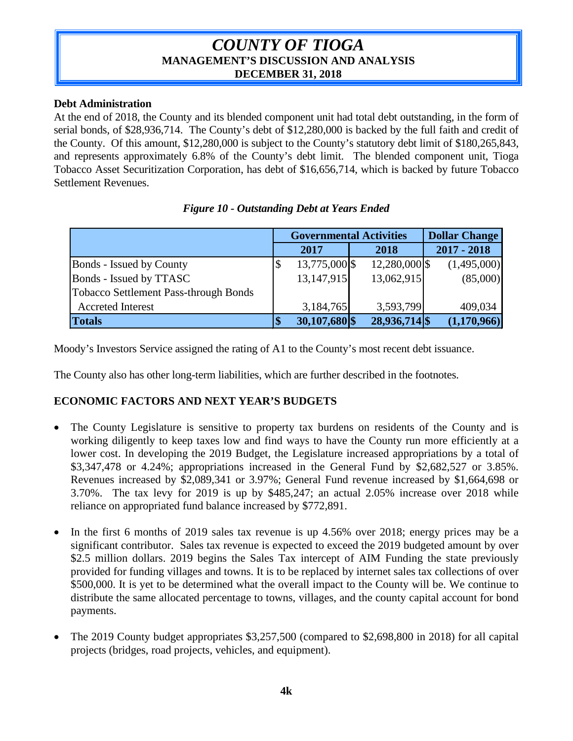## Debt Administration

At the end of 2018, the County and its blended component unit had total debt outstanding, in the form of serial bonds, of $28,936,714. The County's debt of $12,280,000 is backed by the full faith and credit of the County. Of this amount, $12,280,000 is subject to the County's statutory debt limit of $180,265,843, and represents approximately 6.8% of the County's debt limit. The blended component unit, Tioga Tobacco Asset Securitization Corporation, has debt of $16,656,714, which is backed by future Tobacco Settlement Revenues.

*Figure 10 - Outstanding Debt at Years Ended*

| | Governmental Activities | | Dollar Change |
|---|---|---|---|
| | 2017 | 2018 | 2017 - 2018 |
| Bonds - Issued by County | $ 13,775,000 | $ 12,280,000 | $ (1,495,000) |
| Bonds - Issued by TTASC | 13,147,915 | 13,062,915 | (85,000) |
| Tobacco Settlement Pass-through Bonds | | | |
| Accreted Interest | 3,184,765 | 3,593,799 | 409,034 |
| **Totals** | **$ 30,107,680** | **$ 28,936,714** | **$ (1,170,966)** |

Moody's Investors Service assigned the rating of A1 to the County's most recent debt issuance.

The County also has other long-term liabilities, which are further described in the footnotes.

## ECONOMIC FACTORS AND NEXT YEAR'S BUDGETS

- The County Legislature is sensitive to property tax burdens on residents of the County and is working diligently to keep taxes low and find ways to have the County run more efficiently at a lower cost. In developing the 2019 Budget, the Legislature increased appropriations by a total of $3,347,478 or 4.24%; appropriations increased in the General Fund by $2,682,527 or 3.85%. Revenues increased by $2,089,341 or 3.97%; General Fund revenue increased by $1,664,698 or 3.70%. The tax levy for 2019 is up by $485,247; an actual 2.05% increase over 2018 while reliance on appropriated fund balance increased by $772,891.

- In the first 6 months of 2019 sales tax revenue is up 4.56% over 2018; energy prices may be a significant contributor. Sales tax revenue is expected to exceed the 2019 budgeted amount by over $2.5 million dollars. 2019 begins the Sales Tax intercept of AIM Funding the state previously provided for funding villages and towns. It is to be replaced by internet sales tax collections of over $500,000. It is yet to be determined what the overall impact to the County will be. We continue to distribute the same allocated percentage to towns, villages, and the county capital account for bond payments.

- The 2019 County budget appropriates $3,257,500 (compared to $2,698,800 in 2018) for all capital projects (bridges, road projects, vehicles, and equipment).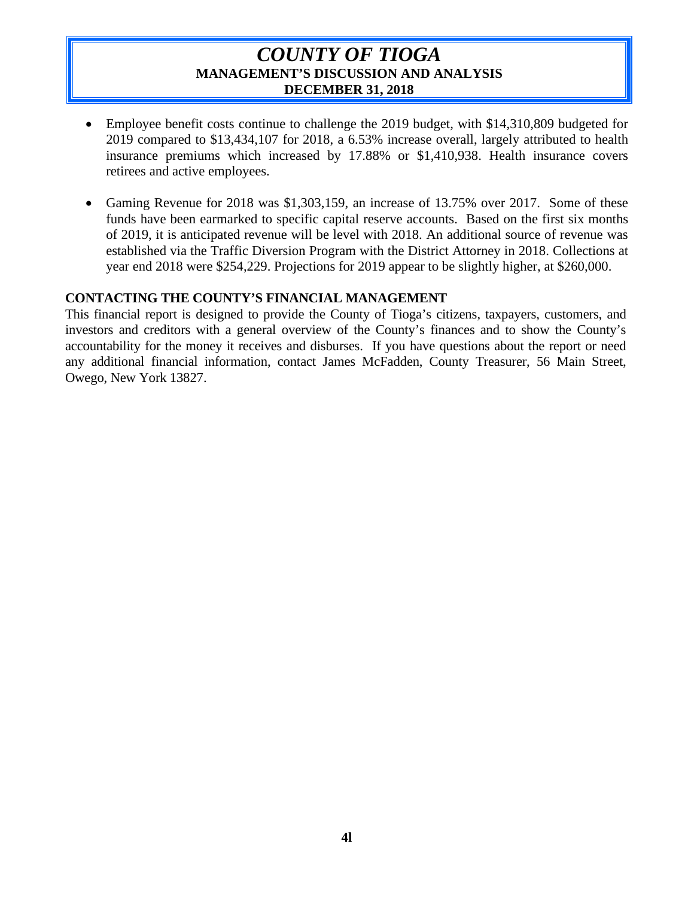- Employee benefit costs continue to challenge the 2019 budget, with $14,310,809 budgeted for 2019 compared to $13,434,107 for 2018, a 6.53% increase overall, largely attributed to health insurance premiums which increased by 17.88% or $1,410,938. Health insurance covers retirees and active employees.

- Gaming Revenue for 2018 was $1,303,159, an increase of 13.75% over 2017. Some of these funds have been earmarked to specific capital reserve accounts. Based on the first six months of 2019, it is anticipated revenue will be level with 2018. An additional source of revenue was established via the Traffic Diversion Program with the District Attorney in 2018. Collections at year end 2018 were $254,229. Projections for 2019 appear to be slightly higher, at $260,000.

## CONTACTING THE COUNTY'S FINANCIAL MANAGEMENT

This financial report is designed to provide the County of Tioga's citizens, taxpayers, customers, and investors and creditors with a general overview of the County's finances and to show the County's accountability for the money it receives and disburses. If you have questions about the report or need any additional financial information, contact James McFadden, County Treasurer, 56 Main Street, Owego, New York 13827.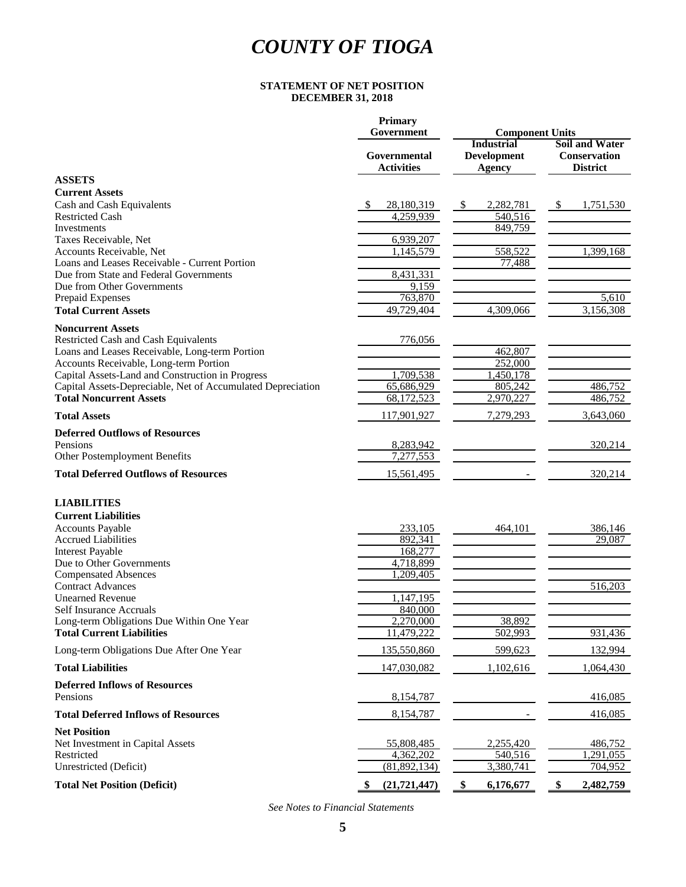# COUNTY OF TIOGA

**STATEMENT OF NET POSITION**
**DECEMBER 31, 2018**

| | Primary Government | Component Units | |
|---|---|---|---|
| | Governmental Activities | Industrial Development Agency | Soil and Water Conservation District |
| **ASSETS** | | | |
| **Current Assets** | | | |
| Cash and Cash Equivalents | $ 28,180,319 | $ 2,282,781 | $ 1,751,530 |
| Restricted Cash | 4,259,939 | 540,516 | |
| Investments | | 849,759 | |
| Taxes Receivable, Net | 6,939,207 | | |
| Accounts Receivable, Net | 1,145,579 | 558,522 | 1,399,168 |
| Loans and Leases Receivable - Current Portion | | 77,488 | |
| Due from State and Federal Governments | 8,431,331 | | |
| Due from Other Governments | 9,159 | | |
| Prepaid Expenses | 763,870 | | 5,610 |
| **Total Current Assets** | 49,729,404 | 4,309,066 | 3,156,308 |
| **Noncurrent Assets** | | | |
| Restricted Cash and Cash Equivalents | 776,056 | | |
| Loans and Leases Receivable, Long-term Portion | | 462,807 | |
| Accounts Receivable, Long-term Portion | | 252,000 | |
| Capital Assets-Land and Construction in Progress | 1,709,538 | 1,450,178 | |
| Capital Assets-Depreciable, Net of Accumulated Depreciation | 65,686,929 | 805,242 | 486,752 |
| **Total Noncurrent Assets** | 68,172,523 | 2,970,227 | 486,752 |
| **Total Assets** | 117,901,927 | 7,279,293 | 3,643,060 |
| **Deferred Outflows of Resources** | | | |
| Pensions | 8,283,942 | | 320,214 |
| Other Postemployment Benefits | 7,277,553 | | |
| **Total Deferred Outflows of Resources** | 15,561,495 | - | 320,214 |
| **LIABILITIES** | | | |
| **Current Liabilities** | | | |
| Accounts Payable | 233,105 | 464,101 | 386,146 |
| Accrued Liabilities | 892,341 | | 29,087 |
| Interest Payable | 168,277 | | |
| Due to Other Governments | 4,718,899 | | |
| Compensated Absences | 1,209,405 | | |
| Contract Advances | | | 516,203 |
| Unearned Revenue | 1,147,195 | | |
| Self Insurance Accruals | 840,000 | | |
| Long-term Obligations Due Within One Year | 2,270,000 | 38,892 | |
| **Total Current Liabilities** | 11,479,222 | 502,993 | 931,436 |
| Long-term Obligations Due After One Year | 135,550,860 | 599,623 | 132,994 |
| **Total Liabilities** | 147,030,082 | 1,102,616 | 1,064,430 |
| **Deferred Inflows of Resources** | | | |
| Pensions | 8,154,787 | | 416,085 |
| **Total Deferred Inflows of Resources** | 8,154,787 | - | 416,085 |
| **Net Position** | | | |
| Net Investment in Capital Assets | 55,808,485 | 2,255,420 | 486,752 |
| Restricted | 4,362,202 | 540,516 | 1,291,055 |
| Unrestricted (Deficit) | (81,892,134) | 3,380,741 | 704,952 |
| **Total Net Position (Deficit)** | **$ (21,721,447)** | **$ 6,176,677** | **$ 2,482,759** |

*See Notes to Financial Statements*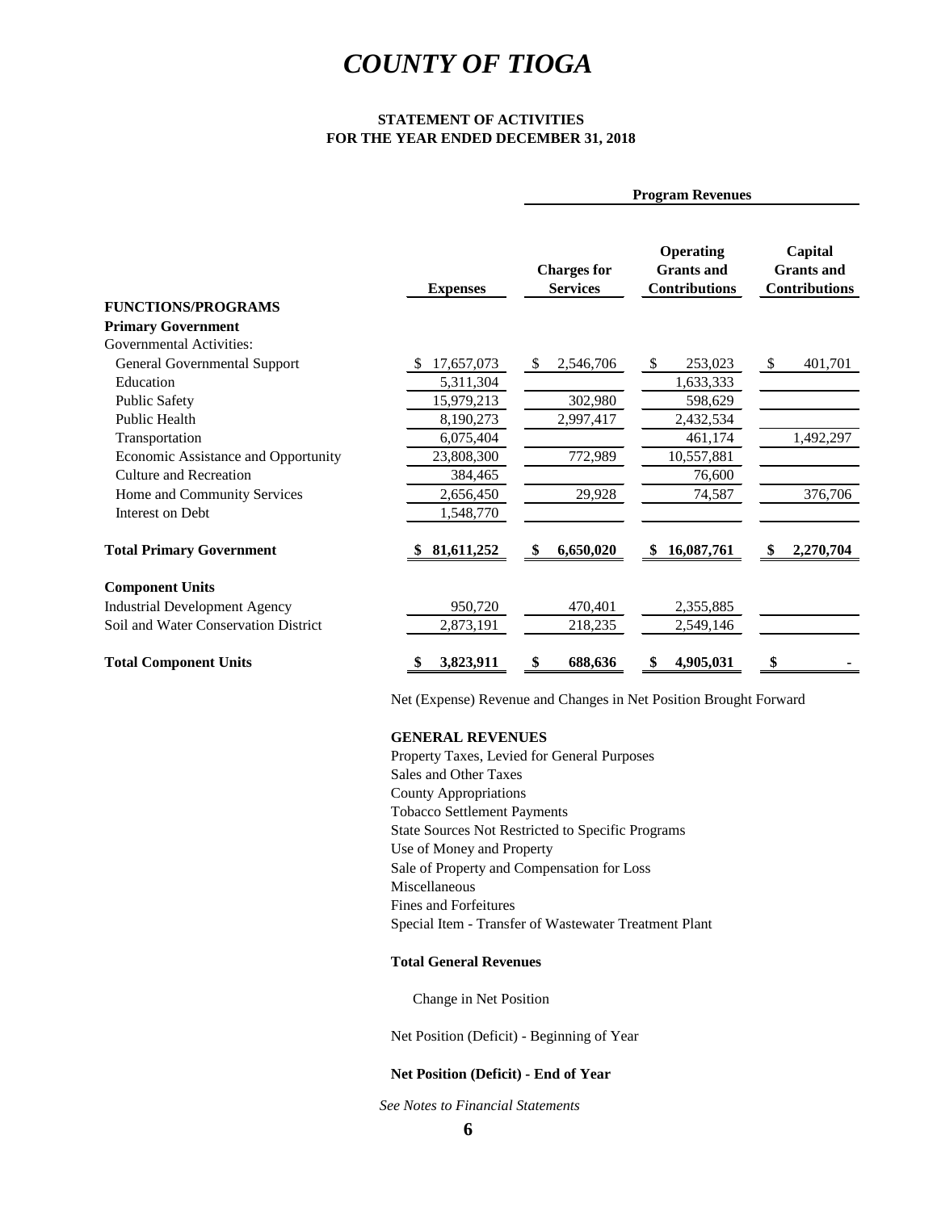# *COUNTY OF TIOGA*

**STATEMENT OF ACTIVITIES**
**FOR THE YEAR ENDED DECEMBER 31, 2018**

| | | Program Revenues | | |
|---|---|---|---|---|
| **FUNCTIONS/PROGRAMS** | **Expenses** | **Charges for Services** | **Operating Grants and Contributions** | **Capital Grants and Contributions** |
| **Primary Government** | | | | |
| Governmental Activities: | | | | |
| General Governmental Support | $ 17,657,073 | $ 2,546,706 | $ 253,023 | $ 401,701 |
| Education | 5,311,304 | | 1,633,333 | |
| Public Safety | 15,979,213 | 302,980 | 598,629 | |
| Public Health | 8,190,273 | 2,997,417 | 2,432,534 | |
| Transportation | 6,075,404 | | 461,174 | 1,492,297 |
| Economic Assistance and Opportunity | 23,808,300 | 772,989 | 10,557,881 | |
| Culture and Recreation | 384,465 | | 76,600 | |
| Home and Community Services | 2,656,450 | 29,928 | 74,587 | 376,706 |
| Interest on Debt | 1,548,770 | | | |
| **Total Primary Government** | **$ 81,611,252** | **$ 6,650,020** | **$ 16,087,761** | **$ 2,270,704** |
| **Component Units** | | | | |
| Industrial Development Agency | 950,720 | 470,401 | 2,355,885 | |
| Soil and Water Conservation District | 2,873,191 | 218,235 | 2,549,146 | |
| **Total Component Units** | **$ 3,823,911** | **$ 688,636** | **$ 4,905,031** | **$ -** |

Net (Expense) Revenue and Changes in Net Position Brought Forward

**GENERAL REVENUES**

Property Taxes, Levied for General Purposes
Sales and Other Taxes
County Appropriations
Tobacco Settlement Payments
State Sources Not Restricted to Specific Programs
Use of Money and Property
Sale of Property and Compensation for Loss
Miscellaneous
Fines and Forfeitures
Special Item - Transfer of Wastewater Treatment Plant

**Total General Revenues**

Change in Net Position

Net Position (Deficit) - Beginning of Year

**Net Position (Deficit) - End of Year**

*See Notes to Financial Statements*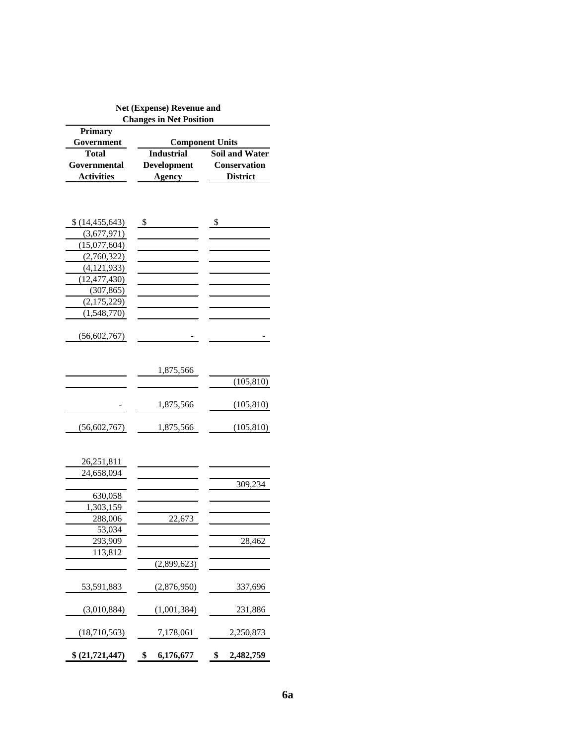| Net (Expense) Revenue and Changes in Net Position | | |
|---|---|---|
| Primary Government | Component Units | |
| Total Governmental Activities | Industrial Development Agency | Soil and Water Conservation District |
| | | |
| $ (14,455,643) | $ | $ |
| (3,677,971) | | |
| (15,077,604) | | |
| (2,760,322) | | |
| (4,121,933) | | |
| (12,477,430) | | |
| (307,865) | | |
| (2,175,229) | | |
| (1,548,770) | | |
| (56,602,767) | - | - |
| | | |
| | 1,875,566 | |
| | | (105,810) |
| - | 1,875,566 | (105,810) |
| (56,602,767) | 1,875,566 | (105,810) |
| | | |
| 26,251,811 | | |
| 24,658,094 | | |
| | | 309,234 |
| 630,058 | | |
| 1,303,159 | | |
| 288,006 | 22,673 | |
| 53,034 | | |
| 293,909 | | 28,462 |
| 113,812 | | |
| | (2,899,623) | |
| 53,591,883 | (2,876,950) | 337,696 |
| (3,010,884) | (1,001,384) | 231,886 |
| (18,710,563) | 7,178,061 | 2,250,873 |
| **$ (21,721,447)** | **$ 6,176,677** | **$ 2,482,759** |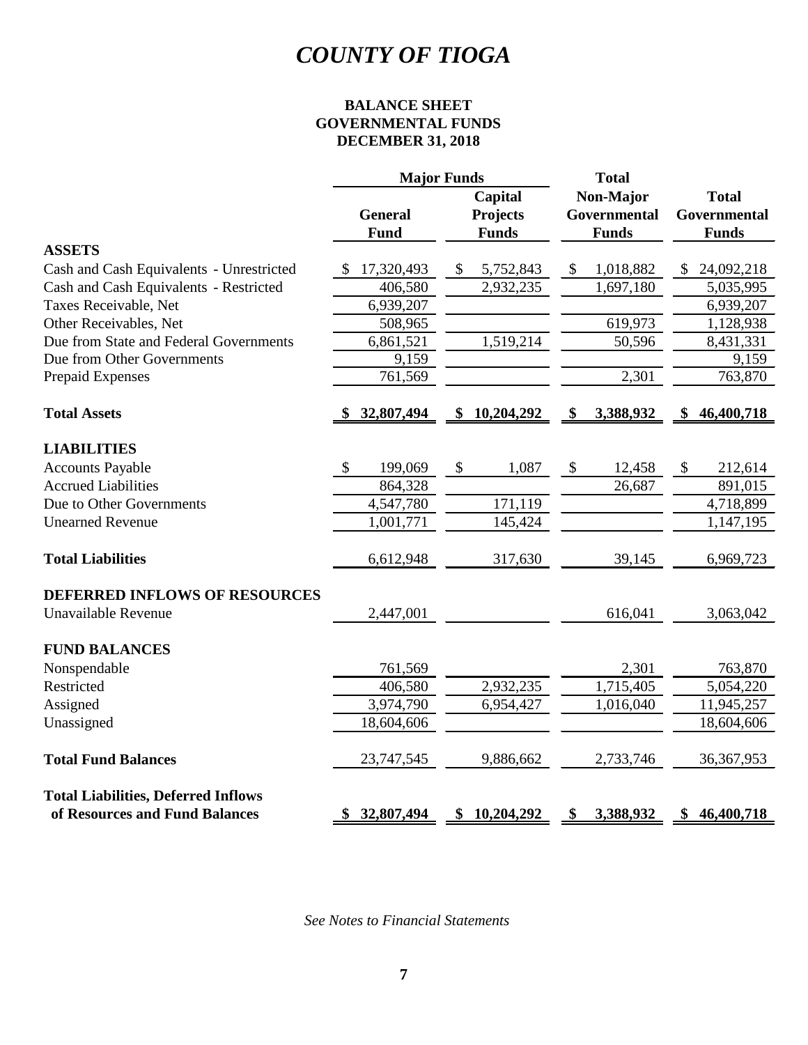# COUNTY OF TIOGA

**BALANCE SHEET**
**GOVERNMENTAL FUNDS**
**DECEMBER 31, 2018**

| | Major Funds | | Total | |
|---|---|---|---|---|
| | General Fund | Capital Projects Funds | Non-Major Governmental Funds | Total Governmental Funds |
| **ASSETS** | | | | |
| Cash and Cash Equivalents - Unrestricted | $ 17,320,493 | $ 5,752,843 | $ 1,018,882 | $ 24,092,218 |
| Cash and Cash Equivalents - Restricted | 406,580 | 2,932,235 | 1,697,180 | 5,035,995 |
| Taxes Receivable, Net | 6,939,207 | | | 6,939,207 |
| Other Receivables, Net | 508,965 | | 619,973 | 1,128,938 |
| Due from State and Federal Governments | 6,861,521 | 1,519,214 | 50,596 | 8,431,331 |
| Due from Other Governments | 9,159 | | | 9,159 |
| Prepaid Expenses | 761,569 | | 2,301 | 763,870 |
| **Total Assets** | **$ 32,807,494** | **$ 10,204,292** | **$ 3,388,932** | **$ 46,400,718** |
| **LIABILITIES** | | | | |
| Accounts Payable | $ 199,069 | $ 1,087 | $ 12,458 | $ 212,614 |
| Accrued Liabilities | 864,328 | | 26,687 | 891,015 |
| Due to Other Governments | 4,547,780 | 171,119 | | 4,718,899 |
| Unearned Revenue | 1,001,771 | 145,424 | | 1,147,195 |
| **Total Liabilities** | 6,612,948 | 317,630 | 39,145 | 6,969,723 |
| **DEFERRED INFLOWS OF RESOURCES** | | | | |
| Unavailable Revenue | 2,447,001 | | 616,041 | 3,063,042 |
| **FUND BALANCES** | | | | |
| Nonspendable | 761,569 | | 2,301 | 763,870 |
| Restricted | 406,580 | 2,932,235 | 1,715,405 | 5,054,220 |
| Assigned | 3,974,790 | 6,954,427 | 1,016,040 | 11,945,257 |
| Unassigned | 18,604,606 | | | 18,604,606 |
| **Total Fund Balances** | 23,747,545 | 9,886,662 | 2,733,746 | 36,367,953 |
| **Total Liabilities, Deferred Inflows of Resources and Fund Balances** | **$ 32,807,494** | **$ 10,204,292** | **$ 3,388,932** | **$ 46,400,718** |

*See Notes to Financial Statements*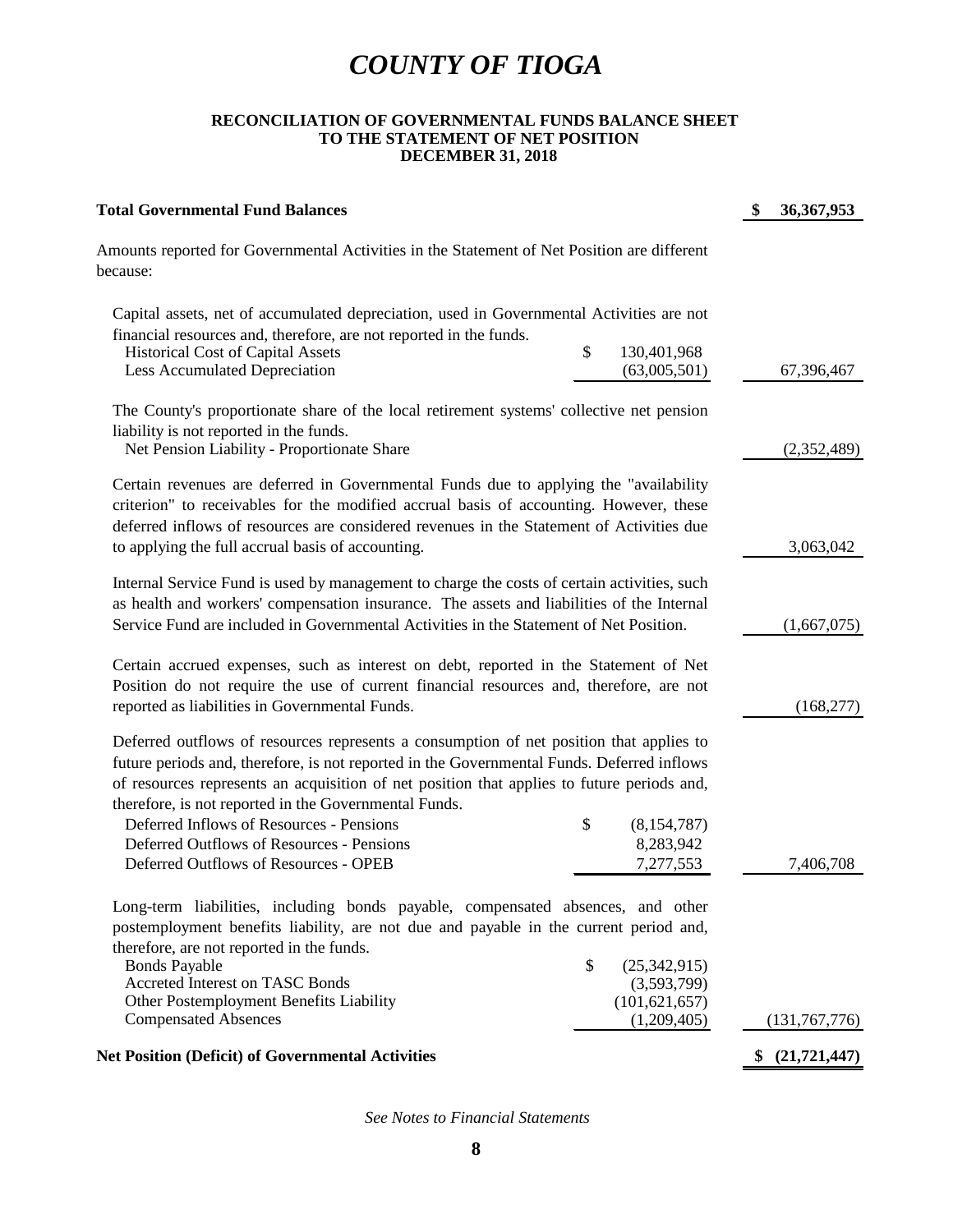# COUNTY OF TIOGA

### RECONCILIATION OF GOVERNMENTAL FUNDS BALANCE SHEET TO THE STATEMENT OF NET POSITION DECEMBER 31, 2018

| | | |
|---|---|---|
| **Total Governmental Fund Balances** | | **$ 36,367,953** |
| Amounts reported for Governmental Activities in the Statement of Net Position are different because: | | |
| Capital assets, net of accumulated depreciation, used in Governmental Activities are not financial resources and, therefore, are not reported in the funds. | | |
| Historical Cost of Capital Assets | $ 130,401,968 | |
| Less Accumulated Depreciation | (63,005,501) | 67,396,467 |
| The County's proportionate share of the local retirement systems' collective net pension liability is not reported in the funds. | | |
| Net Pension Liability - Proportionate Share | | (2,352,489) |
| Certain revenues are deferred in Governmental Funds due to applying the "availability criterion" to receivables for the modified accrual basis of accounting. However, these deferred inflows of resources are considered revenues in the Statement of Activities due to applying the full accrual basis of accounting. | | 3,063,042 |
| Internal Service Fund is used by management to charge the costs of certain activities, such as health and workers' compensation insurance. The assets and liabilities of the Internal Service Fund are included in Governmental Activities in the Statement of Net Position. | | (1,667,075) |
| Certain accrued expenses, such as interest on debt, reported in the Statement of Net Position do not require the use of current financial resources and, therefore, are not reported as liabilities in Governmental Funds. | | (168,277) |
| Deferred outflows of resources represents a consumption of net position that applies to future periods and, therefore, is not reported in the Governmental Funds. Deferred inflows of resources represents an acquisition of net position that applies to future periods and, therefore, is not reported in the Governmental Funds. | | |
| Deferred Inflows of Resources - Pensions | $ (8,154,787) | |
| Deferred Outflows of Resources - Pensions | 8,283,942 | |
| Deferred Outflows of Resources - OPEB | 7,277,553 | 7,406,708 |
| Long-term liabilities, including bonds payable, compensated absences, and other postemployment benefits liability, are not due and payable in the current period and, therefore, are not reported in the funds. | | |
| Bonds Payable | $ (25,342,915) | |
| Accreted Interest on TASC Bonds | (3,593,799) | |
| Other Postemployment Benefits Liability | (101,621,657) | |
| Compensated Absences | (1,209,405) | (131,767,776) |
| **Net Position (Deficit) of Governmental Activities** | | **$ (21,721,447)** |

*See Notes to Financial Statements*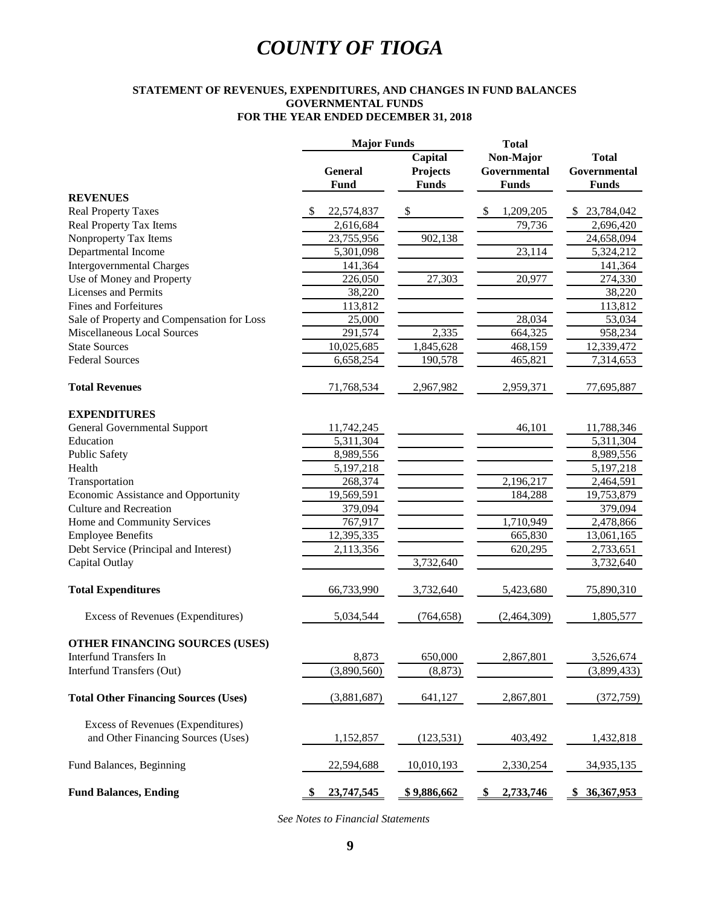# COUNTY OF TIOGA

### STATEMENT OF REVENUES, EXPENDITURES, AND CHANGES IN FUND BALANCES
### GOVERNMENTAL FUNDS
### FOR THE YEAR ENDED DECEMBER 31, 2018

| | Major Funds | | Total | |
|---|---|---|---|---|
| | General Fund | Capital Projects Funds | Non-Major Governmental Funds | Total Governmental Funds |
| **REVENUES** | | | | |
| Real Property Taxes | $ 22,574,837 | $ | $ 1,209,205 | $ 23,784,042 |
| Real Property Tax Items | 2,616,684 | | 79,736 | 2,696,420 |
| Nonproperty Tax Items | 23,755,956 | 902,138 | | 24,658,094 |
| Departmental Income | 5,301,098 | | 23,114 | 5,324,212 |
| Intergovernmental Charges | 141,364 | | | 141,364 |
| Use of Money and Property | 226,050 | 27,303 | 20,977 | 274,330 |
| Licenses and Permits | 38,220 | | | 38,220 |
| Fines and Forfeitures | 113,812 | | | 113,812 |
| Sale of Property and Compensation for Loss | 25,000 | | 28,034 | 53,034 |
| Miscellaneous Local Sources | 291,574 | 2,335 | 664,325 | 958,234 |
| State Sources | 10,025,685 | 1,845,628 | 468,159 | 12,339,472 |
| Federal Sources | 6,658,254 | 190,578 | 465,821 | 7,314,653 |
| **Total Revenues** | 71,768,534 | 2,967,982 | 2,959,371 | 77,695,887 |
| **EXPENDITURES** | | | | |
| General Governmental Support | 11,742,245 | | 46,101 | 11,788,346 |
| Education | 5,311,304 | | | 5,311,304 |
| Public Safety | 8,989,556 | | | 8,989,556 |
| Health | 5,197,218 | | | 5,197,218 |
| Transportation | 268,374 | | 2,196,217 | 2,464,591 |
| Economic Assistance and Opportunity | 19,569,591 | | 184,288 | 19,753,879 |
| Culture and Recreation | 379,094 | | | 379,094 |
| Home and Community Services | 767,917 | | 1,710,949 | 2,478,866 |
| Employee Benefits | 12,395,335 | | 665,830 | 13,061,165 |
| Debt Service (Principal and Interest) | 2,113,356 | | 620,295 | 2,733,651 |
| Capital Outlay | | 3,732,640 | | 3,732,640 |
| **Total Expenditures** | 66,733,990 | 3,732,640 | 5,423,680 | 75,890,310 |
| Excess of Revenues (Expenditures) | 5,034,544 | (764,658) | (2,464,309) | 1,805,577 |
| **OTHER FINANCING SOURCES (USES)** | | | | |
| Interfund Transfers In | 8,873 | 650,000 | 2,867,801 | 3,526,674 |
| Interfund Transfers (Out) | (3,890,560) | (8,873) | | (3,899,433) |
| **Total Other Financing Sources (Uses)** | (3,881,687) | 641,127 | 2,867,801 | (372,759) |
| Excess of Revenues (Expenditures) and Other Financing Sources (Uses) | 1,152,857 | (123,531) | 403,492 | 1,432,818 |
| Fund Balances, Beginning | 22,594,688 | 10,010,193 | 2,330,254 | 34,935,135 |
| **Fund Balances, Ending** | **$ 23,747,545** | **$ 9,886,662** | **$ 2,733,746** | **$ 36,367,953** |

*See Notes to Financial Statements*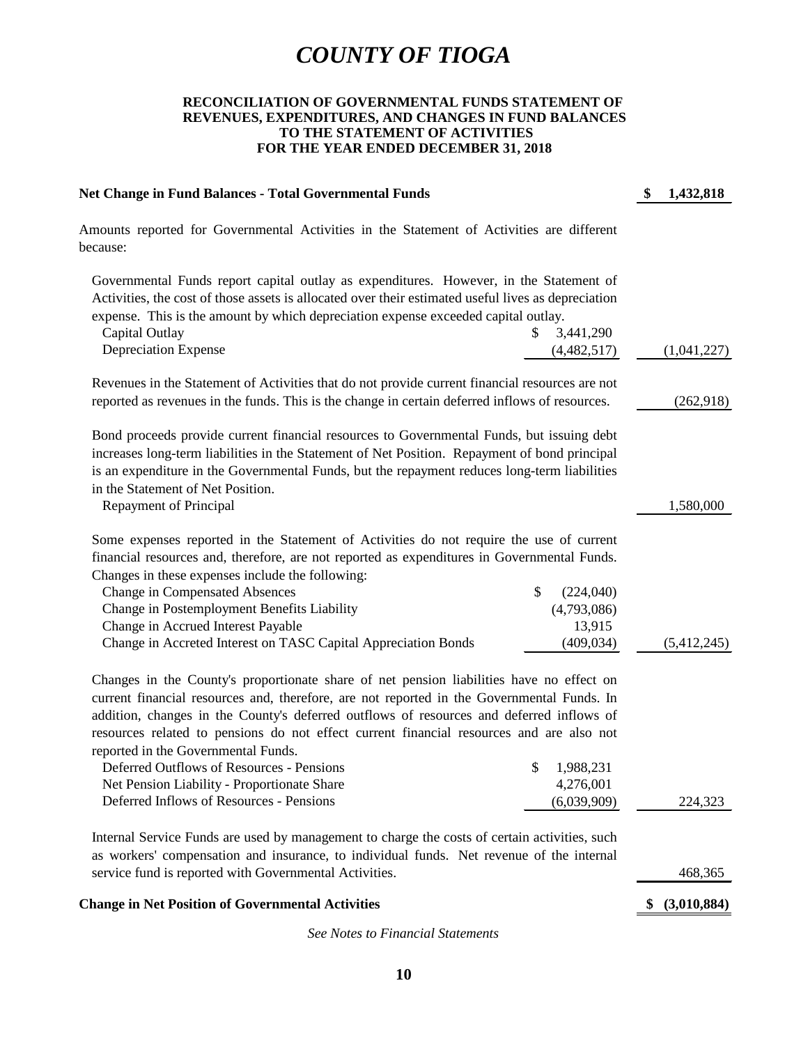# *COUNTY OF TIOGA*

**RECONCILIATION OF GOVERNMENTAL FUNDS STATEMENT OF REVENUES, EXPENDITURES, AND CHANGES IN FUND BALANCES TO THE STATEMENT OF ACTIVITIES FOR THE YEAR ENDED DECEMBER 31, 2018**

| | | |
|---|---|---|
| **Net Change in Fund Balances - Total Governmental Funds** | | **$ 1,432,818** |
| Amounts reported for Governmental Activities in the Statement of Activities are different because: | | |
| Governmental Funds report capital outlay as expenditures. However, in the Statement of Activities, the cost of those assets is allocated over their estimated useful lives as depreciation expense. This is the amount by which depreciation expense exceeded capital outlay. | | |
| Capital Outlay | $ 3,441,290 | |
| Depreciation Expense | (4,482,517) | (1,041,227) |
| Revenues in the Statement of Activities that do not provide current financial resources are not reported as revenues in the funds. This is the change in certain deferred inflows of resources. | | (262,918) |
| Bond proceeds provide current financial resources to Governmental Funds, but issuing debt increases long-term liabilities in the Statement of Net Position. Repayment of bond principal is an expenditure in the Governmental Funds, but the repayment reduces long-term liabilities in the Statement of Net Position. | | |
| Repayment of Principal | | 1,580,000 |
| Some expenses reported in the Statement of Activities do not require the use of current financial resources and, therefore, are not reported as expenditures in Governmental Funds. Changes in these expenses include the following: | | |
| Change in Compensated Absences | $ (224,040) | |
| Change in Postemployment Benefits Liability | (4,793,086) | |
| Change in Accrued Interest Payable | 13,915 | |
| Change in Accreted Interest on TASC Capital Appreciation Bonds | (409,034) | (5,412,245) |
| Changes in the County's proportionate share of net pension liabilities have no effect on current financial resources and, therefore, are not reported in the Governmental Funds. In addition, changes in the County's deferred outflows of resources and deferred inflows of resources related to pensions do not effect current financial resources and are also not reported in the Governmental Funds. | | |
| Deferred Outflows of Resources - Pensions | $ 1,988,231 | |
| Net Pension Liability - Proportionate Share | 4,276,001 | |
| Deferred Inflows of Resources - Pensions | (6,039,909) | 224,323 |
| Internal Service Funds are used by management to charge the costs of certain activities, such as workers' compensation and insurance, to individual funds. Net revenue of the internal service fund is reported with Governmental Activities. | | 468,365 |
| **Change in Net Position of Governmental Activities** | | **$ (3,010,884)** |

*See Notes to Financial Statements*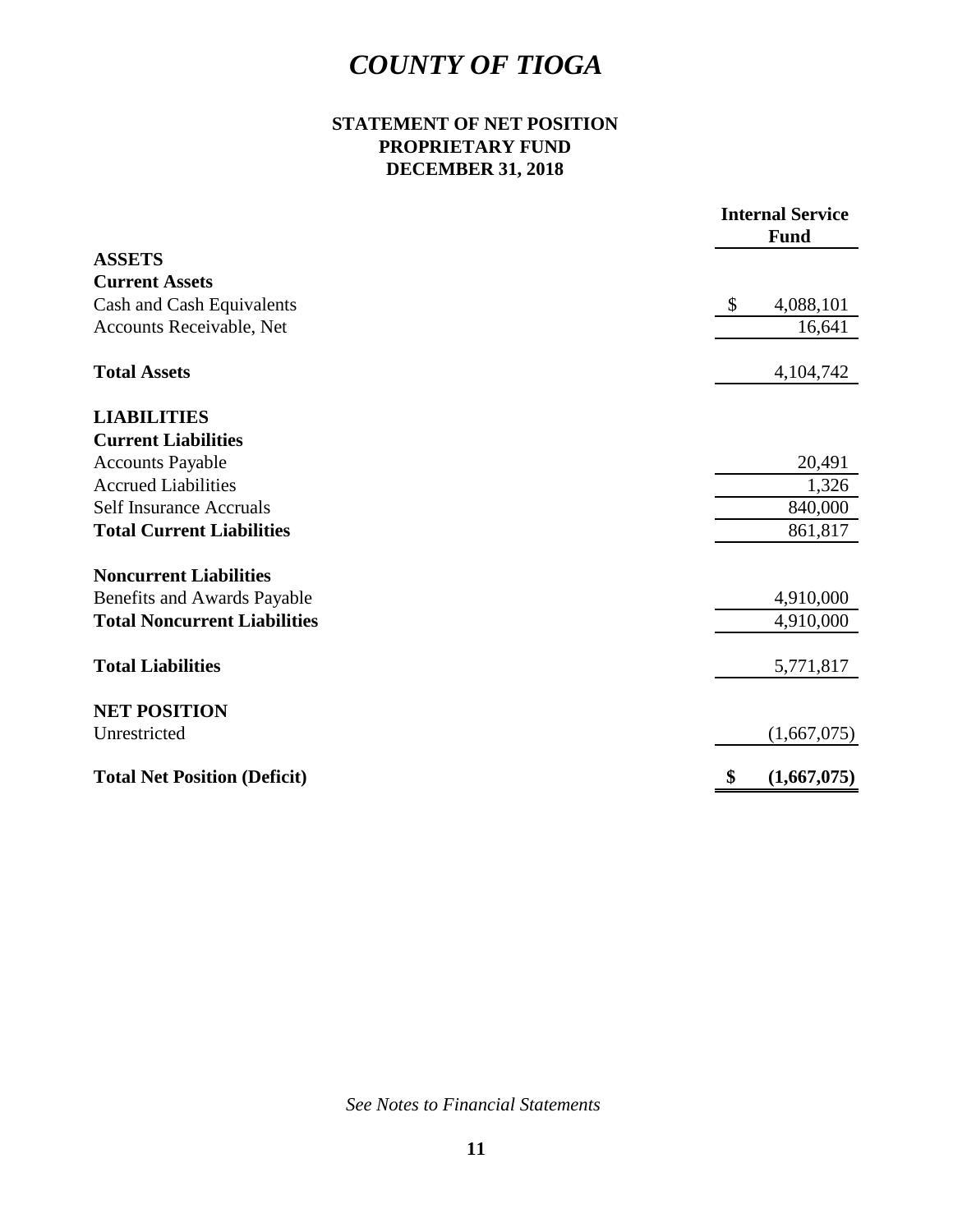# *COUNTY OF TIOGA*

## STATEMENT OF NET POSITION
## PROPRIETARY FUND
## DECEMBER 31, 2018

| | Internal Service Fund |
|---|---|
| **ASSETS** | |
| **Current Assets** | |
| Cash and Cash Equivalents | $ 4,088,101 |
| Accounts Receivable, Net | 16,641 |
| **Total Assets** | 4,104,742 |
| **LIABILITIES** | |
| **Current Liabilities** | |
| Accounts Payable | 20,491 |
| Accrued Liabilities | 1,326 |
| Self Insurance Accruals | 840,000 |
| **Total Current Liabilities** | 861,817 |
| **Noncurrent Liabilities** | |
| Benefits and Awards Payable | 4,910,000 |
| **Total Noncurrent Liabilities** | 4,910,000 |
| **Total Liabilities** | 5,771,817 |
| **NET POSITION** | |
| Unrestricted | (1,667,075) |
| **Total Net Position (Deficit)** | **$ (1,667,075)** |

*See Notes to Financial Statements*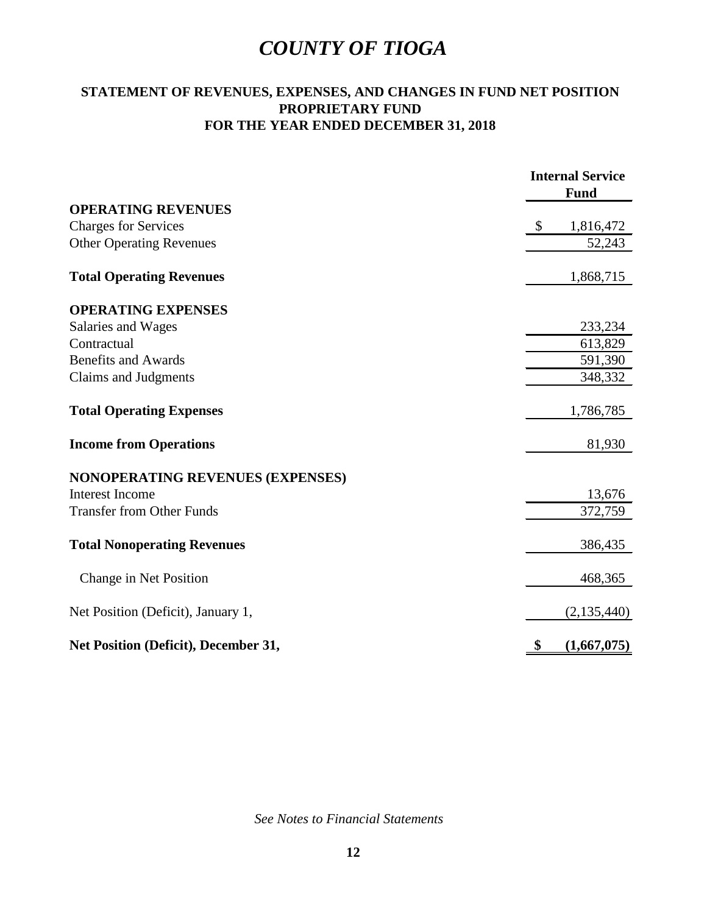# *COUNTY OF TIOGA*

## STATEMENT OF REVENUES, EXPENSES, AND CHANGES IN FUND NET POSITION
## PROPRIETARY FUND
## FOR THE YEAR ENDED DECEMBER 31, 2018

| | Internal Service Fund |
|---|---|
| **OPERATING REVENUES** | |
| Charges for Services | $ 1,816,472 |
| Other Operating Revenues | 52,243 |
| **Total Operating Revenues** | 1,868,715 |
| **OPERATING EXPENSES** | |
| Salaries and Wages | 233,234 |
| Contractual | 613,829 |
| Benefits and Awards | 591,390 |
| Claims and Judgments | 348,332 |
| **Total Operating Expenses** | 1,786,785 |
| **Income from Operations** | 81,930 |
| **NONOPERATING REVENUES (EXPENSES)** | |
| Interest Income | 13,676 |
| Transfer from Other Funds | 372,759 |
| **Total Nonoperating Revenues** | 386,435 |
| Change in Net Position | 468,365 |
| Net Position (Deficit), January 1, | (2,135,440) |
| **Net Position (Deficit), December 31,** | **$ (1,667,075)** |

*See Notes to Financial Statements*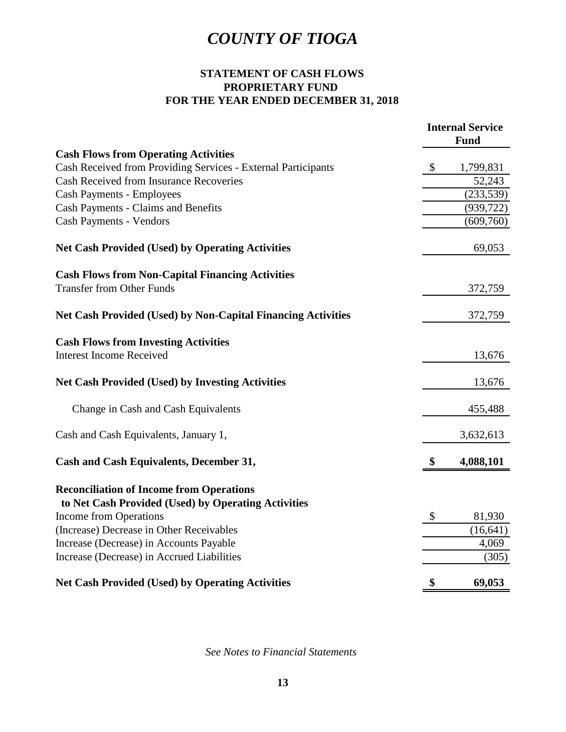# *COUNTY OF TIOGA*

## STATEMENT OF CASH FLOWS
## PROPRIETARY FUND
## FOR THE YEAR ENDED DECEMBER 31, 2018

| | Internal Service Fund |
|---|---|
| **Cash Flows from Operating Activities** | |
| Cash Received from Providing Services - External Participants | $ 1,799,831 |
| Cash Received from Insurance Recoveries | 52,243 |
| Cash Payments - Employees | (233,539) |
| Cash Payments - Claims and Benefits | (939,722) |
| Cash Payments - Vendors | (609,760) |
| **Net Cash Provided (Used) by Operating Activities** | 69,053 |
| **Cash Flows from Non-Capital Financing Activities** | |
| Transfer from Other Funds | 372,759 |
| **Net Cash Provided (Used) by Non-Capital Financing Activities** | 372,759 |
| **Cash Flows from Investing Activities** | |
| Interest Income Received | 13,676 |
| **Net Cash Provided (Used) by Investing Activities** | 13,676 |
| Change in Cash and Cash Equivalents | 455,488 |
| Cash and Cash Equivalents, January 1, | 3,632,613 |
| **Cash and Cash Equivalents, December 31,** | **$ 4,088,101** |
| **Reconciliation of Income from Operations to Net Cash Provided (Used) by Operating Activities** | |
| Income from Operations | $ 81,930 |
| (Increase) Decrease in Other Receivables | (16,641) |
| Increase (Decrease) in Accounts Payable | 4,069 |
| Increase (Decrease) in Accrued Liabilities | (305) |
| **Net Cash Provided (Used) by Operating Activities** | **$ 69,053** |

*See Notes to Financial Statements*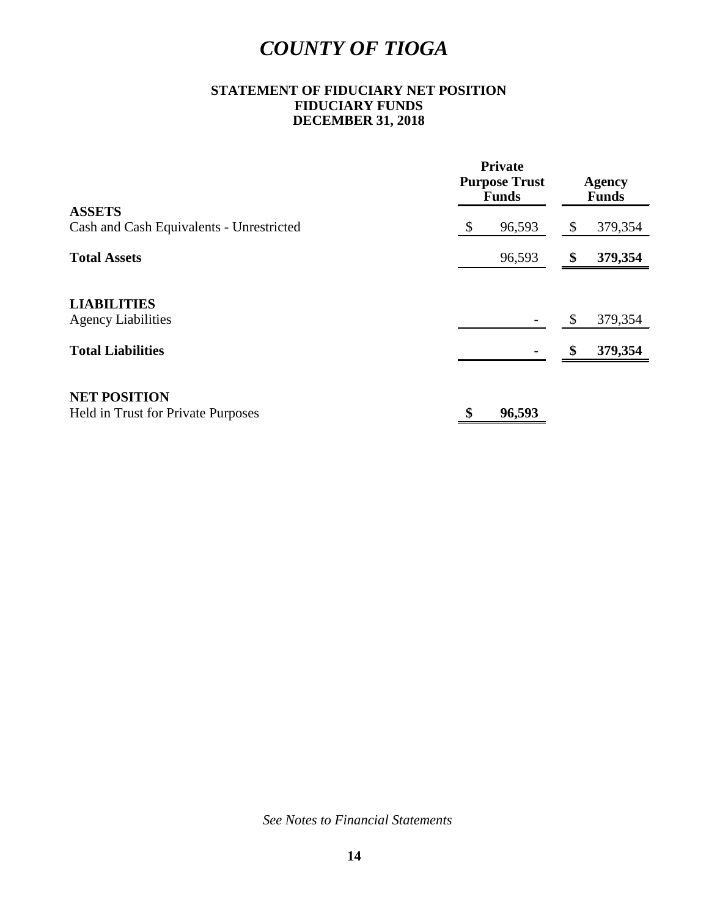# *COUNTY OF TIOGA*

**STATEMENT OF FIDUCIARY NET POSITION**
**FIDUCIARY FUNDS**
**DECEMBER 31, 2018**

| | Private Purpose Trust Funds | Agency Funds |
|---|---|---|
| **ASSETS** | | |
| Cash and Cash Equivalents - Unrestricted | $ 96,593 | $ 379,354 |
| **Total Assets** | 96,593 | **$ 379,354** |
| **LIABILITIES** | | |
| Agency Liabilities | - | $ 379,354 |
| **Total Liabilities** | - | **$ 379,354** |
| **NET POSITION** | | |
| Held in Trust for Private Purposes | **$ 96,593** | |

*See Notes to Financial Statements*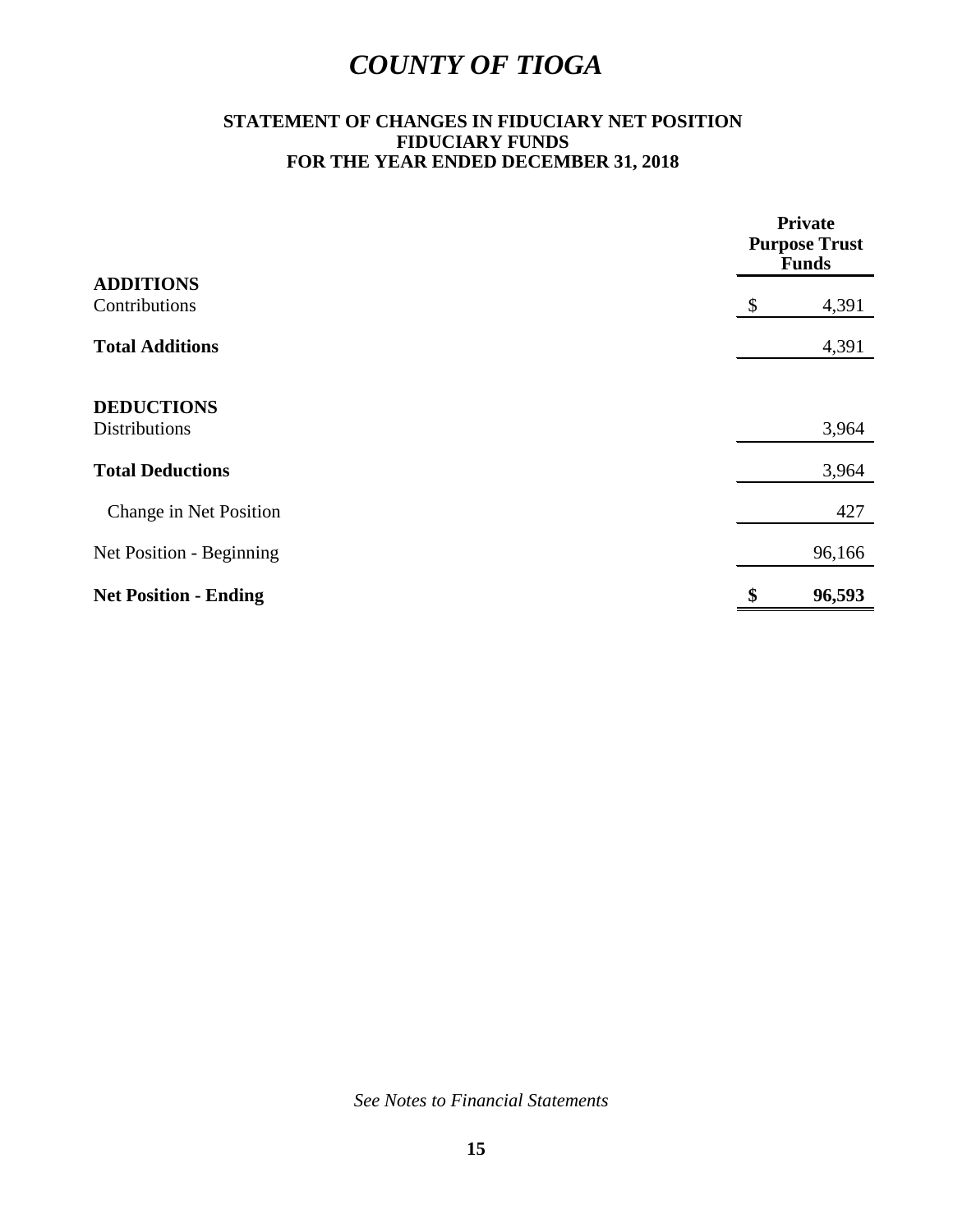# *COUNTY OF TIOGA*

**STATEMENT OF CHANGES IN FIDUCIARY NET POSITION**
**FIDUCIARY FUNDS**
**FOR THE YEAR ENDED DECEMBER 31, 2018**

| | Private Purpose Trust Funds |
|---|---|
| **ADDITIONS** | |
| Contributions | $ 4,391 |
| **Total Additions** | 4,391 |
| **DEDUCTIONS** | |
| Distributions | 3,964 |
| **Total Deductions** | 3,964 |
| Change in Net Position | 427 |
| Net Position - Beginning | 96,166 |
| **Net Position - Ending** | **$ 96,593** |

*See Notes to Financial Statements*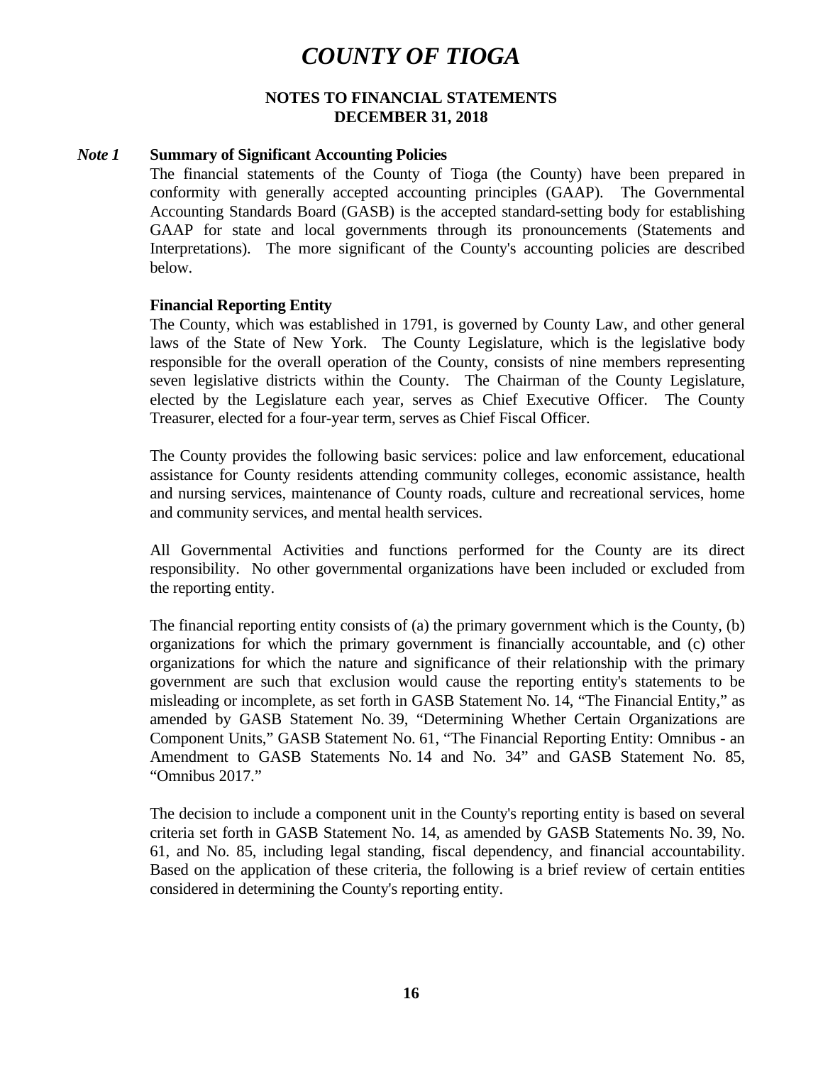# COUNTY OF TIOGA

**NOTES TO FINANCIAL STATEMENTS**
**DECEMBER 31, 2018**

***Note 1*** **Summary of Significant Accounting Policies**

The financial statements of the County of Tioga (the County) have been prepared in conformity with generally accepted accounting principles (GAAP). The Governmental Accounting Standards Board (GASB) is the accepted standard-setting body for establishing GAAP for state and local governments through its pronouncements (Statements and Interpretations). The more significant of the County's accounting policies are described below.

**Financial Reporting Entity**

The County, which was established in 1791, is governed by County Law, and other general laws of the State of New York. The County Legislature, which is the legislative body responsible for the overall operation of the County, consists of nine members representing seven legislative districts within the County. The Chairman of the County Legislature, elected by the Legislature each year, serves as Chief Executive Officer. The County Treasurer, elected for a four-year term, serves as Chief Fiscal Officer.

The County provides the following basic services: police and law enforcement, educational assistance for County residents attending community colleges, economic assistance, health and nursing services, maintenance of County roads, culture and recreational services, home and community services, and mental health services.

All Governmental Activities and functions performed for the County are its direct responsibility. No other governmental organizations have been included or excluded from the reporting entity.

The financial reporting entity consists of (a) the primary government which is the County, (b) organizations for which the primary government is financially accountable, and (c) other organizations for which the nature and significance of their relationship with the primary government are such that exclusion would cause the reporting entity's statements to be misleading or incomplete, as set forth in GASB Statement No. 14, "The Financial Entity," as amended by GASB Statement No. 39, "Determining Whether Certain Organizations are Component Units," GASB Statement No. 61, "The Financial Reporting Entity: Omnibus - an Amendment to GASB Statements No. 14 and No. 34" and GASB Statement No. 85, "Omnibus 2017."

The decision to include a component unit in the County's reporting entity is based on several criteria set forth in GASB Statement No. 14, as amended by GASB Statements No. 39, No. 61, and No. 85, including legal standing, fiscal dependency, and financial accountability. Based on the application of these criteria, the following is a brief review of certain entities considered in determining the County's reporting entity.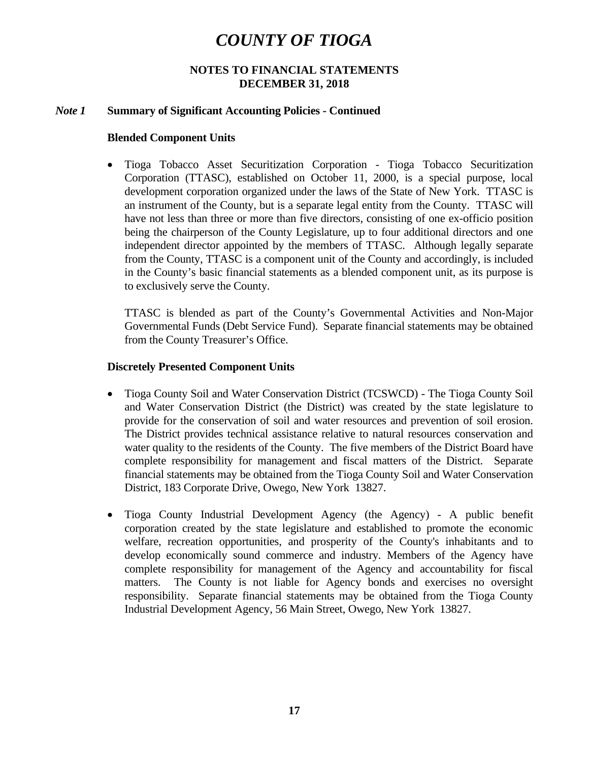# COUNTY OF TIOGA

**NOTES TO FINANCIAL STATEMENTS**
**DECEMBER 31, 2018**

***Note 1*** **Summary of Significant Accounting Policies - Continued**

### Blended Component Units

- Tioga Tobacco Asset Securitization Corporation - Tioga Tobacco Securitization Corporation (TTASC), established on October 11, 2000, is a special purpose, local development corporation organized under the laws of the State of New York. TTASC is an instrument of the County, but is a separate legal entity from the County. TTASC will have not less than three or more than five directors, consisting of one ex-officio position being the chairperson of the County Legislature, up to four additional directors and one independent director appointed by the members of TTASC. Although legally separate from the County, TTASC is a component unit of the County and accordingly, is included in the County's basic financial statements as a blended component unit, as its purpose is to exclusively serve the County.

  TTASC is blended as part of the County's Governmental Activities and Non-Major Governmental Funds (Debt Service Fund). Separate financial statements may be obtained from the County Treasurer's Office.

### Discretely Presented Component Units

- Tioga County Soil and Water Conservation District (TCSWCD) - The Tioga County Soil and Water Conservation District (the District) was created by the state legislature to provide for the conservation of soil and water resources and prevention of soil erosion. The District provides technical assistance relative to natural resources conservation and water quality to the residents of the County. The five members of the District Board have complete responsibility for management and fiscal matters of the District. Separate financial statements may be obtained from the Tioga County Soil and Water Conservation District, 183 Corporate Drive, Owego, New York 13827.

- Tioga County Industrial Development Agency (the Agency) - A public benefit corporation created by the state legislature and established to promote the economic welfare, recreation opportunities, and prosperity of the County's inhabitants and to develop economically sound commerce and industry. Members of the Agency have complete responsibility for management of the Agency and accountability for fiscal matters. The County is not liable for Agency bonds and exercises no oversight responsibility. Separate financial statements may be obtained from the Tioga County Industrial Development Agency, 56 Main Street, Owego, New York 13827.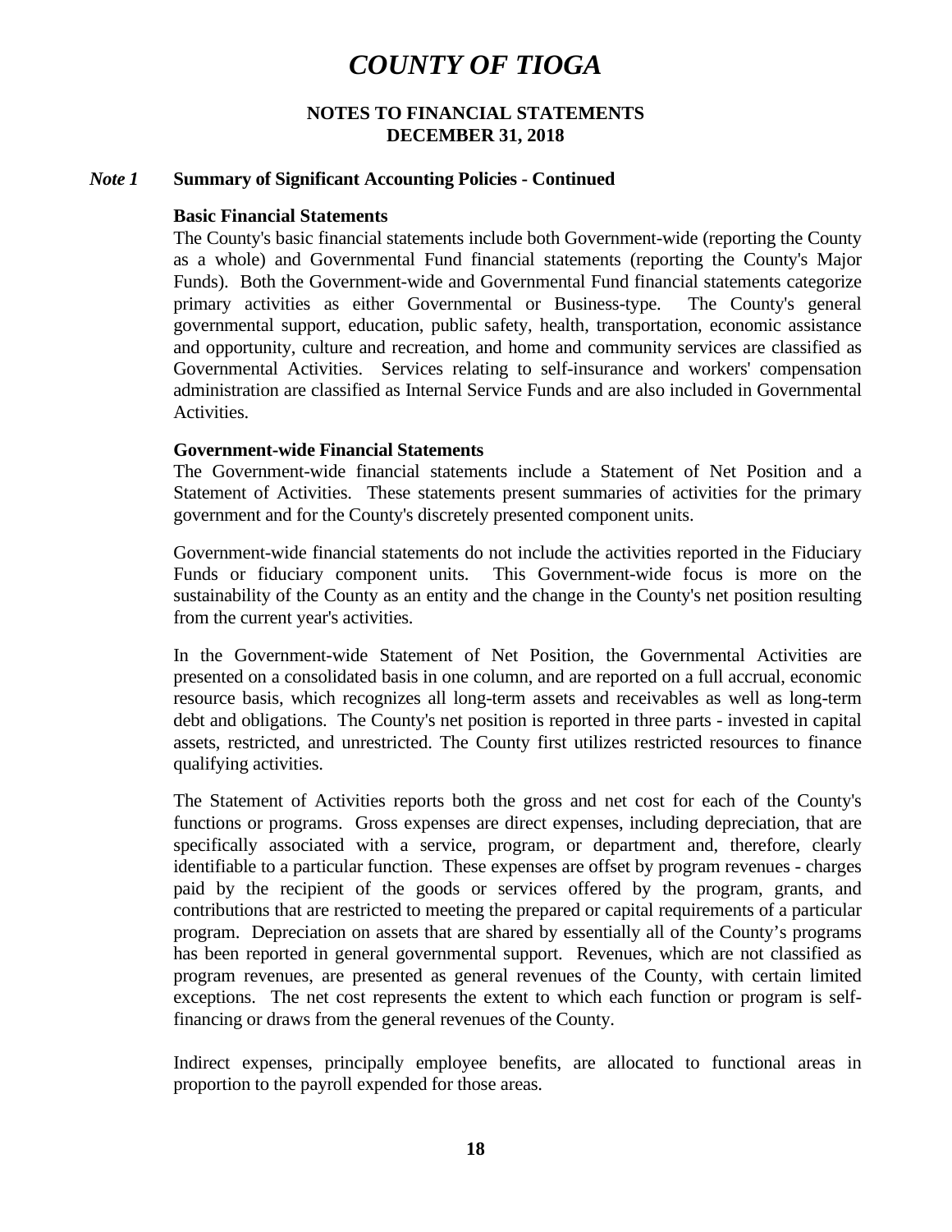# COUNTY OF TIOGA

## NOTES TO FINANCIAL STATEMENTS
## DECEMBER 31, 2018

### *Note 1* Summary of Significant Accounting Policies - Continued

**Basic Financial Statements**

The County's basic financial statements include both Government-wide (reporting the County as a whole) and Governmental Fund financial statements (reporting the County's Major Funds). Both the Government-wide and Governmental Fund financial statements categorize primary activities as either Governmental or Business-type. The County's general governmental support, education, public safety, health, transportation, economic assistance and opportunity, culture and recreation, and home and community services are classified as Governmental Activities. Services relating to self-insurance and workers' compensation administration are classified as Internal Service Funds and are also included in Governmental Activities.

**Government-wide Financial Statements**

The Government-wide financial statements include a Statement of Net Position and a Statement of Activities. These statements present summaries of activities for the primary government and for the County's discretely presented component units.

Government-wide financial statements do not include the activities reported in the Fiduciary Funds or fiduciary component units. This Government-wide focus is more on the sustainability of the County as an entity and the change in the County's net position resulting from the current year's activities.

In the Government-wide Statement of Net Position, the Governmental Activities are presented on a consolidated basis in one column, and are reported on a full accrual, economic resource basis, which recognizes all long-term assets and receivables as well as long-term debt and obligations. The County's net position is reported in three parts - invested in capital assets, restricted, and unrestricted. The County first utilizes restricted resources to finance qualifying activities.

The Statement of Activities reports both the gross and net cost for each of the County's functions or programs. Gross expenses are direct expenses, including depreciation, that are specifically associated with a service, program, or department and, therefore, clearly identifiable to a particular function. These expenses are offset by program revenues - charges paid by the recipient of the goods or services offered by the program, grants, and contributions that are restricted to meeting the prepared or capital requirements of a particular program. Depreciation on assets that are shared by essentially all of the County's programs has been reported in general governmental support. Revenues, which are not classified as program revenues, are presented as general revenues of the County, with certain limited exceptions. The net cost represents the extent to which each function or program is self-financing or draws from the general revenues of the County.

Indirect expenses, principally employee benefits, are allocated to functional areas in proportion to the payroll expended for those areas.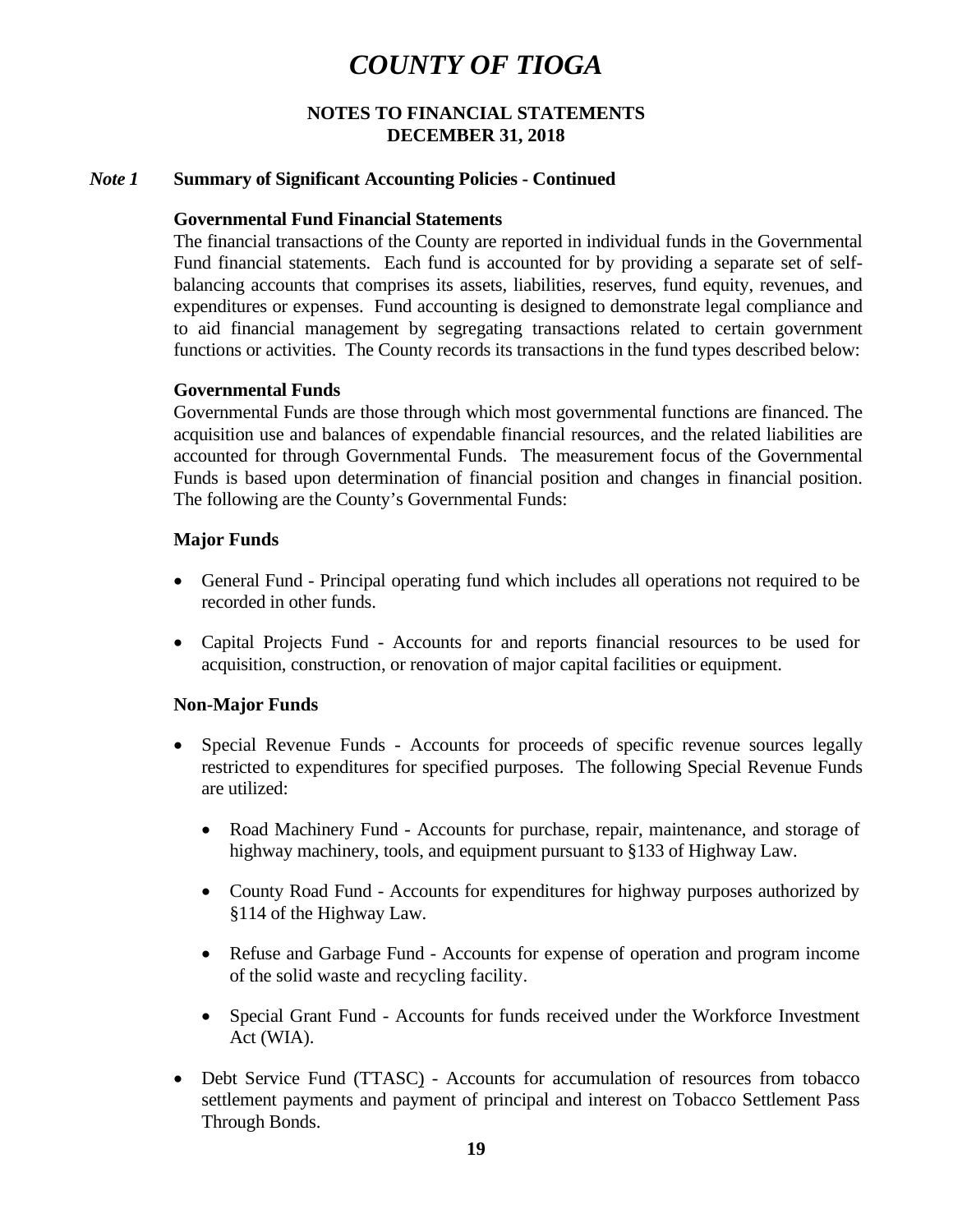# COUNTY OF TIOGA

## NOTES TO FINANCIAL STATEMENTS
## DECEMBER 31, 2018

### *Note 1* Summary of Significant Accounting Policies - Continued

**Governmental Fund Financial Statements**

The financial transactions of the County are reported in individual funds in the Governmental Fund financial statements. Each fund is accounted for by providing a separate set of self-balancing accounts that comprises its assets, liabilities, reserves, fund equity, revenues, and expenditures or expenses. Fund accounting is designed to demonstrate legal compliance and to aid financial management by segregating transactions related to certain government functions or activities. The County records its transactions in the fund types described below:

**Governmental Funds**

Governmental Funds are those through which most governmental functions are financed. The acquisition use and balances of expendable financial resources, and the related liabilities are accounted for through Governmental Funds. The measurement focus of the Governmental Funds is based upon determination of financial position and changes in financial position. The following are the County's Governmental Funds:

**Major Funds**

- General Fund - Principal operating fund which includes all operations not required to be recorded in other funds.
- Capital Projects Fund - Accounts for and reports financial resources to be used for acquisition, construction, or renovation of major capital facilities or equipment.

**Non-Major Funds**

- Special Revenue Funds - Accounts for proceeds of specific revenue sources legally restricted to expenditures for specified purposes. The following Special Revenue Funds are utilized:
  - Road Machinery Fund - Accounts for purchase, repair, maintenance, and storage of highway machinery, tools, and equipment pursuant to §133 of Highway Law.
  - County Road Fund - Accounts for expenditures for highway purposes authorized by §114 of the Highway Law.
  - Refuse and Garbage Fund - Accounts for expense of operation and program income of the solid waste and recycling facility.
  - Special Grant Fund - Accounts for funds received under the Workforce Investment Act (WIA).
- Debt Service Fund (TTASC) - Accounts for accumulation of resources from tobacco settlement payments and payment of principal and interest on Tobacco Settlement Pass Through Bonds.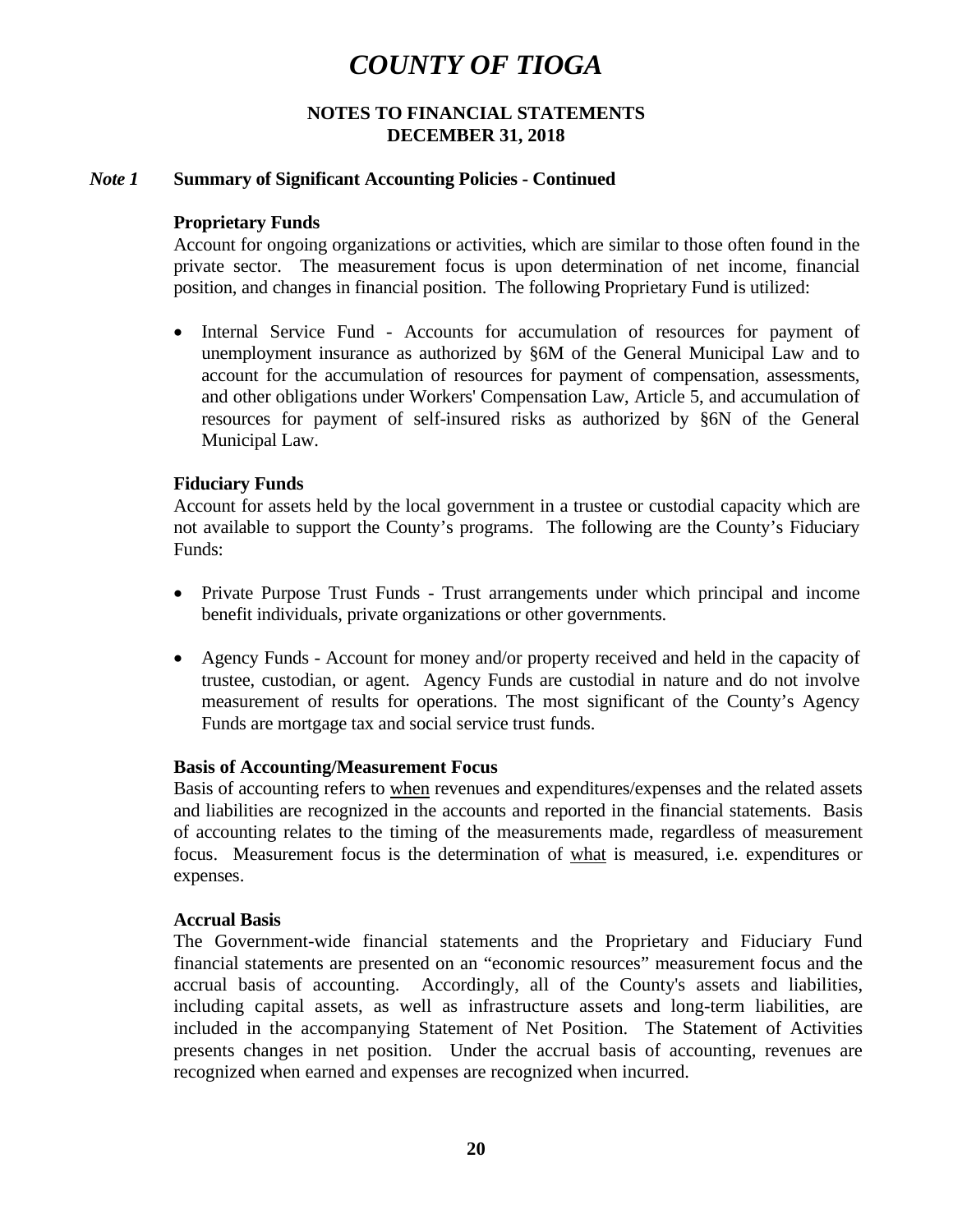# COUNTY OF TIOGA

## NOTES TO FINANCIAL STATEMENTS
## DECEMBER 31, 2018

***Note 1*** **Summary of Significant Accounting Policies - Continued**

**Proprietary Funds**

Account for ongoing organizations or activities, which are similar to those often found in the private sector. The measurement focus is upon determination of net income, financial position, and changes in financial position. The following Proprietary Fund is utilized:

- Internal Service Fund - Accounts for accumulation of resources for payment of unemployment insurance as authorized by §6M of the General Municipal Law and to account for the accumulation of resources for payment of compensation, assessments, and other obligations under Workers' Compensation Law, Article 5, and accumulation of resources for payment of self-insured risks as authorized by §6N of the General Municipal Law.

**Fiduciary Funds**

Account for assets held by the local government in a trustee or custodial capacity which are not available to support the County's programs. The following are the County's Fiduciary Funds:

- Private Purpose Trust Funds - Trust arrangements under which principal and income benefit individuals, private organizations or other governments.
- Agency Funds - Account for money and/or property received and held in the capacity of trustee, custodian, or agent. Agency Funds are custodial in nature and do not involve measurement of results for operations. The most significant of the County's Agency Funds are mortgage tax and social service trust funds.

**Basis of Accounting/Measurement Focus**

Basis of accounting refers to <u>when</u> revenues and expenditures/expenses and the related assets and liabilities are recognized in the accounts and reported in the financial statements. Basis of accounting relates to the timing of the measurements made, regardless of measurement focus. Measurement focus is the determination of <u>what</u> is measured, i.e. expenditures or expenses.

**Accrual Basis**

The Government-wide financial statements and the Proprietary and Fiduciary Fund financial statements are presented on an "economic resources" measurement focus and the accrual basis of accounting. Accordingly, all of the County's assets and liabilities, including capital assets, as well as infrastructure assets and long-term liabilities, are included in the accompanying Statement of Net Position. The Statement of Activities presents changes in net position. Under the accrual basis of accounting, revenues are recognized when earned and expenses are recognized when incurred.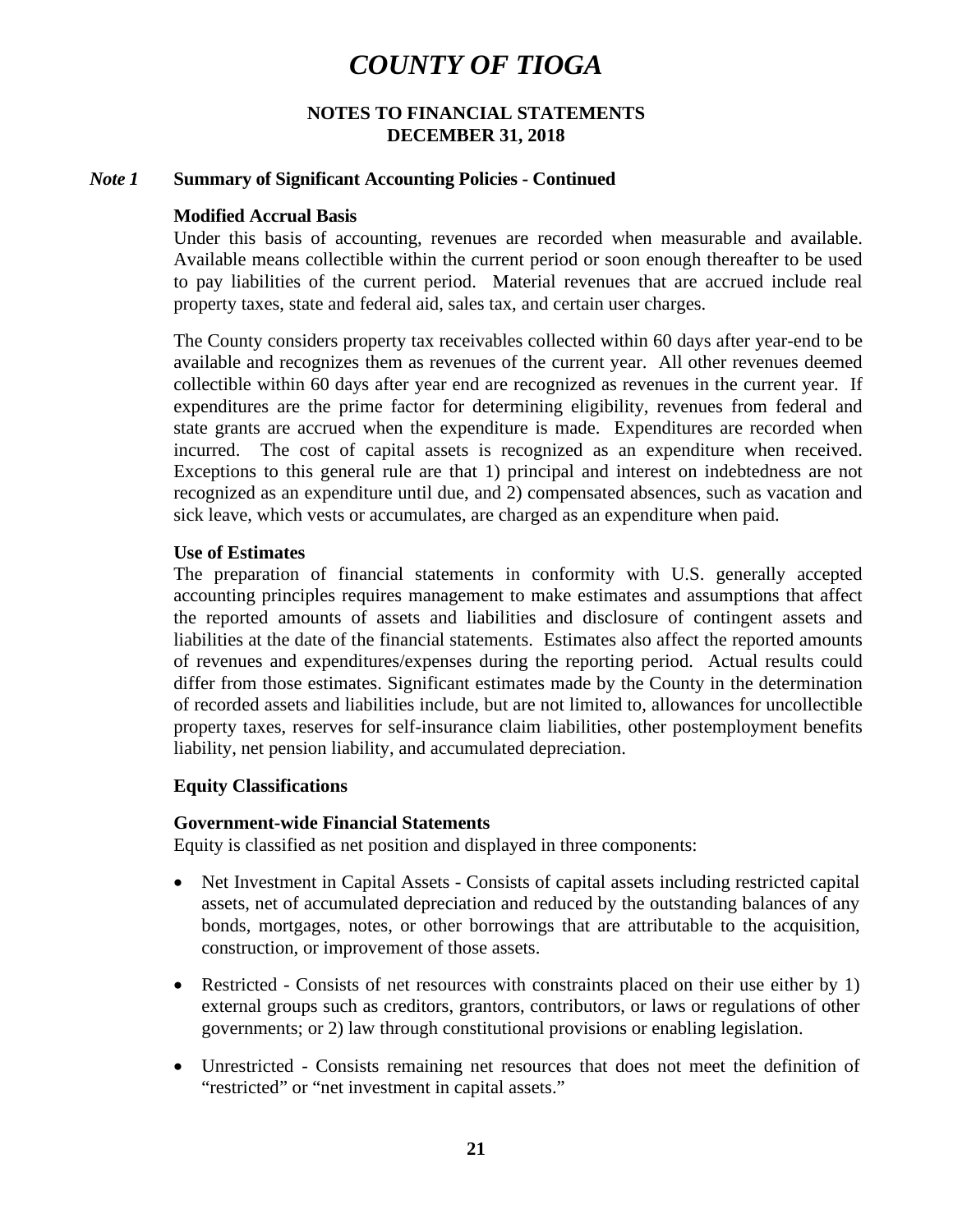## *Note 1* Summary of Significant Accounting Policies - Continued

### Modified Accrual Basis

Under this basis of accounting, revenues are recorded when measurable and available. Available means collectible within the current period or soon enough thereafter to be used to pay liabilities of the current period. Material revenues that are accrued include real property taxes, state and federal aid, sales tax, and certain user charges.

The County considers property tax receivables collected within 60 days after year-end to be available and recognizes them as revenues of the current year. All other revenues deemed collectible within 60 days after year end are recognized as revenues in the current year. If expenditures are the prime factor for determining eligibility, revenues from federal and state grants are accrued when the expenditure is made. Expenditures are recorded when incurred. The cost of capital assets is recognized as an expenditure when received. Exceptions to this general rule are that 1) principal and interest on indebtedness are not recognized as an expenditure until due, and 2) compensated absences, such as vacation and sick leave, which vests or accumulates, are charged as an expenditure when paid.

### Use of Estimates

The preparation of financial statements in conformity with U.S. generally accepted accounting principles requires management to make estimates and assumptions that affect the reported amounts of assets and liabilities and disclosure of contingent assets and liabilities at the date of the financial statements. Estimates also affect the reported amounts of revenues and expenditures/expenses during the reporting period. Actual results could differ from those estimates. Significant estimates made by the County in the determination of recorded assets and liabilities include, but are not limited to, allowances for uncollectible property taxes, reserves for self-insurance claim liabilities, other postemployment benefits liability, net pension liability, and accumulated depreciation.

### Equity Classifications

### Government-wide Financial Statements

Equity is classified as net position and displayed in three components:

- Net Investment in Capital Assets - Consists of capital assets including restricted capital assets, net of accumulated depreciation and reduced by the outstanding balances of any bonds, mortgages, notes, or other borrowings that are attributable to the acquisition, construction, or improvement of those assets.
- Restricted - Consists of net resources with constraints placed on their use either by 1) external groups such as creditors, grantors, contributors, or laws or regulations of other governments; or 2) law through constitutional provisions or enabling legislation.
- Unrestricted - Consists remaining net resources that does not meet the definition of "restricted" or "net investment in capital assets."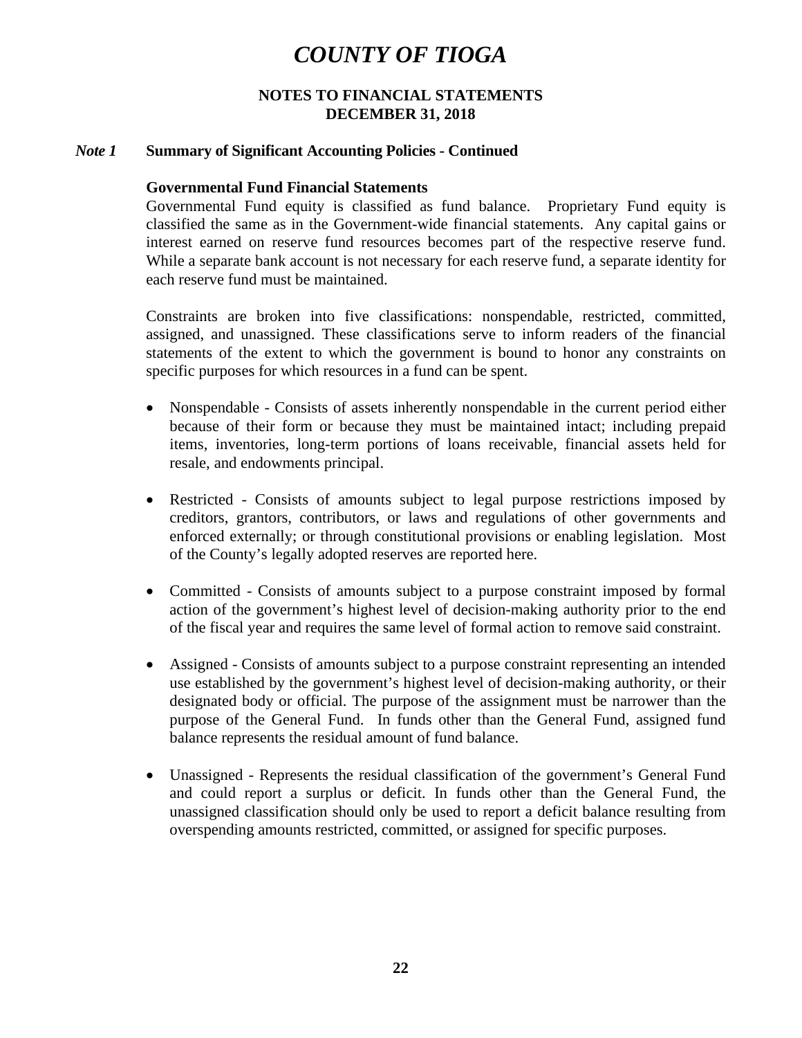# COUNTY OF TIOGA

**NOTES TO FINANCIAL STATEMENTS**
**DECEMBER 31, 2018**

### *Note 1* Summary of Significant Accounting Policies - Continued

**Governmental Fund Financial Statements**

Governmental Fund equity is classified as fund balance. Proprietary Fund equity is classified the same as in the Government-wide financial statements. Any capital gains or interest earned on reserve fund resources becomes part of the respective reserve fund. While a separate bank account is not necessary for each reserve fund, a separate identity for each reserve fund must be maintained.

Constraints are broken into five classifications: nonspendable, restricted, committed, assigned, and unassigned. These classifications serve to inform readers of the financial statements of the extent to which the government is bound to honor any constraints on specific purposes for which resources in a fund can be spent.

- Nonspendable - Consists of assets inherently nonspendable in the current period either because of their form or because they must be maintained intact; including prepaid items, inventories, long-term portions of loans receivable, financial assets held for resale, and endowments principal.

- Restricted - Consists of amounts subject to legal purpose restrictions imposed by creditors, grantors, contributors, or laws and regulations of other governments and enforced externally; or through constitutional provisions or enabling legislation. Most of the County's legally adopted reserves are reported here.

- Committed - Consists of amounts subject to a purpose constraint imposed by formal action of the government's highest level of decision-making authority prior to the end of the fiscal year and requires the same level of formal action to remove said constraint.

- Assigned - Consists of amounts subject to a purpose constraint representing an intended use established by the government's highest level of decision-making authority, or their designated body or official. The purpose of the assignment must be narrower than the purpose of the General Fund. In funds other than the General Fund, assigned fund balance represents the residual amount of fund balance.

- Unassigned - Represents the residual classification of the government's General Fund and could report a surplus or deficit. In funds other than the General Fund, the unassigned classification should only be used to report a deficit balance resulting from overspending amounts restricted, committed, or assigned for specific purposes.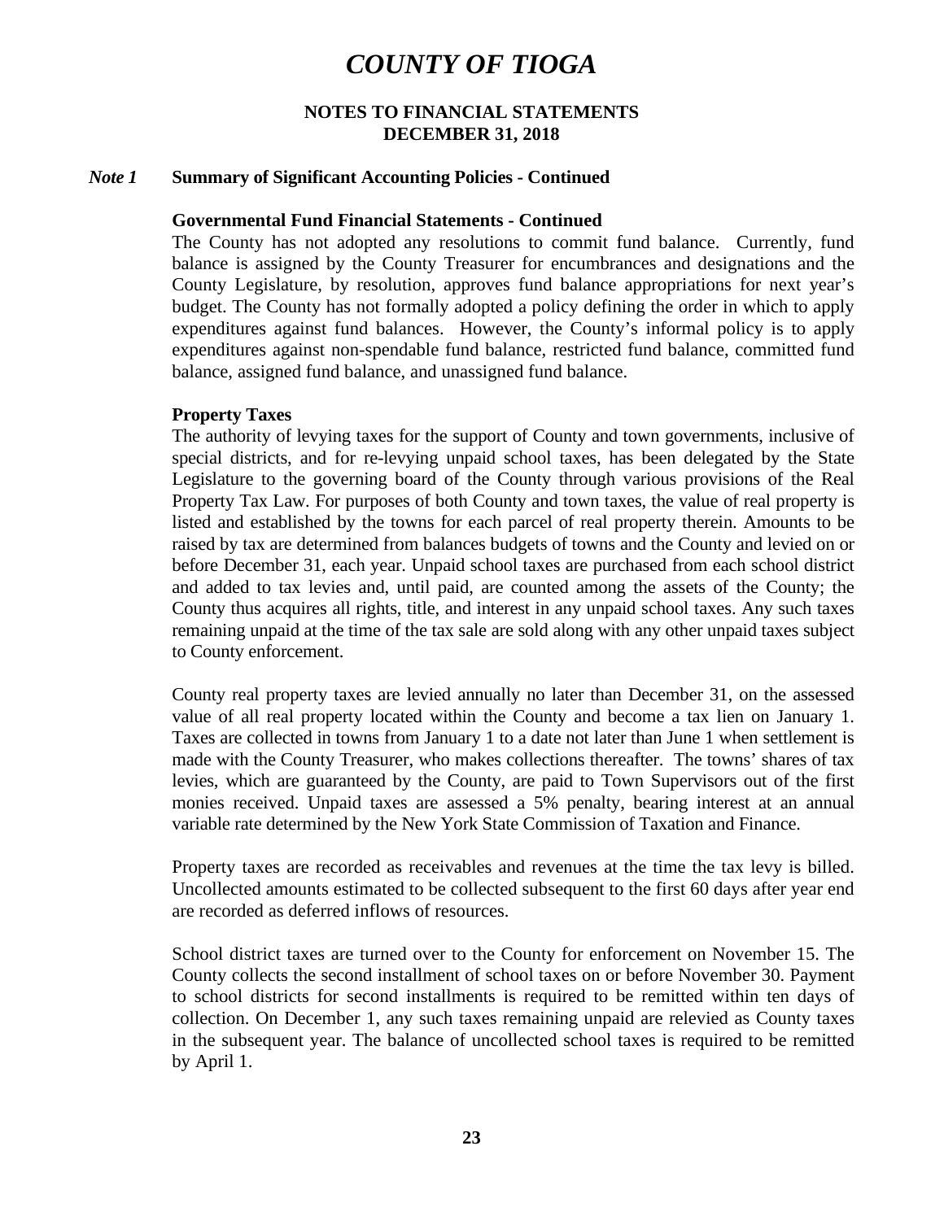# *COUNTY OF TIOGA*

**NOTES TO FINANCIAL STATEMENTS**
**DECEMBER 31, 2018**

***Note 1*** **Summary of Significant Accounting Policies - Continued**

**Governmental Fund Financial Statements - Continued**

The County has not adopted any resolutions to commit fund balance. Currently, fund balance is assigned by the County Treasurer for encumbrances and designations and the County Legislature, by resolution, approves fund balance appropriations for next year's budget. The County has not formally adopted a policy defining the order in which to apply expenditures against fund balances. However, the County's informal policy is to apply expenditures against non-spendable fund balance, restricted fund balance, committed fund balance, assigned fund balance, and unassigned fund balance.

**Property Taxes**

The authority of levying taxes for the support of County and town governments, inclusive of special districts, and for re-levying unpaid school taxes, has been delegated by the State Legislature to the governing board of the County through various provisions of the Real Property Tax Law. For purposes of both County and town taxes, the value of real property is listed and established by the towns for each parcel of real property therein. Amounts to be raised by tax are determined from balances budgets of towns and the County and levied on or before December 31, each year. Unpaid school taxes are purchased from each school district and added to tax levies and, until paid, are counted among the assets of the County; the County thus acquires all rights, title, and interest in any unpaid school taxes. Any such taxes remaining unpaid at the time of the tax sale are sold along with any other unpaid taxes subject to County enforcement.

County real property taxes are levied annually no later than December 31, on the assessed value of all real property located within the County and become a tax lien on January 1. Taxes are collected in towns from January 1 to a date not later than June 1 when settlement is made with the County Treasurer, who makes collections thereafter. The towns' shares of tax levies, which are guaranteed by the County, are paid to Town Supervisors out of the first monies received. Unpaid taxes are assessed a 5% penalty, bearing interest at an annual variable rate determined by the New York State Commission of Taxation and Finance.

Property taxes are recorded as receivables and revenues at the time the tax levy is billed. Uncollected amounts estimated to be collected subsequent to the first 60 days after year end are recorded as deferred inflows of resources.

School district taxes are turned over to the County for enforcement on November 15. The County collects the second installment of school taxes on or before November 30. Payment to school districts for second installments is required to be remitted within ten days of collection. On December 1, any such taxes remaining unpaid are relevied as County taxes in the subsequent year. The balance of uncollected school taxes is required to be remitted by April 1.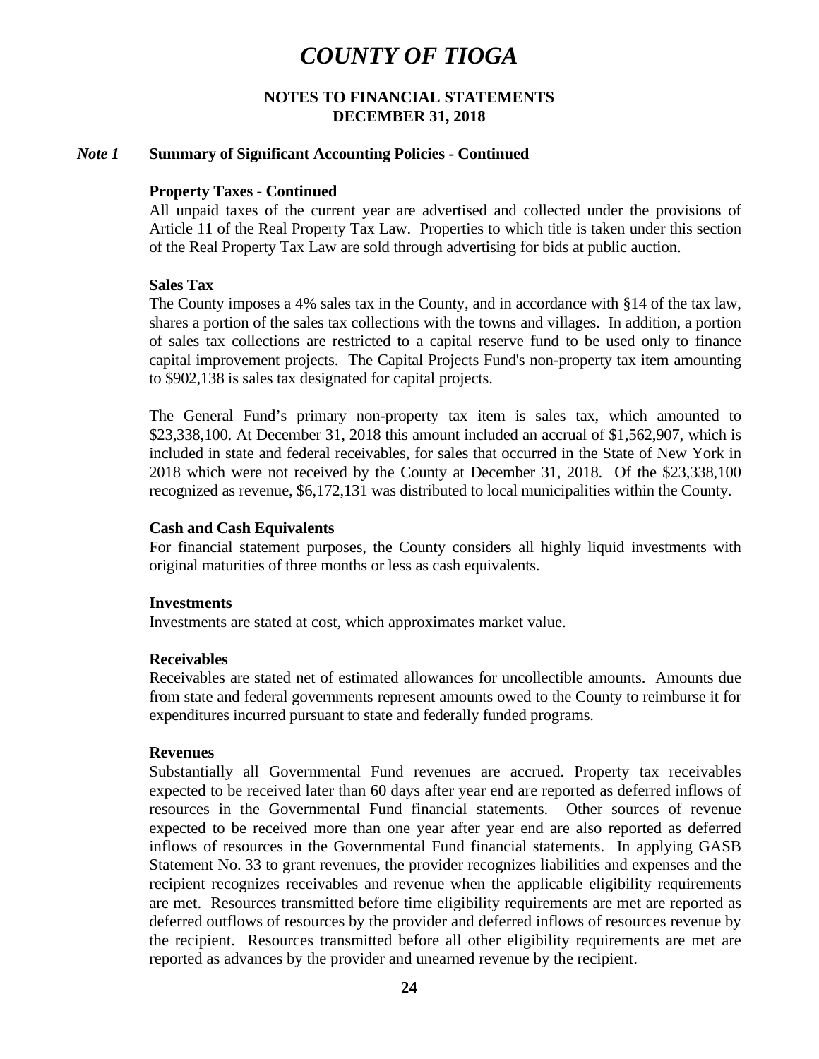# COUNTY OF TIOGA

**NOTES TO FINANCIAL STATEMENTS**
**DECEMBER 31, 2018**

## *Note 1* Summary of Significant Accounting Policies - Continued

### Property Taxes - Continued

All unpaid taxes of the current year are advertised and collected under the provisions of Article 11 of the Real Property Tax Law. Properties to which title is taken under this section of the Real Property Tax Law are sold through advertising for bids at public auction.

### Sales Tax

The County imposes a 4% sales tax in the County, and in accordance with §14 of the tax law, shares a portion of the sales tax collections with the towns and villages. In addition, a portion of sales tax collections are restricted to a capital reserve fund to be used only to finance capital improvement projects. The Capital Projects Fund's non-property tax item amounting to $902,138 is sales tax designated for capital projects.

The General Fund's primary non-property tax item is sales tax, which amounted to $23,338,100. At December 31, 2018 this amount included an accrual of $1,562,907, which is included in state and federal receivables, for sales that occurred in the State of New York in 2018 which were not received by the County at December 31, 2018. Of the $23,338,100 recognized as revenue, $6,172,131 was distributed to local municipalities within the County.

### Cash and Cash Equivalents

For financial statement purposes, the County considers all highly liquid investments with original maturities of three months or less as cash equivalents.

### Investments

Investments are stated at cost, which approximates market value.

### Receivables

Receivables are stated net of estimated allowances for uncollectible amounts. Amounts due from state and federal governments represent amounts owed to the County to reimburse it for expenditures incurred pursuant to state and federally funded programs.

### Revenues

Substantially all Governmental Fund revenues are accrued. Property tax receivables expected to be received later than 60 days after year end are reported as deferred inflows of resources in the Governmental Fund financial statements. Other sources of revenue expected to be received more than one year after year end are also reported as deferred inflows of resources in the Governmental Fund financial statements. In applying GASB Statement No. 33 to grant revenues, the provider recognizes liabilities and expenses and the recipient recognizes receivables and revenue when the applicable eligibility requirements are met. Resources transmitted before time eligibility requirements are met are reported as deferred outflows of resources by the provider and deferred inflows of resources revenue by the recipient. Resources transmitted before all other eligibility requirements are met are reported as advances by the provider and unearned revenue by the recipient.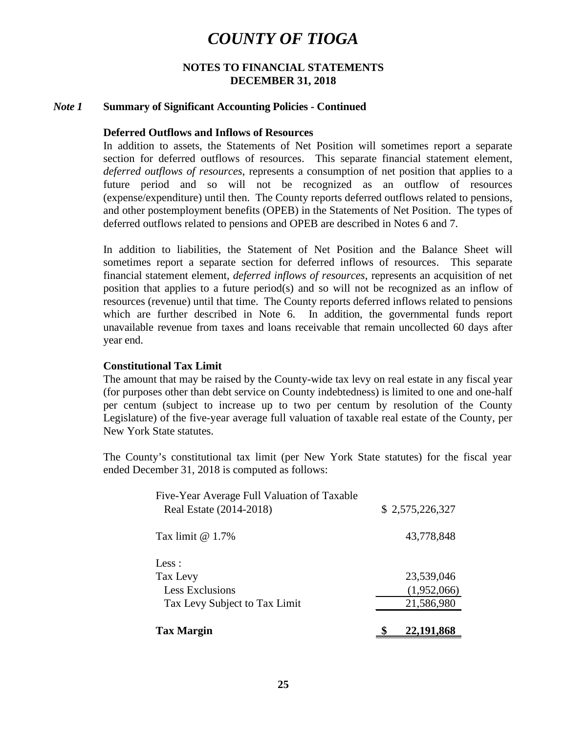# COUNTY OF TIOGA

**NOTES TO FINANCIAL STATEMENTS**
**DECEMBER 31, 2018**

***Note 1*** **Summary of Significant Accounting Policies - Continued**

### Deferred Outflows and Inflows of Resources

In addition to assets, the Statements of Net Position will sometimes report a separate section for deferred outflows of resources. This separate financial statement element, *deferred outflows of resources*, represents a consumption of net position that applies to a future period and so will not be recognized as an outflow of resources (expense/expenditure) until then. The County reports deferred outflows related to pensions, and other postemployment benefits (OPEB) in the Statements of Net Position. The types of deferred outflows related to pensions and OPEB are described in Notes 6 and 7.

In addition to liabilities, the Statement of Net Position and the Balance Sheet will sometimes report a separate section for deferred inflows of resources. This separate financial statement element, *deferred inflows of resources*, represents an acquisition of net position that applies to a future period(s) and so will not be recognized as an inflow of resources (revenue) until that time. The County reports deferred inflows related to pensions which are further described in Note 6. In addition, the governmental funds report unavailable revenue from taxes and loans receivable that remain uncollected 60 days after year end.

### Constitutional Tax Limit

The amount that may be raised by the County-wide tax levy on real estate in any fiscal year (for purposes other than debt service on County indebtedness) is limited to one and one-half per centum (subject to increase up to two per centum by resolution of the County Legislature) of the five-year average full valuation of taxable real estate of the County, per New York State statutes.

The County's constitutional tax limit (per New York State statutes) for the fiscal year ended December 31, 2018 is computed as follows:

| | |
|---|---|
| Five-Year Average Full Valuation of Taxable Real Estate (2014-2018) | $ 2,575,226,327 |
| Tax limit @ 1.7% | 43,778,848 |
| Less : | |
| Tax Levy | 23,539,046 |
| Less Exclusions | (1,952,066) |
| Tax Levy Subject to Tax Limit | 21,586,980 |
| **Tax Margin** | **$ 22,191,868** |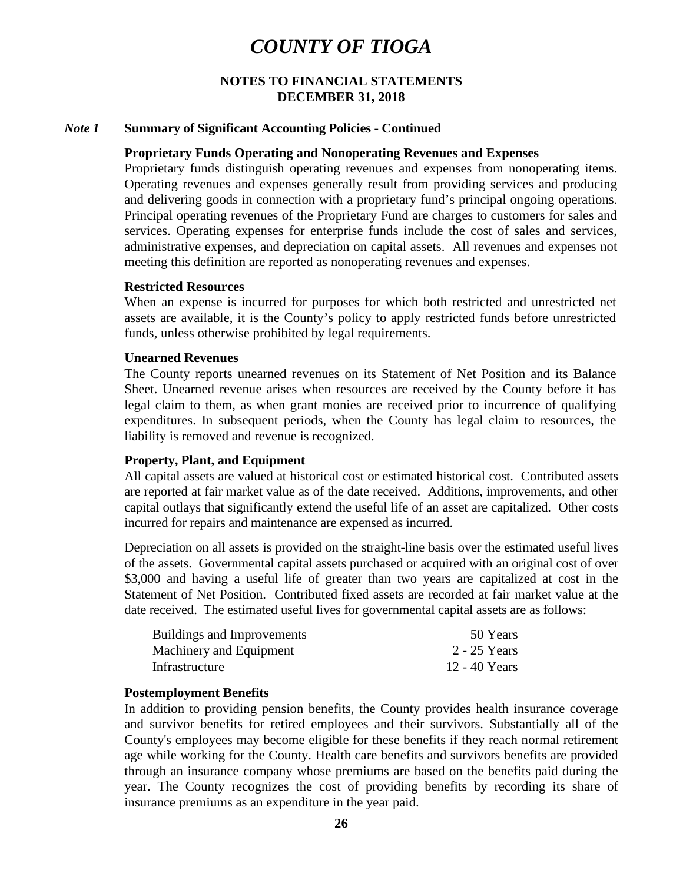# COUNTY OF TIOGA

**NOTES TO FINANCIAL STATEMENTS**
**DECEMBER 31, 2018**

***Note 1*** **Summary of Significant Accounting Policies - Continued**

**Proprietary Funds Operating and Nonoperating Revenues and Expenses**

Proprietary funds distinguish operating revenues and expenses from nonoperating items. Operating revenues and expenses generally result from providing services and producing and delivering goods in connection with a proprietary fund's principal ongoing operations. Principal operating revenues of the Proprietary Fund are charges to customers for sales and services. Operating expenses for enterprise funds include the cost of sales and services, administrative expenses, and depreciation on capital assets. All revenues and expenses not meeting this definition are reported as nonoperating revenues and expenses.

**Restricted Resources**

When an expense is incurred for purposes for which both restricted and unrestricted net assets are available, it is the County's policy to apply restricted funds before unrestricted funds, unless otherwise prohibited by legal requirements.

**Unearned Revenues**

The County reports unearned revenues on its Statement of Net Position and its Balance Sheet. Unearned revenue arises when resources are received by the County before it has legal claim to them, as when grant monies are received prior to incurrence of qualifying expenditures. In subsequent periods, when the County has legal claim to resources, the liability is removed and revenue is recognized.

**Property, Plant, and Equipment**

All capital assets are valued at historical cost or estimated historical cost. Contributed assets are reported at fair market value as of the date received. Additions, improvements, and other capital outlays that significantly extend the useful life of an asset are capitalized. Other costs incurred for repairs and maintenance are expensed as incurred.

Depreciation on all assets is provided on the straight-line basis over the estimated useful lives of the assets. Governmental capital assets purchased or acquired with an original cost of over $3,000 and having a useful life of greater than two years are capitalized at cost in the Statement of Net Position. Contributed fixed assets are recorded at fair market value at the date received. The estimated useful lives for governmental capital assets are as follows:

| | |
|---|---|
| Buildings and Improvements | 50 Years |
| Machinery and Equipment | 2 - 25 Years |
| Infrastructure | 12 - 40 Years |

**Postemployment Benefits**

In addition to providing pension benefits, the County provides health insurance coverage and survivor benefits for retired employees and their survivors. Substantially all of the County's employees may become eligible for these benefits if they reach normal retirement age while working for the County. Health care benefits and survivors benefits are provided through an insurance company whose premiums are based on the benefits paid during the year. The County recognizes the cost of providing benefits by recording its share of insurance premiums as an expenditure in the year paid.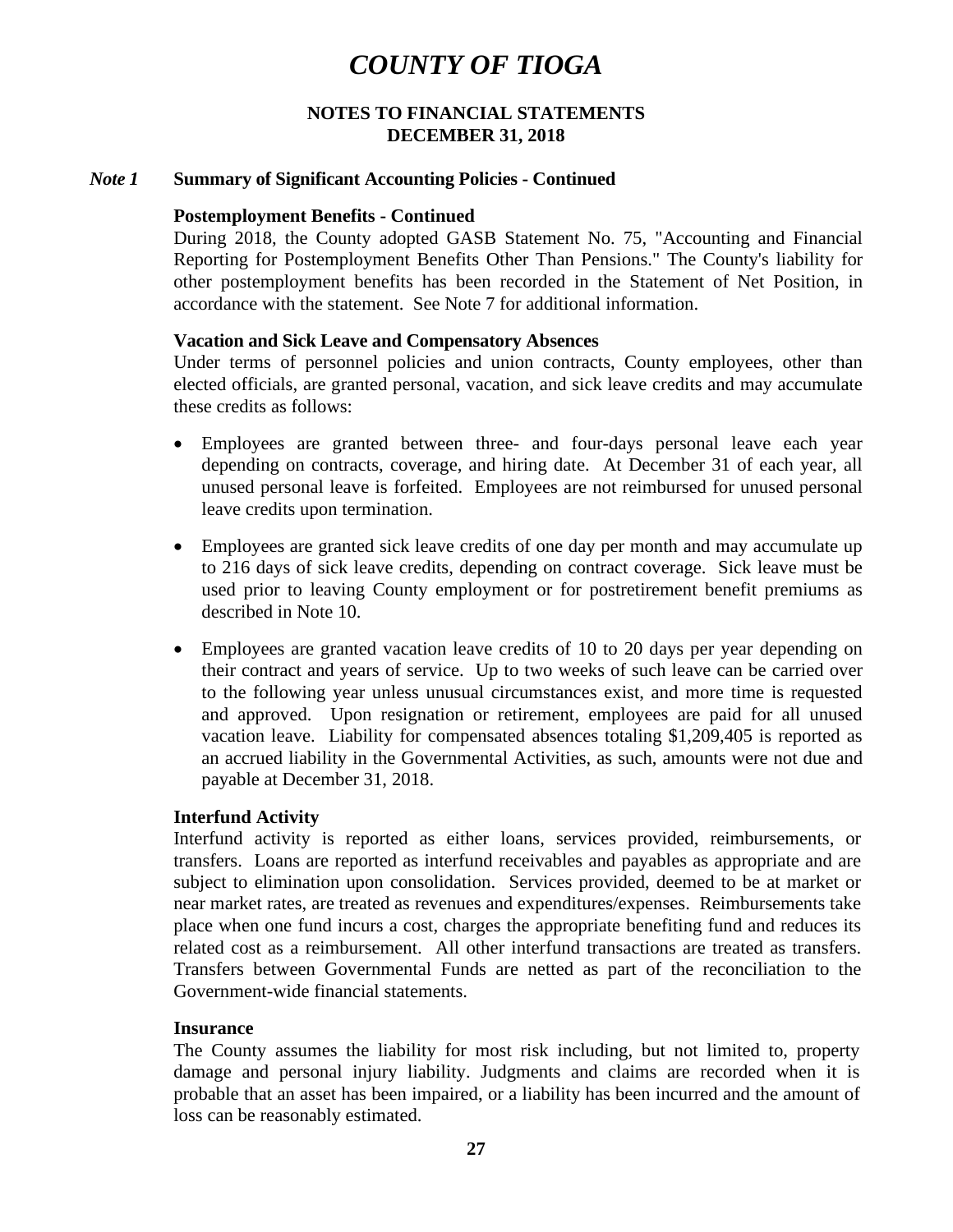# COUNTY OF TIOGA

**NOTES TO FINANCIAL STATEMENTS**
**DECEMBER 31, 2018**

***Note 1*** **Summary of Significant Accounting Policies - Continued**

**Postemployment Benefits - Continued**

During 2018, the County adopted GASB Statement No. 75, "Accounting and Financial Reporting for Postemployment Benefits Other Than Pensions." The County's liability for other postemployment benefits has been recorded in the Statement of Net Position, in accordance with the statement. See Note 7 for additional information.

**Vacation and Sick Leave and Compensatory Absences**

Under terms of personnel policies and union contracts, County employees, other than elected officials, are granted personal, vacation, and sick leave credits and may accumulate these credits as follows:

- Employees are granted between three- and four-days personal leave each year depending on contracts, coverage, and hiring date. At December 31 of each year, all unused personal leave is forfeited. Employees are not reimbursed for unused personal leave credits upon termination.
- Employees are granted sick leave credits of one day per month and may accumulate up to 216 days of sick leave credits, depending on contract coverage. Sick leave must be used prior to leaving County employment or for postretirement benefit premiums as described in Note 10.
- Employees are granted vacation leave credits of 10 to 20 days per year depending on their contract and years of service. Up to two weeks of such leave can be carried over to the following year unless unusual circumstances exist, and more time is requested and approved. Upon resignation or retirement, employees are paid for all unused vacation leave. Liability for compensated absences totaling $1,209,405 is reported as an accrued liability in the Governmental Activities, as such, amounts were not due and payable at December 31, 2018.

**Interfund Activity**

Interfund activity is reported as either loans, services provided, reimbursements, or transfers. Loans are reported as interfund receivables and payables as appropriate and are subject to elimination upon consolidation. Services provided, deemed to be at market or near market rates, are treated as revenues and expenditures/expenses. Reimbursements take place when one fund incurs a cost, charges the appropriate benefiting fund and reduces its related cost as a reimbursement. All other interfund transactions are treated as transfers. Transfers between Governmental Funds are netted as part of the reconciliation to the Government-wide financial statements.

**Insurance**

The County assumes the liability for most risk including, but not limited to, property damage and personal injury liability. Judgments and claims are recorded when it is probable that an asset has been impaired, or a liability has been incurred and the amount of loss can be reasonably estimated.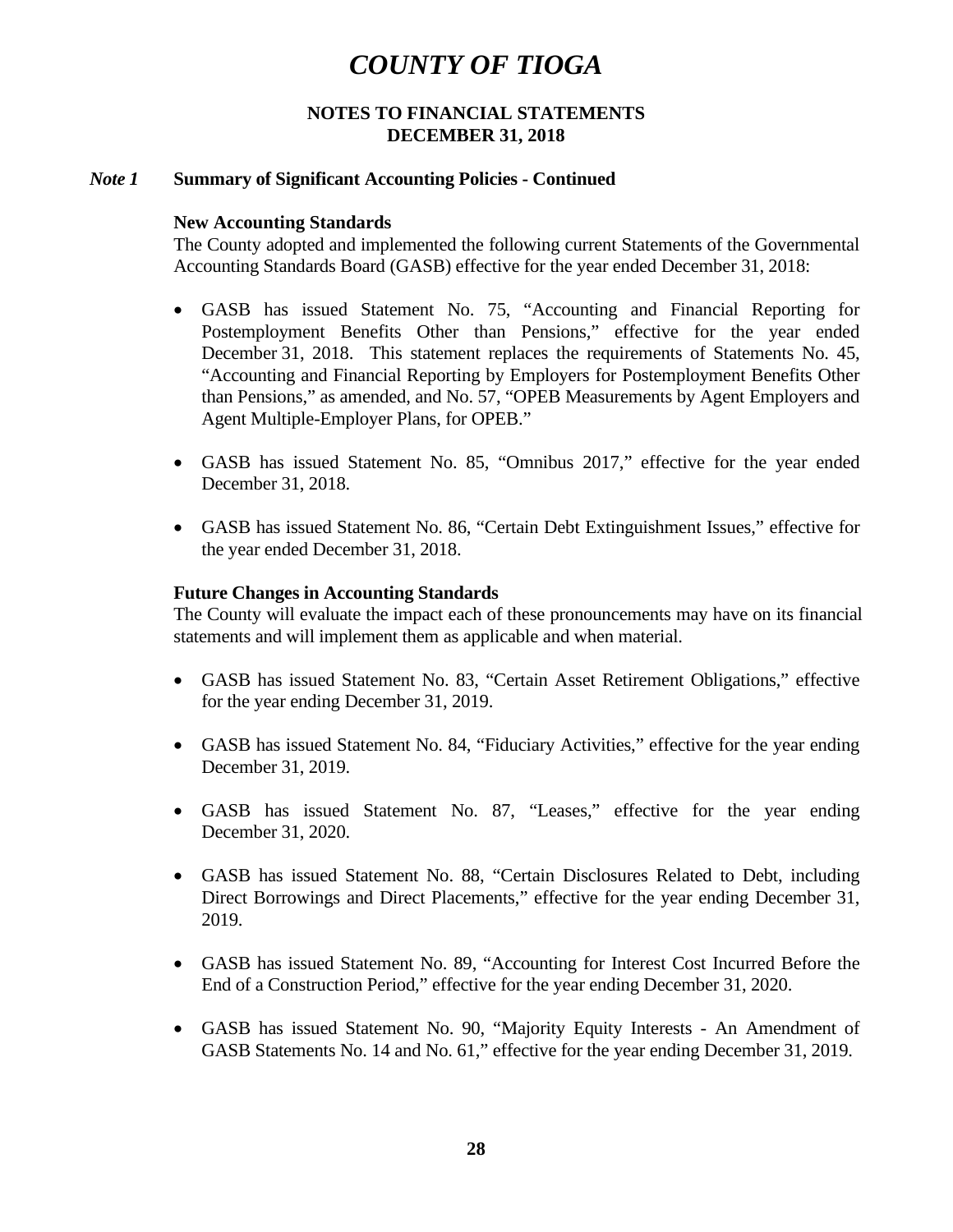# COUNTY OF TIOGA

## NOTES TO FINANCIAL STATEMENTS
## DECEMBER 31, 2018

### *Note 1* Summary of Significant Accounting Policies - Continued

**New Accounting Standards**

The County adopted and implemented the following current Statements of the Governmental Accounting Standards Board (GASB) effective for the year ended December 31, 2018:

- GASB has issued Statement No. 75, "Accounting and Financial Reporting for Postemployment Benefits Other than Pensions," effective for the year ended December 31, 2018. This statement replaces the requirements of Statements No. 45, "Accounting and Financial Reporting by Employers for Postemployment Benefits Other than Pensions," as amended, and No. 57, "OPEB Measurements by Agent Employers and Agent Multiple-Employer Plans, for OPEB."

- GASB has issued Statement No. 85, "Omnibus 2017," effective for the year ended December 31, 2018.

- GASB has issued Statement No. 86, "Certain Debt Extinguishment Issues," effective for the year ended December 31, 2018.

**Future Changes in Accounting Standards**

The County will evaluate the impact each of these pronouncements may have on its financial statements and will implement them as applicable and when material.

- GASB has issued Statement No. 83, "Certain Asset Retirement Obligations," effective for the year ending December 31, 2019.

- GASB has issued Statement No. 84, "Fiduciary Activities," effective for the year ending December 31, 2019.

- GASB has issued Statement No. 87, "Leases," effective for the year ending December 31, 2020.

- GASB has issued Statement No. 88, "Certain Disclosures Related to Debt, including Direct Borrowings and Direct Placements," effective for the year ending December 31, 2019.

- GASB has issued Statement No. 89, "Accounting for Interest Cost Incurred Before the End of a Construction Period," effective for the year ending December 31, 2020.

- GASB has issued Statement No. 90, "Majority Equity Interests - An Amendment of GASB Statements No. 14 and No. 61," effective for the year ending December 31, 2019.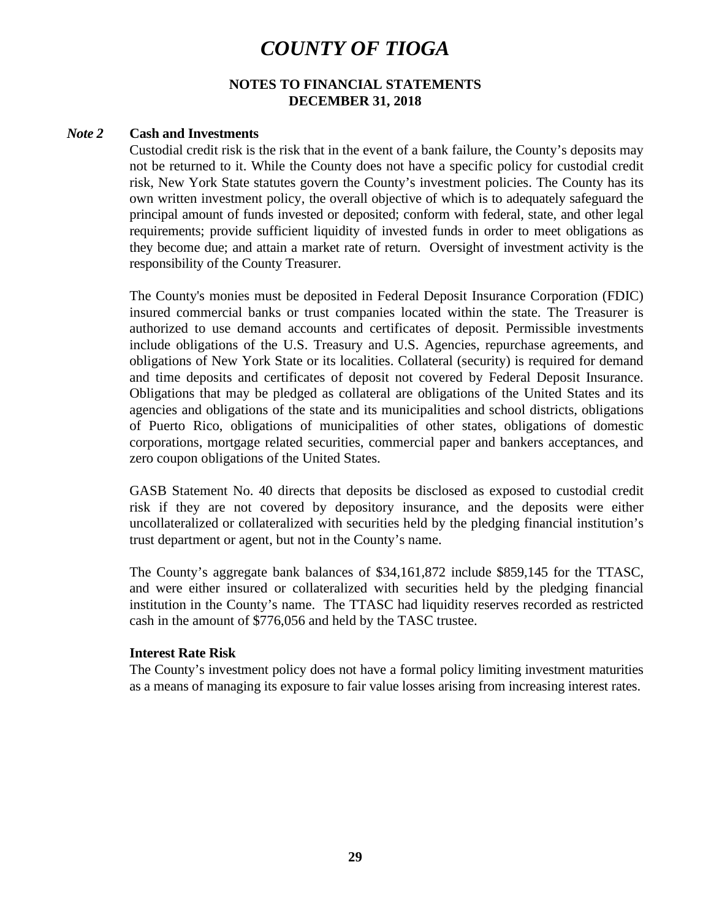# COUNTY OF TIOGA

**NOTES TO FINANCIAL STATEMENTS**
**DECEMBER 31, 2018**

***Note 2*** **Cash and Investments**

Custodial credit risk is the risk that in the event of a bank failure, the County's deposits may not be returned to it. While the County does not have a specific policy for custodial credit risk, New York State statutes govern the County's investment policies. The County has its own written investment policy, the overall objective of which is to adequately safeguard the principal amount of funds invested or deposited; conform with federal, state, and other legal requirements; provide sufficient liquidity of invested funds in order to meet obligations as they become due; and attain a market rate of return. Oversight of investment activity is the responsibility of the County Treasurer.

The County's monies must be deposited in Federal Deposit Insurance Corporation (FDIC) insured commercial banks or trust companies located within the state. The Treasurer is authorized to use demand accounts and certificates of deposit. Permissible investments include obligations of the U.S. Treasury and U.S. Agencies, repurchase agreements, and obligations of New York State or its localities. Collateral (security) is required for demand and time deposits and certificates of deposit not covered by Federal Deposit Insurance. Obligations that may be pledged as collateral are obligations of the United States and its agencies and obligations of the state and its municipalities and school districts, obligations of Puerto Rico, obligations of municipalities of other states, obligations of domestic corporations, mortgage related securities, commercial paper and bankers acceptances, and zero coupon obligations of the United States.

GASB Statement No. 40 directs that deposits be disclosed as exposed to custodial credit risk if they are not covered by depository insurance, and the deposits were either uncollateralized or collateralized with securities held by the pledging financial institution's trust department or agent, but not in the County's name.

The County's aggregate bank balances of $34,161,872 include $859,145 for the TTASC, and were either insured or collateralized with securities held by the pledging financial institution in the County's name. The TTASC had liquidity reserves recorded as restricted cash in the amount of $776,056 and held by the TASC trustee.

**Interest Rate Risk**

The County's investment policy does not have a formal policy limiting investment maturities as a means of managing its exposure to fair value losses arising from increasing interest rates.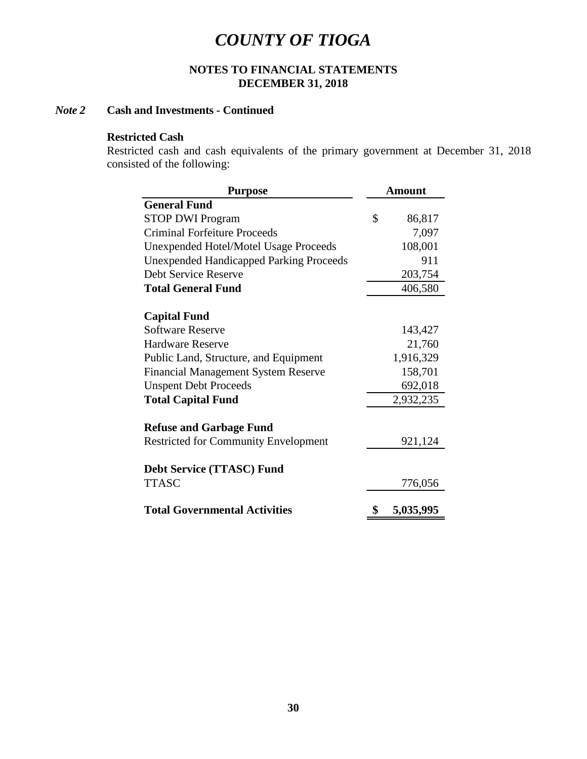# COUNTY OF TIOGA

## NOTES TO FINANCIAL STATEMENTS
## DECEMBER 31, 2018

### *Note 2* Cash and Investments - Continued

**Restricted Cash**

Restricted cash and cash equivalents of the primary government at December 31, 2018 consisted of the following:

| Purpose | Amount |
|---|---|
| **General Fund** | |
| STOP DWI Program | $ 86,817 |
| Criminal Forfeiture Proceeds | 7,097 |
| Unexpended Hotel/Motel Usage Proceeds | 108,001 |
| Unexpended Handicapped Parking Proceeds | 911 |
| Debt Service Reserve | 203,754 |
| **Total General Fund** | 406,580 |
| | |
| **Capital Fund** | |
| Software Reserve | 143,427 |
| Hardware Reserve | 21,760 |
| Public Land, Structure, and Equipment | 1,916,329 |
| Financial Management System Reserve | 158,701 |
| Unspent Debt Proceeds | 692,018 |
| **Total Capital Fund** | 2,932,235 |
| | |
| **Refuse and Garbage Fund** | |
| Restricted for Community Envelopment | 921,124 |
| | |
| **Debt Service (TTASC) Fund** | |
| TTASC | 776,056 |
| | |
| **Total Governmental Activities** | **$ 5,035,995** |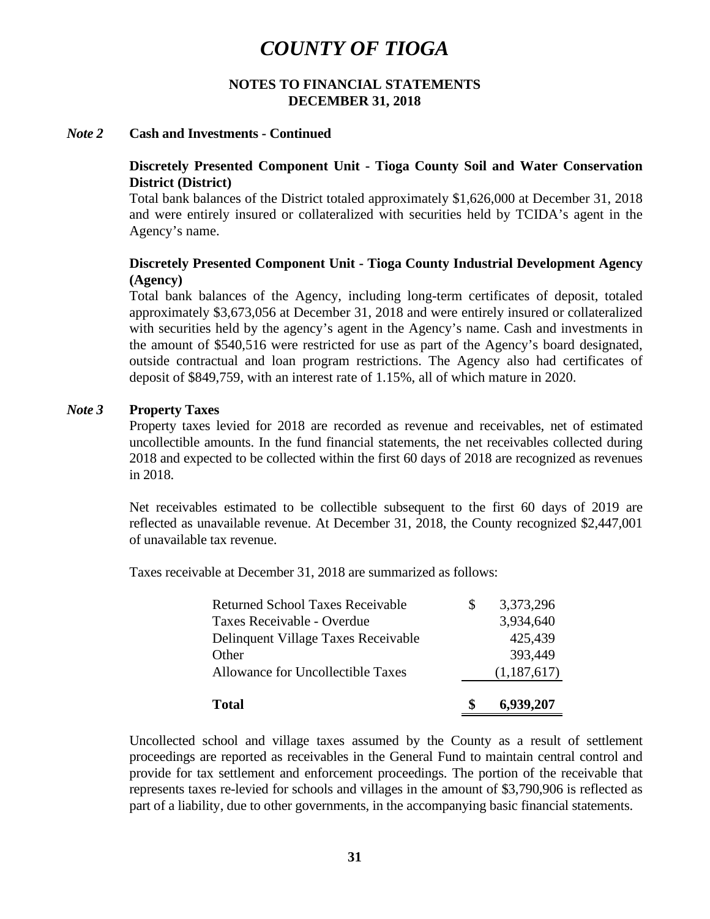# COUNTY OF TIOGA

**NOTES TO FINANCIAL STATEMENTS**
**DECEMBER 31, 2018**

***Note 2*** **Cash and Investments - Continued**

**Discretely Presented Component Unit - Tioga County Soil and Water Conservation District (District)**

Total bank balances of the District totaled approximately $1,626,000 at December 31, 2018 and were entirely insured or collateralized with securities held by TCIDA's agent in the Agency's name.

**Discretely Presented Component Unit - Tioga County Industrial Development Agency (Agency)**

Total bank balances of the Agency, including long-term certificates of deposit, totaled approximately $3,673,056 at December 31, 2018 and were entirely insured or collateralized with securities held by the agency's agent in the Agency's name. Cash and investments in the amount of $540,516 were restricted for use as part of the Agency's board designated, outside contractual and loan program restrictions. The Agency also had certificates of deposit of $849,759, with an interest rate of 1.15%, all of which mature in 2020.

***Note 3*** **Property Taxes**

Property taxes levied for 2018 are recorded as revenue and receivables, net of estimated uncollectible amounts. In the fund financial statements, the net receivables collected during 2018 and expected to be collected within the first 60 days of 2018 are recognized as revenues in 2018.

Net receivables estimated to be collectible subsequent to the first 60 days of 2019 are reflected as unavailable revenue. At December 31, 2018, the County recognized $2,447,001 of unavailable tax revenue.

Taxes receivable at December 31, 2018 are summarized as follows:

| | | |
|---|---|---|
| Returned School Taxes Receivable | $ | 3,373,296 |
| Taxes Receivable - Overdue | | 3,934,640 |
| Delinquent Village Taxes Receivable | | 425,439 |
| Other | | 393,449 |
| Allowance for Uncollectible Taxes | | (1,187,617) |
| **Total** | **$** | **6,939,207** |

Uncollected school and village taxes assumed by the County as a result of settlement proceedings are reported as receivables in the General Fund to maintain central control and provide for tax settlement and enforcement proceedings. The portion of the receivable that represents taxes re-levied for schools and villages in the amount of $3,790,906 is reflected as part of a liability, due to other governments, in the accompanying basic financial statements.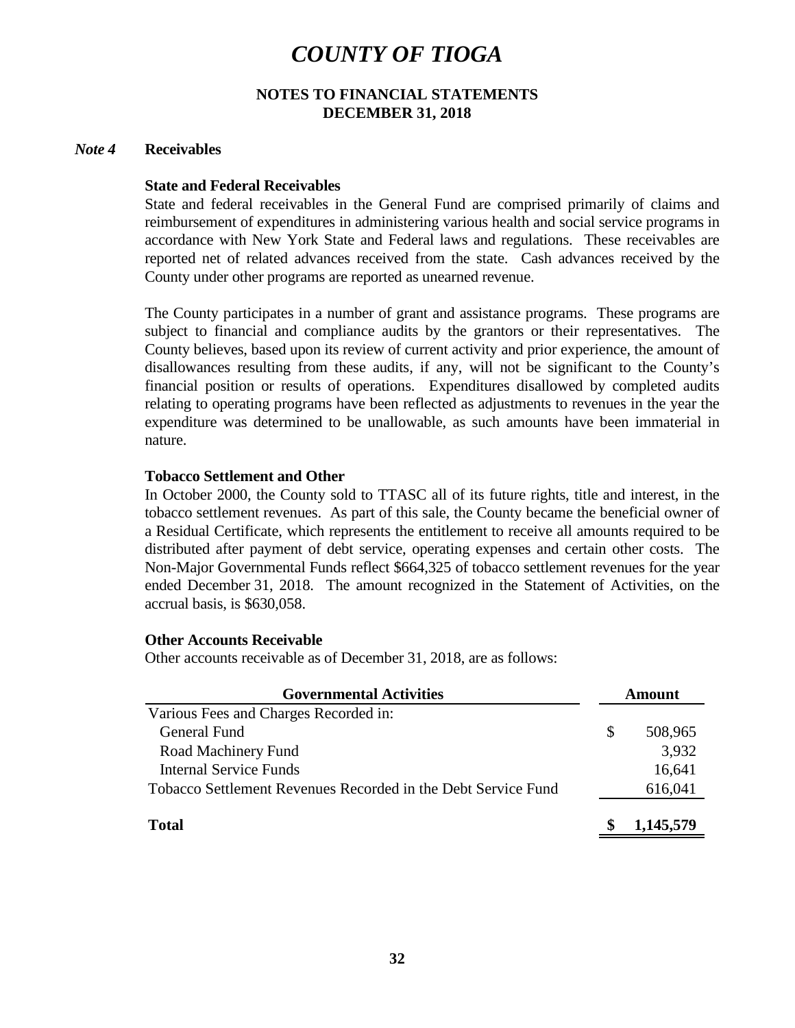# COUNTY OF TIOGA

**NOTES TO FINANCIAL STATEMENTS**
**DECEMBER 31, 2018**

## *Note 4* Receivables

### State and Federal Receivables

State and federal receivables in the General Fund are comprised primarily of claims and reimbursement of expenditures in administering various health and social service programs in accordance with New York State and Federal laws and regulations. These receivables are reported net of related advances received from the state. Cash advances received by the County under other programs are reported as unearned revenue.

The County participates in a number of grant and assistance programs. These programs are subject to financial and compliance audits by the grantors or their representatives. The County believes, based upon its review of current activity and prior experience, the amount of disallowances resulting from these audits, if any, will not be significant to the County's financial position or results of operations. Expenditures disallowed by completed audits relating to operating programs have been reflected as adjustments to revenues in the year the expenditure was determined to be unallowable, as such amounts have been immaterial in nature.

### Tobacco Settlement and Other

In October 2000, the County sold to TTASC all of its future rights, title and interest, in the tobacco settlement revenues. As part of this sale, the County became the beneficial owner of a Residual Certificate, which represents the entitlement to receive all amounts required to be distributed after payment of debt service, operating expenses and certain other costs. The Non-Major Governmental Funds reflect $664,325 of tobacco settlement revenues for the year ended December 31, 2018. The amount recognized in the Statement of Activities, on the accrual basis, is $630,058.

### Other Accounts Receivable

Other accounts receivable as of December 31, 2018, are as follows:

| Governmental Activities | Amount |
|---|---|
| Various Fees and Charges Recorded in: | |
| General Fund | $ 508,965 |
| Road Machinery Fund | 3,932 |
| Internal Service Funds | 16,641 |
| Tobacco Settlement Revenues Recorded in the Debt Service Fund | 616,041 |
| **Total** | **$ 1,145,579** |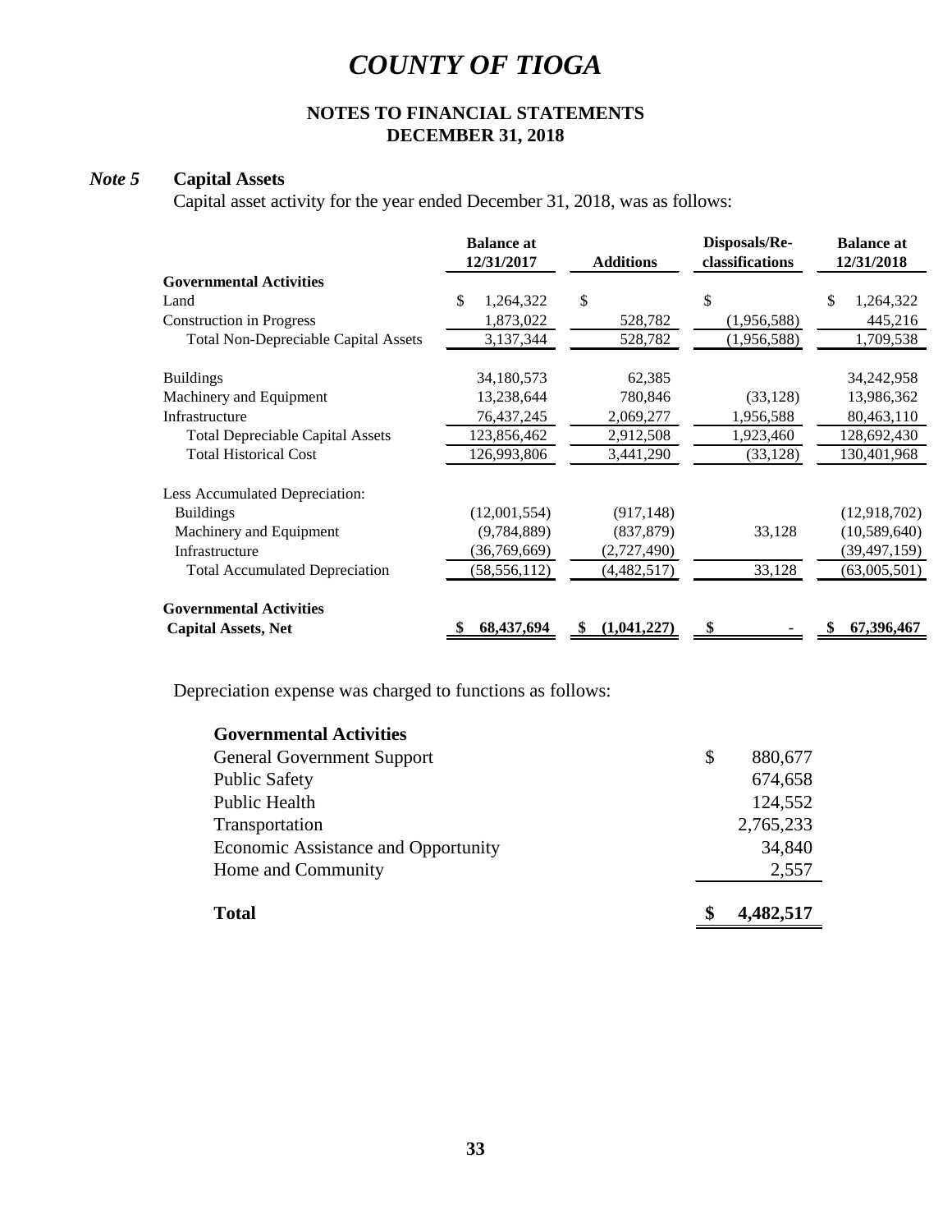# COUNTY OF TIOGA

## NOTES TO FINANCIAL STATEMENTS
## DECEMBER 31, 2018

### *Note 5* Capital Assets

Capital asset activity for the year ended December 31, 2018, was as follows:

| | Balance at 12/31/2017 | Additions | Disposals/Re-classifications | Balance at 12/31/2018 |
|---|---|---|---|---|
| **Governmental Activities** | | | | |
| Land | $ 1,264,322 | $ | $ | $ 1,264,322 |
| Construction in Progress | 1,873,022 | 528,782 | (1,956,588) | 445,216 |
| Total Non-Depreciable Capital Assets | 3,137,344 | 528,782 | (1,956,588) | 1,709,538 |
| Buildings | 34,180,573 | 62,385 | | 34,242,958 |
| Machinery and Equipment | 13,238,644 | 780,846 | (33,128) | 13,986,362 |
| Infrastructure | 76,437,245 | 2,069,277 | 1,956,588 | 80,463,110 |
| Total Depreciable Capital Assets | 123,856,462 | 2,912,508 | 1,923,460 | 128,692,430 |
| Total Historical Cost | 126,993,806 | 3,441,290 | (33,128) | 130,401,968 |
| Less Accumulated Depreciation: | | | | |
| Buildings | (12,001,554) | (917,148) | | (12,918,702) |
| Machinery and Equipment | (9,784,889) | (837,879) | 33,128 | (10,589,640) |
| Infrastructure | (36,769,669) | (2,727,490) | | (39,497,159) |
| Total Accumulated Depreciation | (58,556,112) | (4,482,517) | 33,128 | (63,005,501) |
| **Governmental Activities Capital Assets, Net** | **$ 68,437,694** | **$ (1,041,227)** | **$ -** | **$ 67,396,467** |

Depreciation expense was charged to functions as follows:

| **Governmental Activities** | |
|---|---|
| General Government Support | $ 880,677 |
| Public Safety | 674,658 |
| Public Health | 124,552 |
| Transportation | 2,765,233 |
| Economic Assistance and Opportunity | 34,840 |
| Home and Community | 2,557 |
| **Total** | **$ 4,482,517** |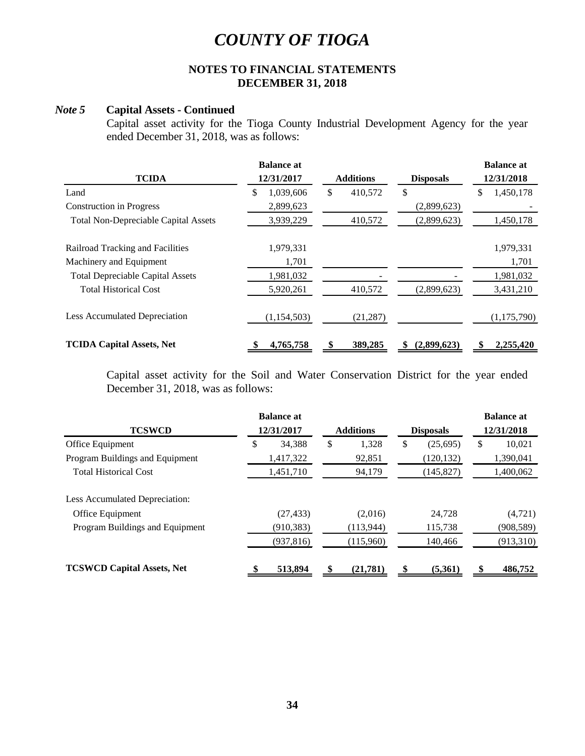# COUNTY OF TIOGA

## NOTES TO FINANCIAL STATEMENTS
## DECEMBER 31, 2018

### *Note 5* Capital Assets - Continued

Capital asset activity for the Tioga County Industrial Development Agency for the year ended December 31, 2018, was as follows:

| TCIDA | Balance at 12/31/2017 | Additions | Disposals | Balance at 12/31/2018 |
|---|---|---|---|---|
| Land | $ 1,039,606 | $ 410,572 | $ | $ 1,450,178 |
| Construction in Progress | 2,899,623 | | (2,899,623) | - |
| Total Non-Depreciable Capital Assets | 3,939,229 | 410,572 | (2,899,623) | 1,450,178 |
| Railroad Tracking and Facilities | 1,979,331 | | | 1,979,331 |
| Machinery and Equipment | 1,701 | | | 1,701 |
| Total Depreciable Capital Assets | 1,981,032 | - | - | 1,981,032 |
| Total Historical Cost | 5,920,261 | 410,572 | (2,899,623) | 3,431,210 |
| Less Accumulated Depreciation | (1,154,503) | (21,287) | | (1,175,790) |
| **TCIDA Capital Assets, Net** | **$ 4,765,758** | **$ 389,285** | **$ (2,899,623)** | **$ 2,255,420** |

Capital asset activity for the Soil and Water Conservation District for the year ended December 31, 2018, was as follows:

| TCSWCD | Balance at 12/31/2017 | Additions | Disposals | Balance at 12/31/2018 |
|---|---|---|---|---|
| Office Equipment | $ 34,388 | $ 1,328 | $ (25,695) | $ 10,021 |
| Program Buildings and Equipment | 1,417,322 | 92,851 | (120,132) | 1,390,041 |
| Total Historical Cost | 1,451,710 | 94,179 | (145,827) | 1,400,062 |
| Less Accumulated Depreciation: | | | | |
| Office Equipment | (27,433) | (2,016) | 24,728 | (4,721) |
| Program Buildings and Equipment | (910,383) | (113,944) | 115,738 | (908,589) |
| | (937,816) | (115,960) | 140,466 | (913,310) |
| **TCSWCD Capital Assets, Net** | **$ 513,894** | **$ (21,781)** | **$ (5,361)** | **$ 486,752** |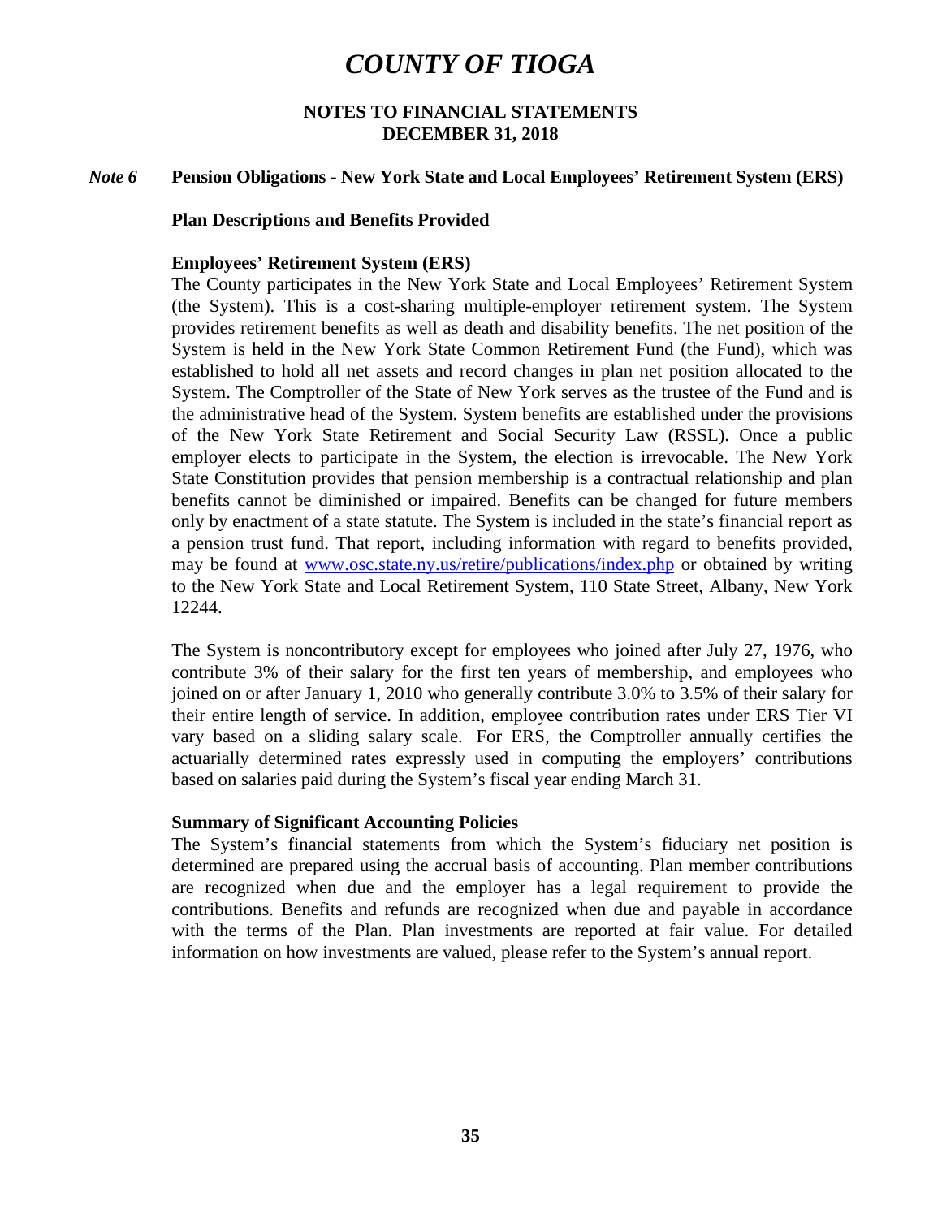# COUNTY OF TIOGA

**NOTES TO FINANCIAL STATEMENTS**
**DECEMBER 31, 2018**

## *Note 6* Pension Obligations - New York State and Local Employees' Retirement System (ERS)

### Plan Descriptions and Benefits Provided

**Employees' Retirement System (ERS)**

The County participates in the New York State and Local Employees' Retirement System (the System). This is a cost-sharing multiple-employer retirement system. The System provides retirement benefits as well as death and disability benefits. The net position of the System is held in the New York State Common Retirement Fund (the Fund), which was established to hold all net assets and record changes in plan net position allocated to the System. The Comptroller of the State of New York serves as the trustee of the Fund and is the administrative head of the System. System benefits are established under the provisions of the New York State Retirement and Social Security Law (RSSL). Once a public employer elects to participate in the System, the election is irrevocable. The New York State Constitution provides that pension membership is a contractual relationship and plan benefits cannot be diminished or impaired. Benefits can be changed for future members only by enactment of a state statute. The System is included in the state's financial report as a pension trust fund. That report, including information with regard to benefits provided, may be found at www.osc.state.ny.us/retire/publications/index.php or obtained by writing to the New York State and Local Retirement System, 110 State Street, Albany, New York 12244.

The System is noncontributory except for employees who joined after July 27, 1976, who contribute 3% of their salary for the first ten years of membership, and employees who joined on or after January 1, 2010 who generally contribute 3.0% to 3.5% of their salary for their entire length of service. In addition, employee contribution rates under ERS Tier VI vary based on a sliding salary scale. For ERS, the Comptroller annually certifies the actuarially determined rates expressly used in computing the employers' contributions based on salaries paid during the System's fiscal year ending March 31.

**Summary of Significant Accounting Policies**

The System's financial statements from which the System's fiduciary net position is determined are prepared using the accrual basis of accounting. Plan member contributions are recognized when due and the employer has a legal requirement to provide the contributions. Benefits and refunds are recognized when due and payable in accordance with the terms of the Plan. Plan investments are reported at fair value. For detailed information on how investments are valued, please refer to the System's annual report.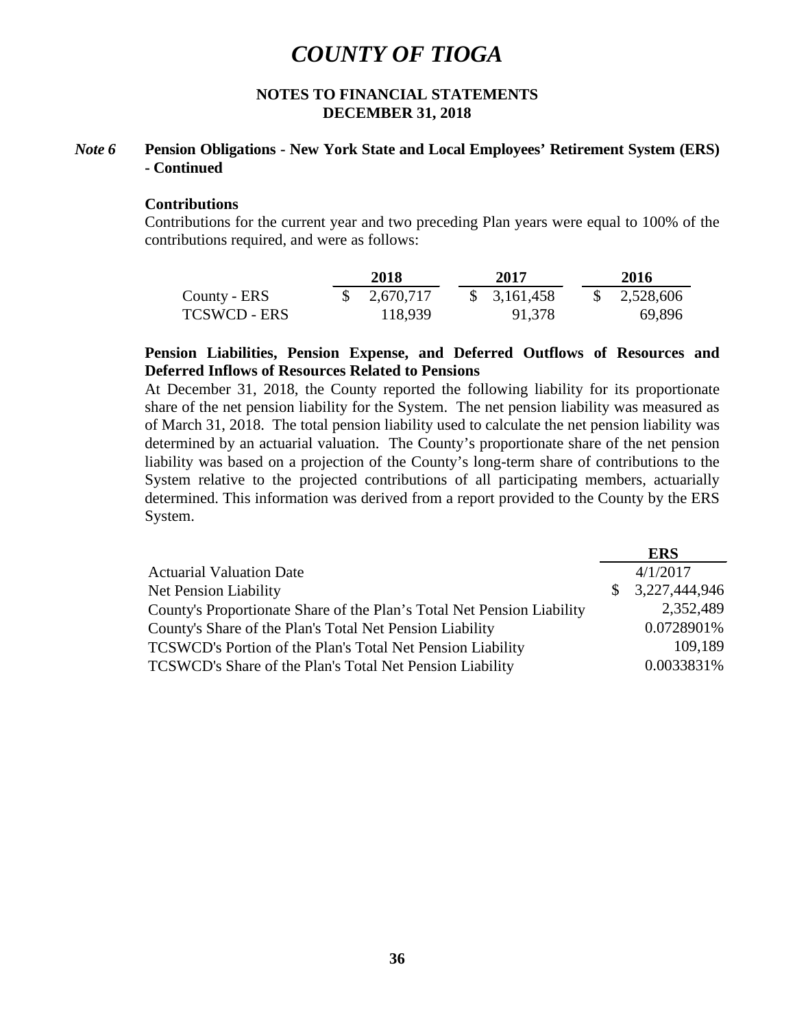# COUNTY OF TIOGA

**NOTES TO FINANCIAL STATEMENTS**
**DECEMBER 31, 2018**

***Note 6*** **Pension Obligations - New York State and Local Employees' Retirement System (ERS) - Continued**

**Contributions**

Contributions for the current year and two preceding Plan years were equal to 100% of the contributions required, and were as follows:

| | 2018 | 2017 | 2016 |
|---|---|---|---|
| County - ERS | $ 2,670,717 | $ 3,161,458 | $ 2,528,606 |
| TCSWCD - ERS | 118,939 | 91,378 | 69,896 |

**Pension Liabilities, Pension Expense, and Deferred Outflows of Resources and Deferred Inflows of Resources Related to Pensions**

At December 31, 2018, the County reported the following liability for its proportionate share of the net pension liability for the System. The net pension liability was measured as of March 31, 2018. The total pension liability used to calculate the net pension liability was determined by an actuarial valuation. The County's proportionate share of the net pension liability was based on a projection of the County's long-term share of contributions to the System relative to the projected contributions of all participating members, actuarially determined. This information was derived from a report provided to the County by the ERS System.

| | ERS |
|---|---|
| Actuarial Valuation Date | 4/1/2017 |
| Net Pension Liability | $ 3,227,444,946 |
| County's Proportionate Share of the Plan's Total Net Pension Liability | 2,352,489 |
| County's Share of the Plan's Total Net Pension Liability | 0.0728901% |
| TCSWCD's Portion of the Plan's Total Net Pension Liability | 109,189 |
| TCSWCD's Share of the Plan's Total Net Pension Liability | 0.0033831% |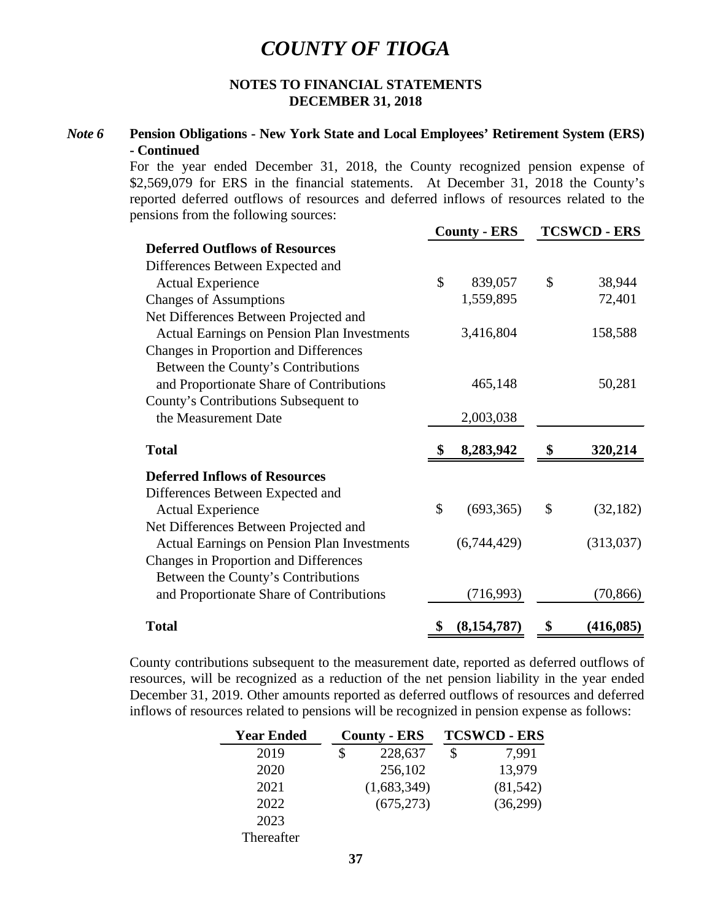# COUNTY OF TIOGA

**NOTES TO FINANCIAL STATEMENTS**
**DECEMBER 31, 2018**

***Note 6*** **Pension Obligations - New York State and Local Employees' Retirement System (ERS) - Continued**

For the year ended December 31, 2018, the County recognized pension expense of $2,569,079 for ERS in the financial statements. At December 31, 2018 the County's reported deferred outflows of resources and deferred inflows of resources related to the pensions from the following sources:

| | County - ERS | TCSWCD - ERS |
|---|---|---|
| **Deferred Outflows of Resources** | | |
| Differences Between Expected and Actual Experience | $ 839,057 | $ 38,944 |
| Changes of Assumptions | 1,559,895 | 72,401 |
| Net Differences Between Projected and Actual Earnings on Pension Plan Investments | 3,416,804 | 158,588 |
| Changes in Proportion and Differences Between the County's Contributions and Proportionate Share of Contributions | 465,148 | 50,281 |
| County's Contributions Subsequent to the Measurement Date | 2,003,038 | |
| **Total** | **$ 8,283,942** | **$ 320,214** |
| **Deferred Inflows of Resources** | | |
| Differences Between Expected and Actual Experience | $ (693,365) | $ (32,182) |
| Net Differences Between Projected and Actual Earnings on Pension Plan Investments | (6,744,429) | (313,037) |
| Changes in Proportion and Differences Between the County's Contributions and Proportionate Share of Contributions | (716,993) | (70,866) |
| **Total** | **$ (8,154,787)** | **$ (416,085)** |

County contributions subsequent to the measurement date, reported as deferred outflows of resources, will be recognized as a reduction of the net pension liability in the year ended December 31, 2019. Other amounts reported as deferred outflows of resources and deferred inflows of resources related to pensions will be recognized in pension expense as follows:

| Year Ended | County - ERS | TCSWCD - ERS |
|---|---|---|
| 2019 | $ 228,637 | $ 7,991 |
| 2020 | 256,102 | 13,979 |
| 2021 | (1,683,349) | (81,542) |
| 2022 | (675,273) | (36,299) |
| 2023 | | |
| Thereafter | | |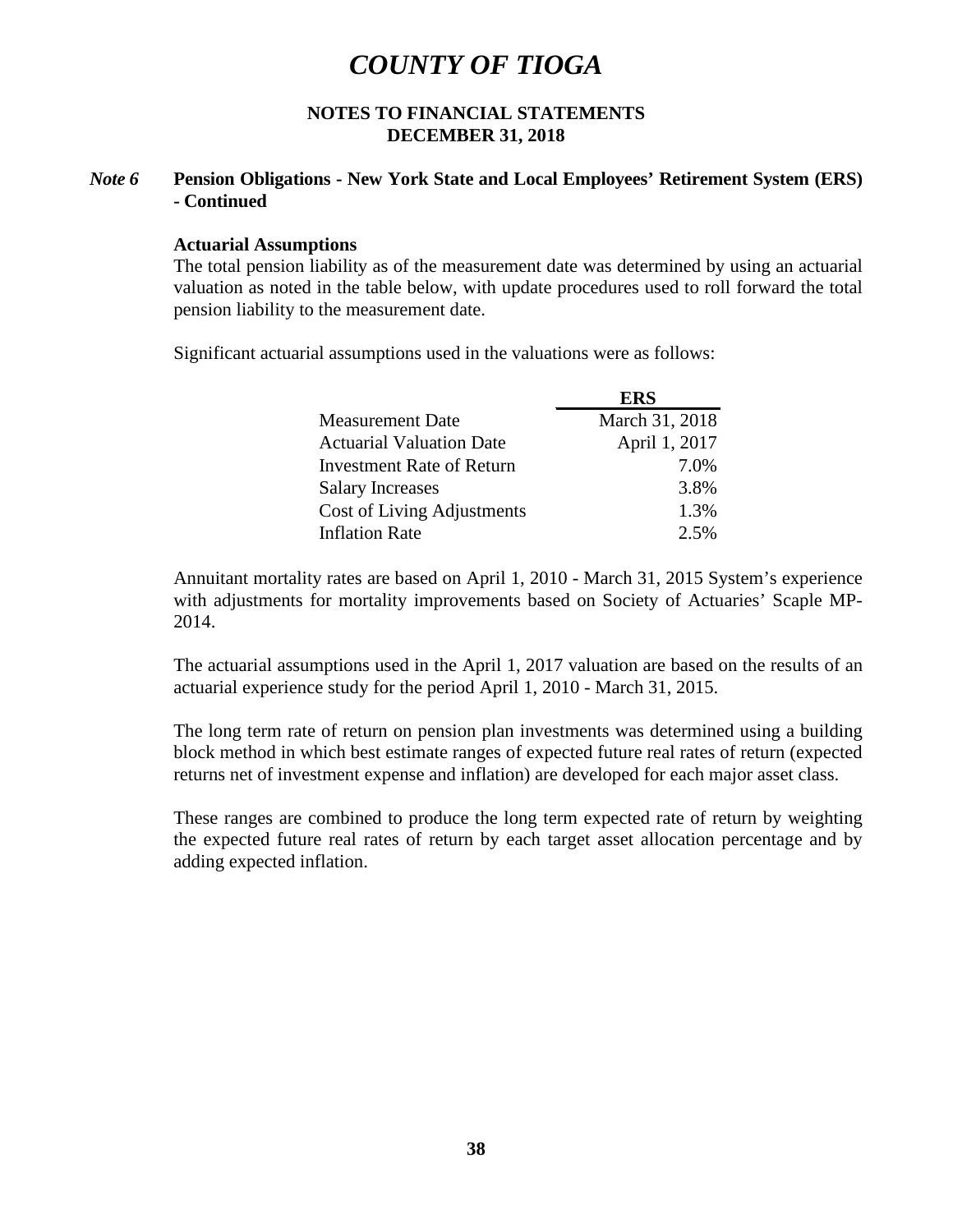# COUNTY OF TIOGA

**NOTES TO FINANCIAL STATEMENTS**
**DECEMBER 31, 2018**

***Note 6*** **Pension Obligations - New York State and Local Employees' Retirement System (ERS) - Continued**

**Actuarial Assumptions**

The total pension liability as of the measurement date was determined by using an actuarial valuation as noted in the table below, with update procedures used to roll forward the total pension liability to the measurement date.

Significant actuarial assumptions used in the valuations were as follows:

| | ERS |
|---|---|
| Measurement Date | March 31, 2018 |
| Actuarial Valuation Date | April 1, 2017 |
| Investment Rate of Return | 7.0% |
| Salary Increases | 3.8% |
| Cost of Living Adjustments | 1.3% |
| Inflation Rate | 2.5% |

Annuitant mortality rates are based on April 1, 2010 - March 31, 2015 System's experience with adjustments for mortality improvements based on Society of Actuaries' Scaple MP-2014.

The actuarial assumptions used in the April 1, 2017 valuation are based on the results of an actuarial experience study for the period April 1, 2010 - March 31, 2015.

The long term rate of return on pension plan investments was determined using a building block method in which best estimate ranges of expected future real rates of return (expected returns net of investment expense and inflation) are developed for each major asset class.

These ranges are combined to produce the long term expected rate of return by weighting the expected future real rates of return by each target asset allocation percentage and by adding expected inflation.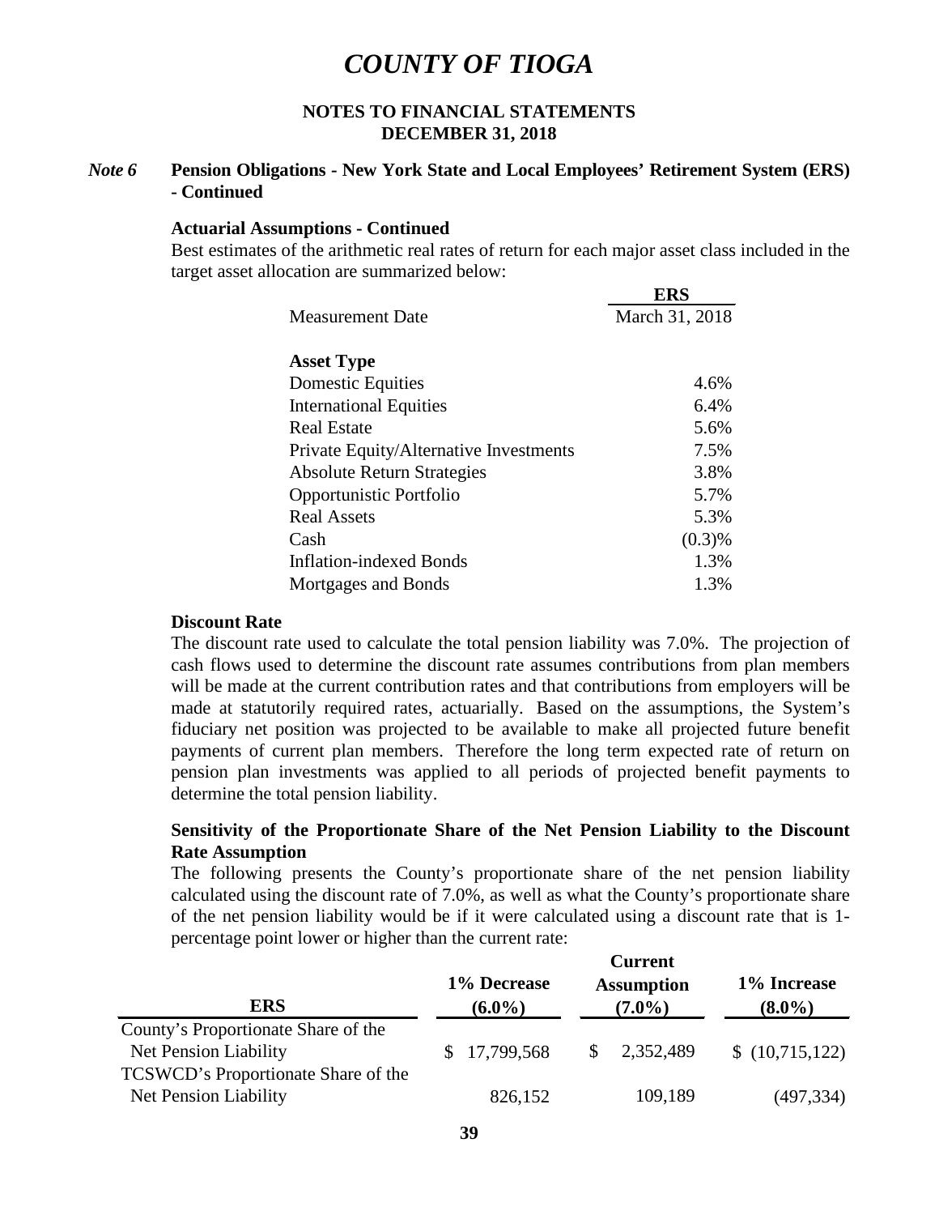# COUNTY OF TIOGA

**NOTES TO FINANCIAL STATEMENTS**
**DECEMBER 31, 2018**

## *Note 6* Pension Obligations - New York State and Local Employees' Retirement System (ERS) - Continued

**Actuarial Assumptions - Continued**

Best estimates of the arithmetic real rates of return for each major asset class included in the target asset allocation are summarized below:

| | ERS |
|---|---|
| Measurement Date | March 31, 2018 |
| **Asset Type** | |
| Domestic Equities | 4.6% |
| International Equities | 6.4% |
| Real Estate | 5.6% |
| Private Equity/Alternative Investments | 7.5% |
| Absolute Return Strategies | 3.8% |
| Opportunistic Portfolio | 5.7% |
| Real Assets | 5.3% |
| Cash | (0.3)% |
| Inflation-indexed Bonds | 1.3% |
| Mortgages and Bonds | 1.3% |

**Discount Rate**

The discount rate used to calculate the total pension liability was 7.0%. The projection of cash flows used to determine the discount rate assumes contributions from plan members will be made at the current contribution rates and that contributions from employers will be made at statutorily required rates, actuarially. Based on the assumptions, the System's fiduciary net position was projected to be available to make all projected future benefit payments of current plan members. Therefore the long term expected rate of return on pension plan investments was applied to all periods of projected benefit payments to determine the total pension liability.

**Sensitivity of the Proportionate Share of the Net Pension Liability to the Discount Rate Assumption**

The following presents the County's proportionate share of the net pension liability calculated using the discount rate of 7.0%, as well as what the County's proportionate share of the net pension liability would be if it were calculated using a discount rate that is 1-percentage point lower or higher than the current rate:

| ERS | 1% Decrease (6.0%) | Current Assumption (7.0%) | 1% Increase (8.0%) |
|---|---|---|---|
| County's Proportionate Share of the Net Pension Liability | $ 17,799,568 | $ 2,352,489 | $ (10,715,122) |
| TCSWCD's Proportionate Share of the Net Pension Liability | 826,152 | 109,189 | (497,334) |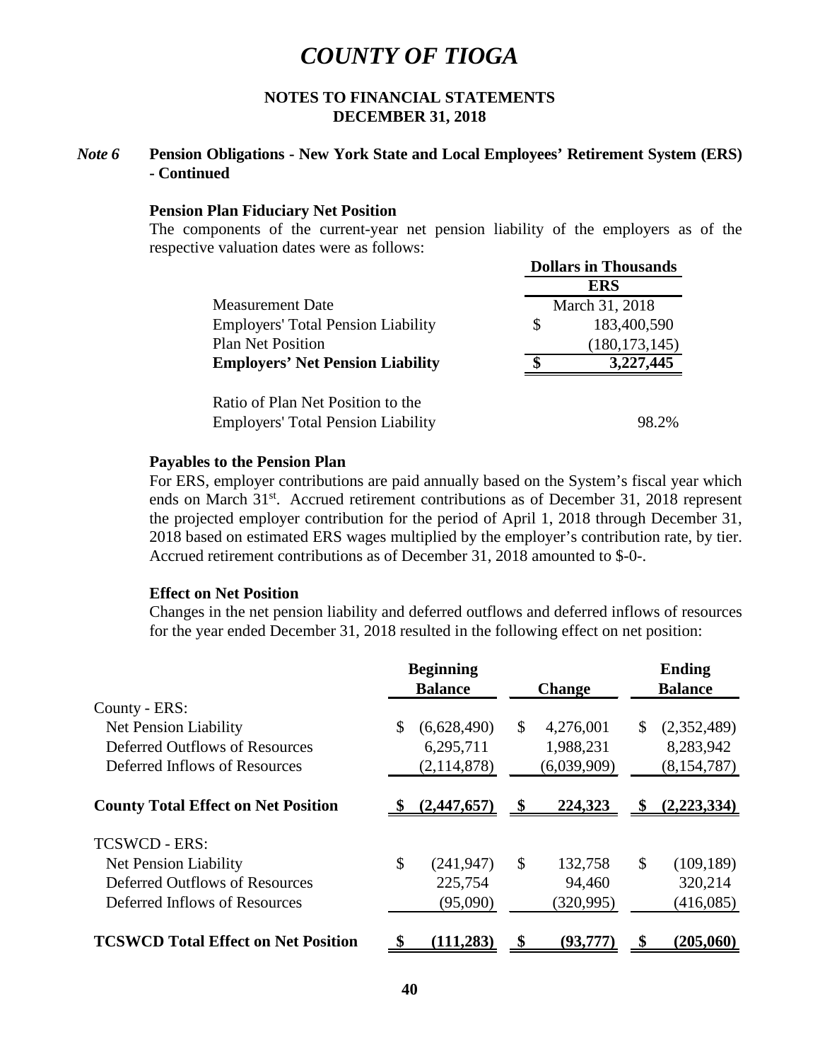# COUNTY OF TIOGA

## NOTES TO FINANCIAL STATEMENTS
## DECEMBER 31, 2018

### *Note 6* Pension Obligations - New York State and Local Employees' Retirement System (ERS) - Continued

**Pension Plan Fiduciary Net Position**

The components of the current-year net pension liability of the employers as of the respective valuation dates were as follows:

| | Dollars in Thousands |
|---|---|
| | **ERS** |
| Measurement Date | March 31, 2018 |
| Employers' Total Pension Liability | $ 183,400,590 |
| Plan Net Position | (180,173,145) |
| **Employers' Net Pension Liability** | **$ 3,227,445** |
| | |
| Ratio of Plan Net Position to the Employers' Total Pension Liability | 98.2% |

**Payables to the Pension Plan**

For ERS, employer contributions are paid annually based on the System's fiscal year which ends on March 31st. Accrued retirement contributions as of December 31, 2018 represent the projected employer contribution for the period of April 1, 2018 through December 31, 2018 based on estimated ERS wages multiplied by the employer's contribution rate, by tier. Accrued retirement contributions as of December 31, 2018 amounted to $-0-.

**Effect on Net Position**

Changes in the net pension liability and deferred outflows and deferred inflows of resources for the year ended December 31, 2018 resulted in the following effect on net position:

| | Beginning Balance | Change | Ending Balance |
|---|---|---|---|
| County - ERS: | | | |
| Net Pension Liability | $ (6,628,490) | $ 4,276,001 | $ (2,352,489) |
| Deferred Outflows of Resources | 6,295,711 | 1,988,231 | 8,283,942 |
| Deferred Inflows of Resources | (2,114,878) | (6,039,909) | (8,154,787) |
| **County Total Effect on Net Position** | **$ (2,447,657)** | **$ 224,323** | **$ (2,223,334)** |
| TCSWCD - ERS: | | | |
| Net Pension Liability | $ (241,947) | $ 132,758 | $ (109,189) |
| Deferred Outflows of Resources | 225,754 | 94,460 | 320,214 |
| Deferred Inflows of Resources | (95,090) | (320,995) | (416,085) |
| **TCSWCD Total Effect on Net Position** | **$ (111,283)** | **$ (93,777)** | **$ (205,060)** |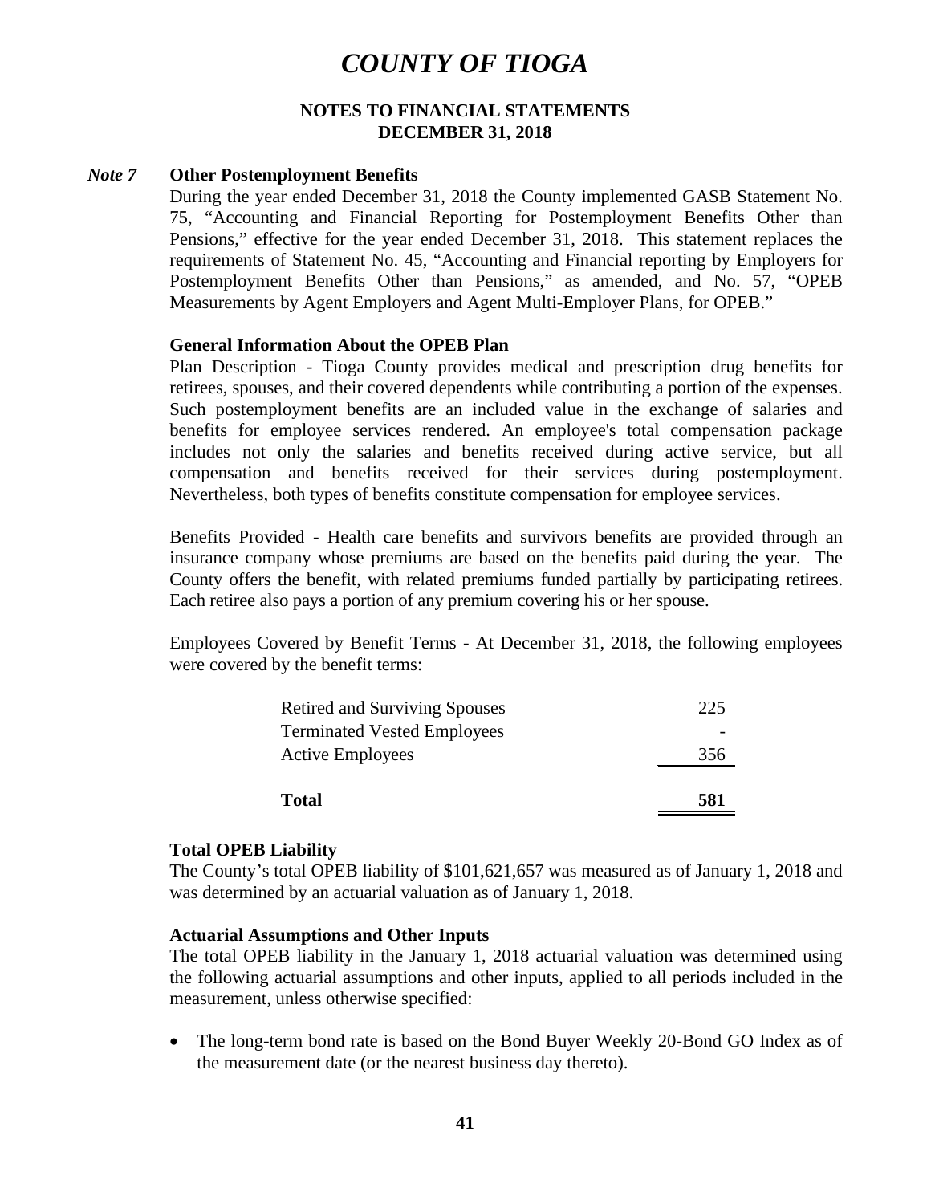# COUNTY OF TIOGA

## NOTES TO FINANCIAL STATEMENTS
## DECEMBER 31, 2018

***Note 7*** **Other Postemployment Benefits**

During the year ended December 31, 2018 the County implemented GASB Statement No. 75, "Accounting and Financial Reporting for Postemployment Benefits Other than Pensions," effective for the year ended December 31, 2018. This statement replaces the requirements of Statement No. 45, "Accounting and Financial reporting by Employers for Postemployment Benefits Other than Pensions," as amended, and No. 57, "OPEB Measurements by Agent Employers and Agent Multi-Employer Plans, for OPEB."

**General Information About the OPEB Plan**

Plan Description - Tioga County provides medical and prescription drug benefits for retirees, spouses, and their covered dependents while contributing a portion of the expenses. Such postemployment benefits are an included value in the exchange of salaries and benefits for employee services rendered. An employee's total compensation package includes not only the salaries and benefits received during active service, but all compensation and benefits received for their services during postemployment. Nevertheless, both types of benefits constitute compensation for employee services.

Benefits Provided - Health care benefits and survivors benefits are provided through an insurance company whose premiums are based on the benefits paid during the year. The County offers the benefit, with related premiums funded partially by participating retirees. Each retiree also pays a portion of any premium covering his or her spouse.

Employees Covered by Benefit Terms - At December 31, 2018, the following employees were covered by the benefit terms:

| | |
|---|---|
| Retired and Surviving Spouses | 225 |
| Terminated Vested Employees | - |
| Active Employees | 356 |
| **Total** | **581** |

**Total OPEB Liability**

The County's total OPEB liability of $101,621,657 was measured as of January 1, 2018 and was determined by an actuarial valuation as of January 1, 2018.

**Actuarial Assumptions and Other Inputs**

The total OPEB liability in the January 1, 2018 actuarial valuation was determined using the following actuarial assumptions and other inputs, applied to all periods included in the measurement, unless otherwise specified:

- The long-term bond rate is based on the Bond Buyer Weekly 20-Bond GO Index as of the measurement date (or the nearest business day thereto).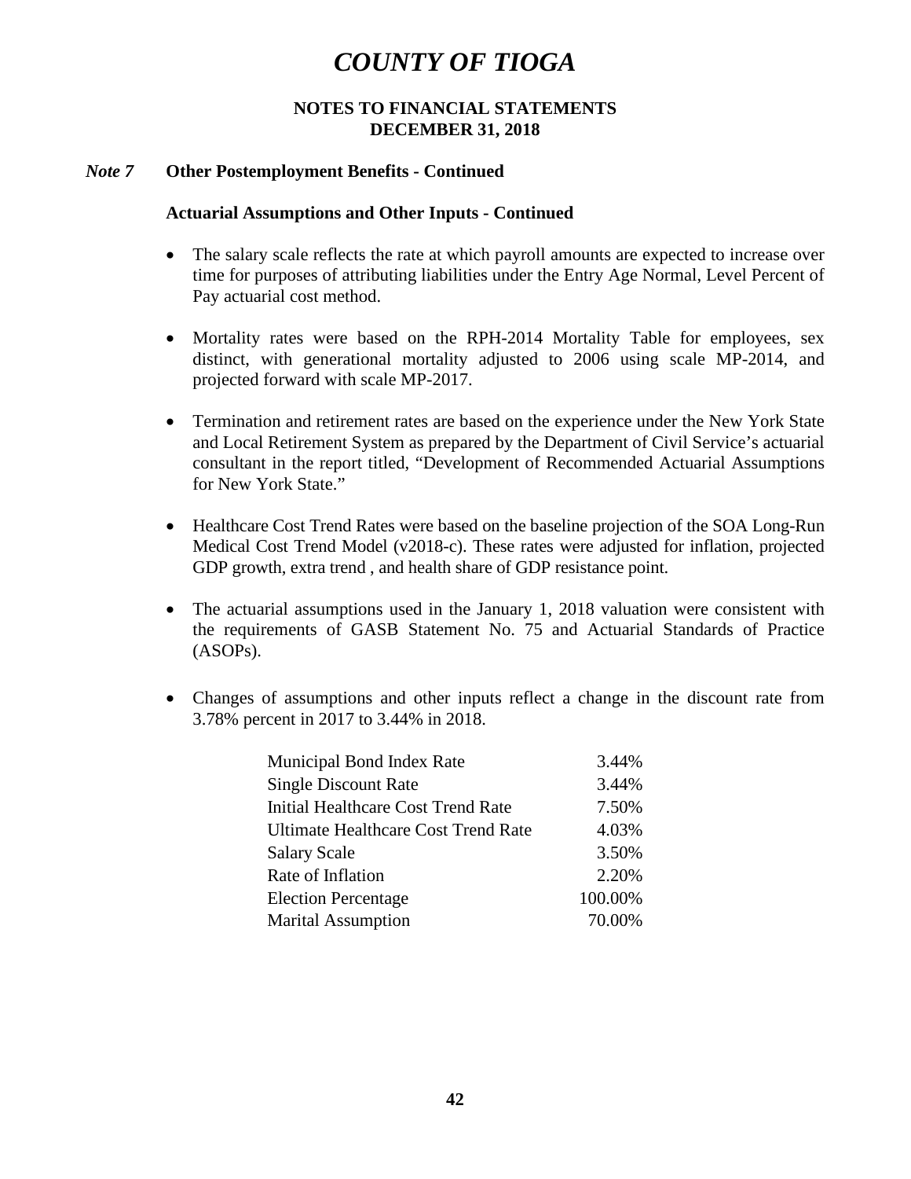# COUNTY OF TIOGA

**NOTES TO FINANCIAL STATEMENTS**
**DECEMBER 31, 2018**

***Note 7*** **Other Postemployment Benefits - Continued**

**Actuarial Assumptions and Other Inputs - Continued**

- The salary scale reflects the rate at which payroll amounts are expected to increase over time for purposes of attributing liabilities under the Entry Age Normal, Level Percent of Pay actuarial cost method.

- Mortality rates were based on the RPH-2014 Mortality Table for employees, sex distinct, with generational mortality adjusted to 2006 using scale MP-2014, and projected forward with scale MP-2017.

- Termination and retirement rates are based on the experience under the New York State and Local Retirement System as prepared by the Department of Civil Service's actuarial consultant in the report titled, "Development of Recommended Actuarial Assumptions for New York State."

- Healthcare Cost Trend Rates were based on the baseline projection of the SOA Long-Run Medical Cost Trend Model (v2018-c). These rates were adjusted for inflation, projected GDP growth, extra trend , and health share of GDP resistance point.

- The actuarial assumptions used in the January 1, 2018 valuation were consistent with the requirements of GASB Statement No. 75 and Actuarial Standards of Practice (ASOPs).

- Changes of assumptions and other inputs reflect a change in the discount rate from 3.78% percent in 2017 to 3.44% in 2018.

| | |
|---|---:|
| Municipal Bond Index Rate | 3.44% |
| Single Discount Rate | 3.44% |
| Initial Healthcare Cost Trend Rate | 7.50% |
| Ultimate Healthcare Cost Trend Rate | 4.03% |
| Salary Scale | 3.50% |
| Rate of Inflation | 2.20% |
| Election Percentage | 100.00% |
| Marital Assumption | 70.00% |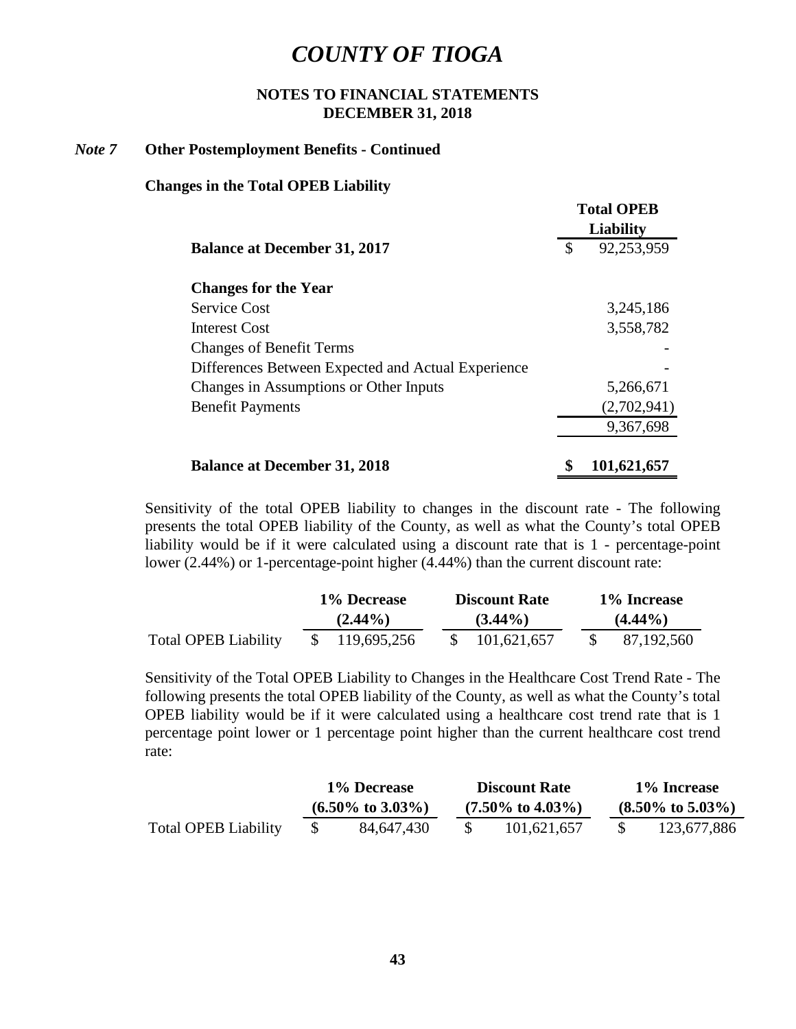# COUNTY OF TIOGA

**NOTES TO FINANCIAL STATEMENTS**
**DECEMBER 31, 2018**

***Note 7*** **Other Postemployment Benefits - Continued**

**Changes in the Total OPEB Liability**

| | Total OPEB Liability |
|---|---|
| **Balance at December 31, 2017** | $ 92,253,959 |
| | |
| **Changes for the Year** | |
| Service Cost | 3,245,186 |
| Interest Cost | 3,558,782 |
| Changes of Benefit Terms | - |
| Differences Between Expected and Actual Experience | - |
| Changes in Assumptions or Other Inputs | 5,266,671 |
| Benefit Payments | (2,702,941) |
| | 9,367,698 |
| | |
| **Balance at December 31, 2018** | **$ 101,621,657** |

Sensitivity of the total OPEB liability to changes in the discount rate - The following presents the total OPEB liability of the County, as well as what the County's total OPEB liability would be if it were calculated using a discount rate that is 1 - percentage-point lower (2.44%) or 1-percentage-point higher (4.44%) than the current discount rate:

| | 1% Decrease (2.44%) | Discount Rate (3.44%) | 1% Increase (4.44%) |
|---|---|---|---|
| Total OPEB Liability | $ 119,695,256 | $ 101,621,657 | $ 87,192,560 |

Sensitivity of the Total OPEB Liability to Changes in the Healthcare Cost Trend Rate - The following presents the total OPEB liability of the County, as well as what the County's total OPEB liability would be if it were calculated using a healthcare cost trend rate that is 1 percentage point lower or 1 percentage point higher than the current healthcare cost trend rate:

| | 1% Decrease (6.50% to 3.03%) | Discount Rate (7.50% to 4.03%) | 1% Increase (8.50% to 5.03%) |
|---|---|---|---|
| Total OPEB Liability | $ 84,647,430 | $ 101,621,657 | $ 123,677,886 |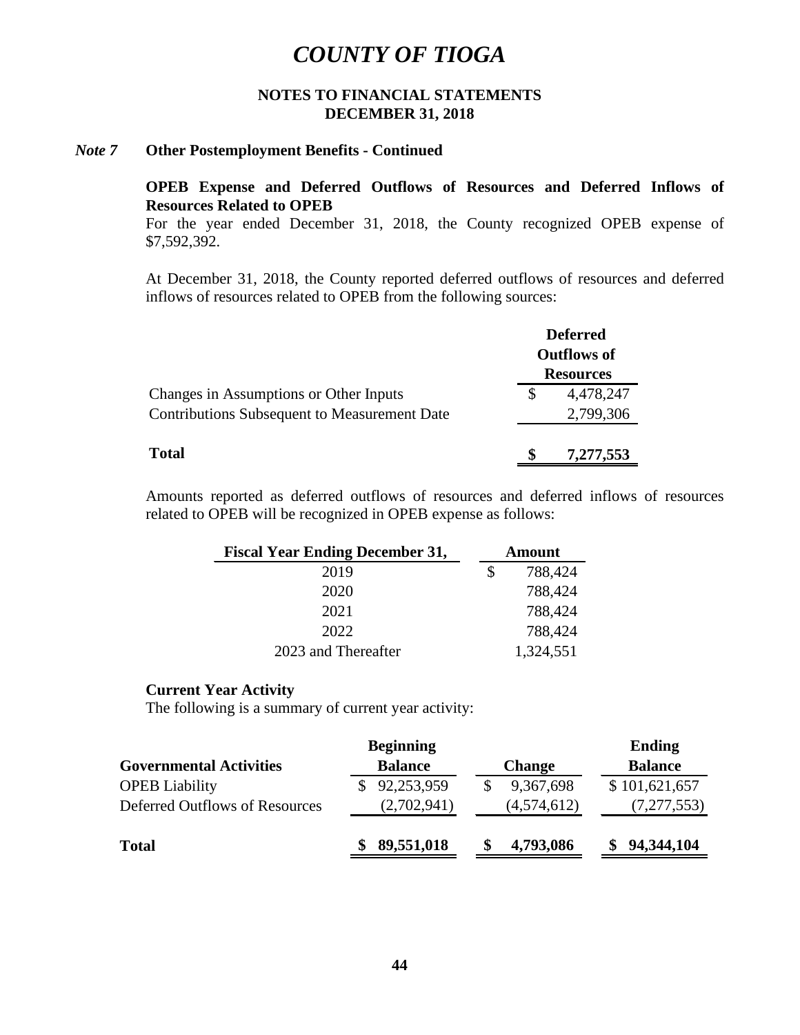# COUNTY OF TIOGA

## NOTES TO FINANCIAL STATEMENTS
## DECEMBER 31, 2018

### *Note 7* Other Postemployment Benefits - Continued

**OPEB Expense and Deferred Outflows of Resources and Deferred Inflows of Resources Related to OPEB**

For the year ended December 31, 2018, the County recognized OPEB expense of $7,592,392.

At December 31, 2018, the County reported deferred outflows of resources and deferred inflows of resources related to OPEB from the following sources:

| | Deferred Outflows of Resources |
|---|---|
| Changes in Assumptions or Other Inputs | $ 4,478,247 |
| Contributions Subsequent to Measurement Date | 2,799,306 |
| **Total** | **$ 7,277,553** |

Amounts reported as deferred outflows of resources and deferred inflows of resources related to OPEB will be recognized in OPEB expense as follows:

| Fiscal Year Ending December 31, | Amount |
|---|---|
| 2019 | $ 788,424 |
| 2020 | 788,424 |
| 2021 | 788,424 |
| 2022 | 788,424 |
| 2023 and Thereafter | 1,324,551 |

**Current Year Activity**

The following is a summary of current year activity:

| Governmental Activities | Beginning Balance | Change | Ending Balance |
|---|---|---|---|
| OPEB Liability | $ 92,253,959 | $ 9,367,698 | $ 101,621,657 |
| Deferred Outflows of Resources | (2,702,941) | (4,574,612) | (7,277,553) |
| **Total** | **$ 89,551,018** | **$ 4,793,086** | **$ 94,344,104** |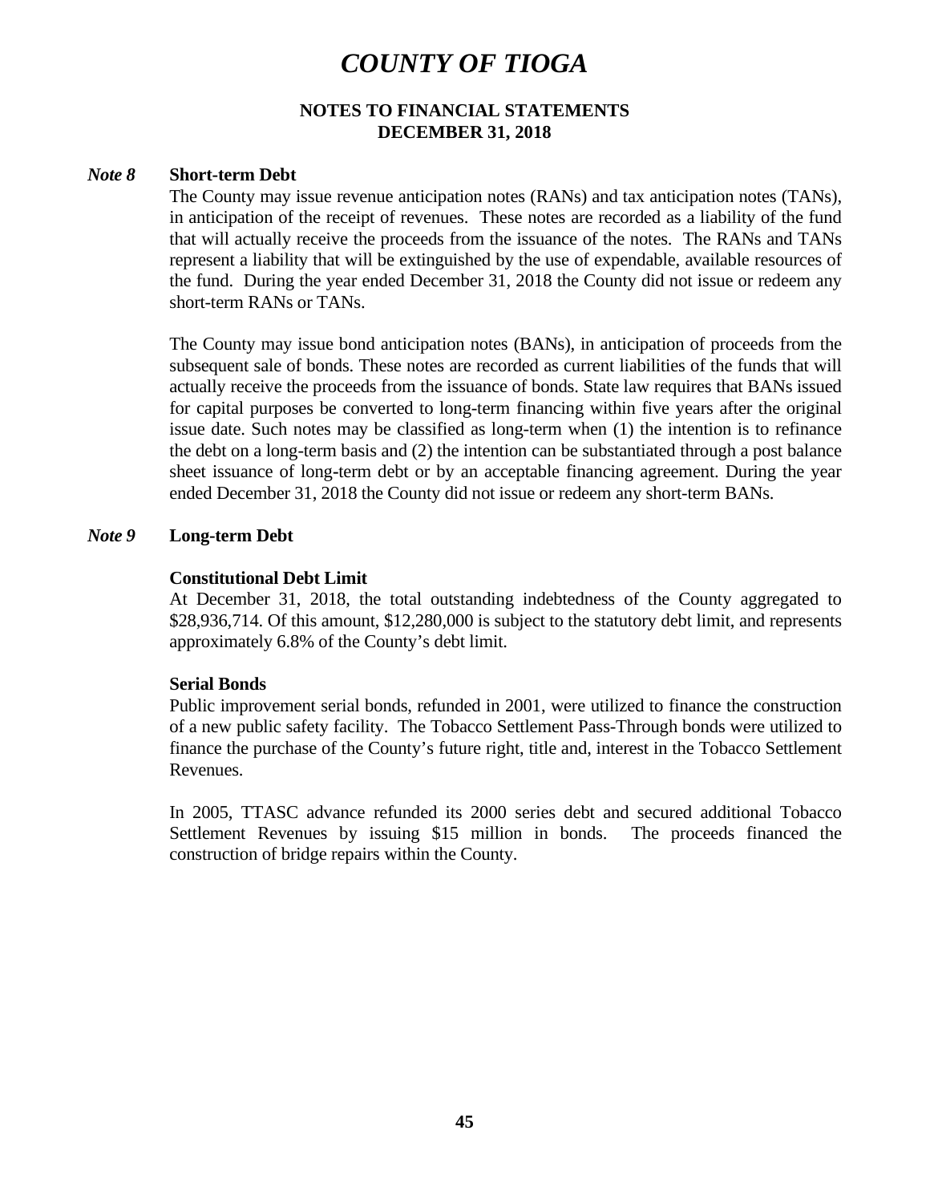# COUNTY OF TIOGA

**NOTES TO FINANCIAL STATEMENTS**
**DECEMBER 31, 2018**

## *Note 8* Short-term Debt

The County may issue revenue anticipation notes (RANs) and tax anticipation notes (TANs), in anticipation of the receipt of revenues. These notes are recorded as a liability of the fund that will actually receive the proceeds from the issuance of the notes. The RANs and TANs represent a liability that will be extinguished by the use of expendable, available resources of the fund. During the year ended December 31, 2018 the County did not issue or redeem any short-term RANs or TANs.

The County may issue bond anticipation notes (BANs), in anticipation of proceeds from the subsequent sale of bonds. These notes are recorded as current liabilities of the funds that will actually receive the proceeds from the issuance of bonds. State law requires that BANs issued for capital purposes be converted to long-term financing within five years after the original issue date. Such notes may be classified as long-term when (1) the intention is to refinance the debt on a long-term basis and (2) the intention can be substantiated through a post balance sheet issuance of long-term debt or by an acceptable financing agreement. During the year ended December 31, 2018 the County did not issue or redeem any short-term BANs.

## *Note 9* Long-term Debt

### Constitutional Debt Limit

At December 31, 2018, the total outstanding indebtedness of the County aggregated to \$28,936,714. Of this amount, \$12,280,000 is subject to the statutory debt limit, and represents approximately 6.8% of the County's debt limit.

### Serial Bonds

Public improvement serial bonds, refunded in 2001, were utilized to finance the construction of a new public safety facility. The Tobacco Settlement Pass-Through bonds were utilized to finance the purchase of the County's future right, title and, interest in the Tobacco Settlement Revenues.

In 2005, TTASC advance refunded its 2000 series debt and secured additional Tobacco Settlement Revenues by issuing \$15 million in bonds. The proceeds financed the construction of bridge repairs within the County.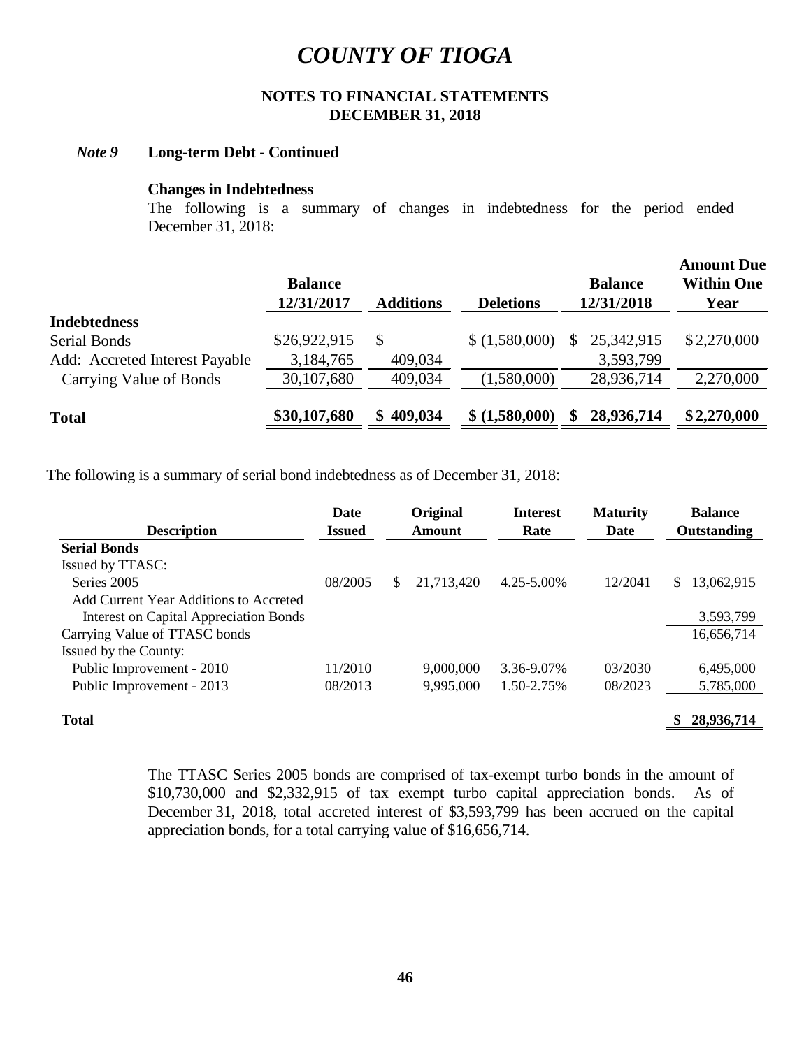# COUNTY OF TIOGA

## NOTES TO FINANCIAL STATEMENTS
## DECEMBER 31, 2018

### *Note 9* Long-term Debt - Continued

**Changes in Indebtedness**

The following is a summary of changes in indebtedness for the period ended December 31, 2018:

| | Balance 12/31/2017 | Additions | Deletions | Balance 12/31/2018 | Amount Due Within One Year |
|---|---|---|---|---|---|
| **Indebtedness** | | | | | |
| Serial Bonds | $26,922,915 | $ | $ (1,580,000) | $ 25,342,915 | $ 2,270,000 |
| Add: Accreted Interest Payable | 3,184,765 | 409,034 | | 3,593,799 | |
| Carrying Value of Bonds | 30,107,680 | 409,034 | (1,580,000) | 28,936,714 | 2,270,000 |
| **Total** | **$30,107,680** | **$ 409,034** | **$ (1,580,000)** | **$ 28,936,714** | **$ 2,270,000** |

The following is a summary of serial bond indebtedness as of December 31, 2018:

| Description | Date Issued | Original Amount | Interest Rate | Maturity Date | Balance Outstanding |
|---|---|---|---|---|---|
| **Serial Bonds** | | | | | |
| Issued by TTASC: | | | | | |
| Series 2005 | 08/2005 | $ 21,713,420 | 4.25-5.00% | 12/2041 | $ 13,062,915 |
| Add Current Year Additions to Accreted Interest on Capital Appreciation Bonds | | | | | 3,593,799 |
| Carrying Value of TTASC bonds | | | | | 16,656,714 |
| Issued by the County: | | | | | |
| Public Improvement - 2010 | 11/2010 | 9,000,000 | 3.36-9.07% | 03/2030 | 6,495,000 |
| Public Improvement - 2013 | 08/2013 | 9,995,000 | 1.50-2.75% | 08/2023 | 5,785,000 |
| **Total** | | | | | **$ 28,936,714** |

The TTASC Series 2005 bonds are comprised of tax-exempt turbo bonds in the amount of $10,730,000 and $2,332,915 of tax exempt turbo capital appreciation bonds. As of December 31, 2018, total accreted interest of $3,593,799 has been accrued on the capital appreciation bonds, for a total carrying value of $16,656,714.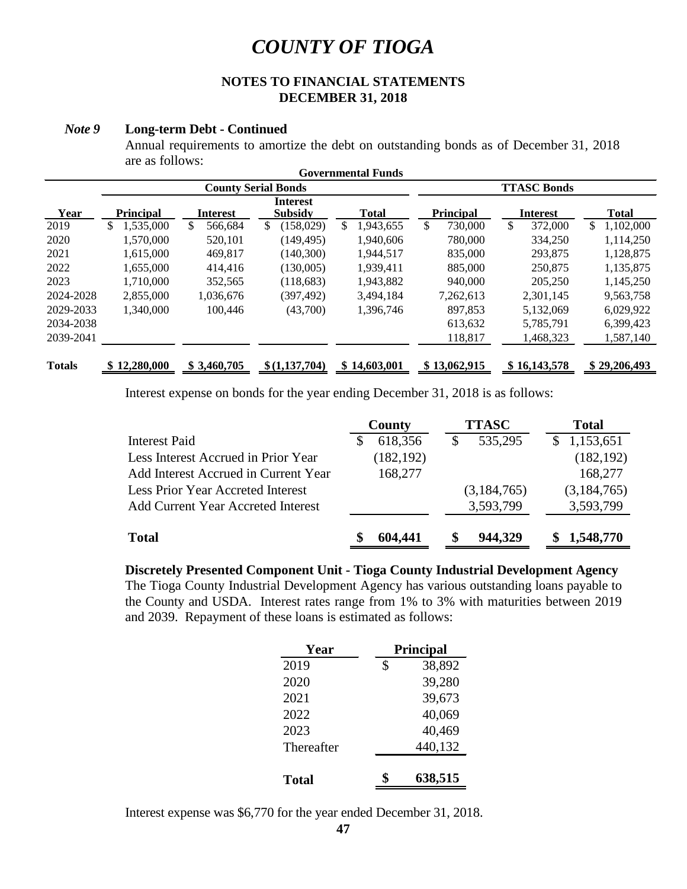# COUNTY OF TIOGA

**NOTES TO FINANCIAL STATEMENTS**
**DECEMBER 31, 2018**

***Note 9*** **Long-term Debt - Continued**

Annual requirements to amortize the debt on outstanding bonds as of December 31, 2018 are as follows:

**Governmental Funds**

| | County Serial Bonds | | | | TTASC Bonds | | |
|---|---|---|---|---|---|---|---|
| **Year** | **Principal** | **Interest** | **Interest Subsidy** | **Total** | **Principal** | **Interest** | **Total** |
| 2019 | $ 1,535,000 | $ 566,684 | $ (158,029) | $ 1,943,655 | $ 730,000 | $ 372,000 | $ 1,102,000 |
| 2020 | 1,570,000 | 520,101 | (149,495) | 1,940,606 | 780,000 | 334,250 | 1,114,250 |
| 2021 | 1,615,000 | 469,817 | (140,300) | 1,944,517 | 835,000 | 293,875 | 1,128,875 |
| 2022 | 1,655,000 | 414,416 | (130,005) | 1,939,411 | 885,000 | 250,875 | 1,135,875 |
| 2023 | 1,710,000 | 352,565 | (118,683) | 1,943,882 | 940,000 | 205,250 | 1,145,250 |
| 2024-2028 | 2,855,000 | 1,036,676 | (397,492) | 3,494,184 | 7,262,613 | 2,301,145 | 9,563,758 |
| 2029-2033 | 1,340,000 | 100,446 | (43,700) | 1,396,746 | 897,853 | 5,132,069 | 6,029,922 |
| 2034-2038 | | | | | 613,632 | 5,785,791 | 6,399,423 |
| 2039-2041 | | | | | 118,817 | 1,468,323 | 1,587,140 |
| **Totals** | **$ 12,280,000** | **$ 3,460,705** | **$ (1,137,704)** | **$ 14,603,001** | **$ 13,062,915** | **$ 16,143,578** | **$ 29,206,493** |

Interest expense on bonds for the year ending December 31, 2018 is as follows:

| | County | TTASC | Total |
|---|---|---|---|
| Interest Paid | $ 618,356 | $ 535,295 | $ 1,153,651 |
| Less Interest Accrued in Prior Year | (182,192) | | (182,192) |
| Add Interest Accrued in Current Year | 168,277 | | 168,277 |
| Less Prior Year Accreted Interest | | (3,184,765) | (3,184,765) |
| Add Current Year Accreted Interest | | 3,593,799 | 3,593,799 |
| **Total** | **$ 604,441** | **$ 944,329** | **$ 1,548,770** |

**Discretely Presented Component Unit - Tioga County Industrial Development Agency**

The Tioga County Industrial Development Agency has various outstanding loans payable to the County and USDA. Interest rates range from 1% to 3% with maturities between 2019 and 2039. Repayment of these loans is estimated as follows:

| Year | Principal |
|---|---|
| 2019 | $ 38,892 |
| 2020 | 39,280 |
| 2021 | 39,673 |
| 2022 | 40,069 |
| 2023 | 40,469 |
| Thereafter | 440,132 |
| **Total** | **$ 638,515** |

Interest expense was $6,770 for the year ended December 31, 2018.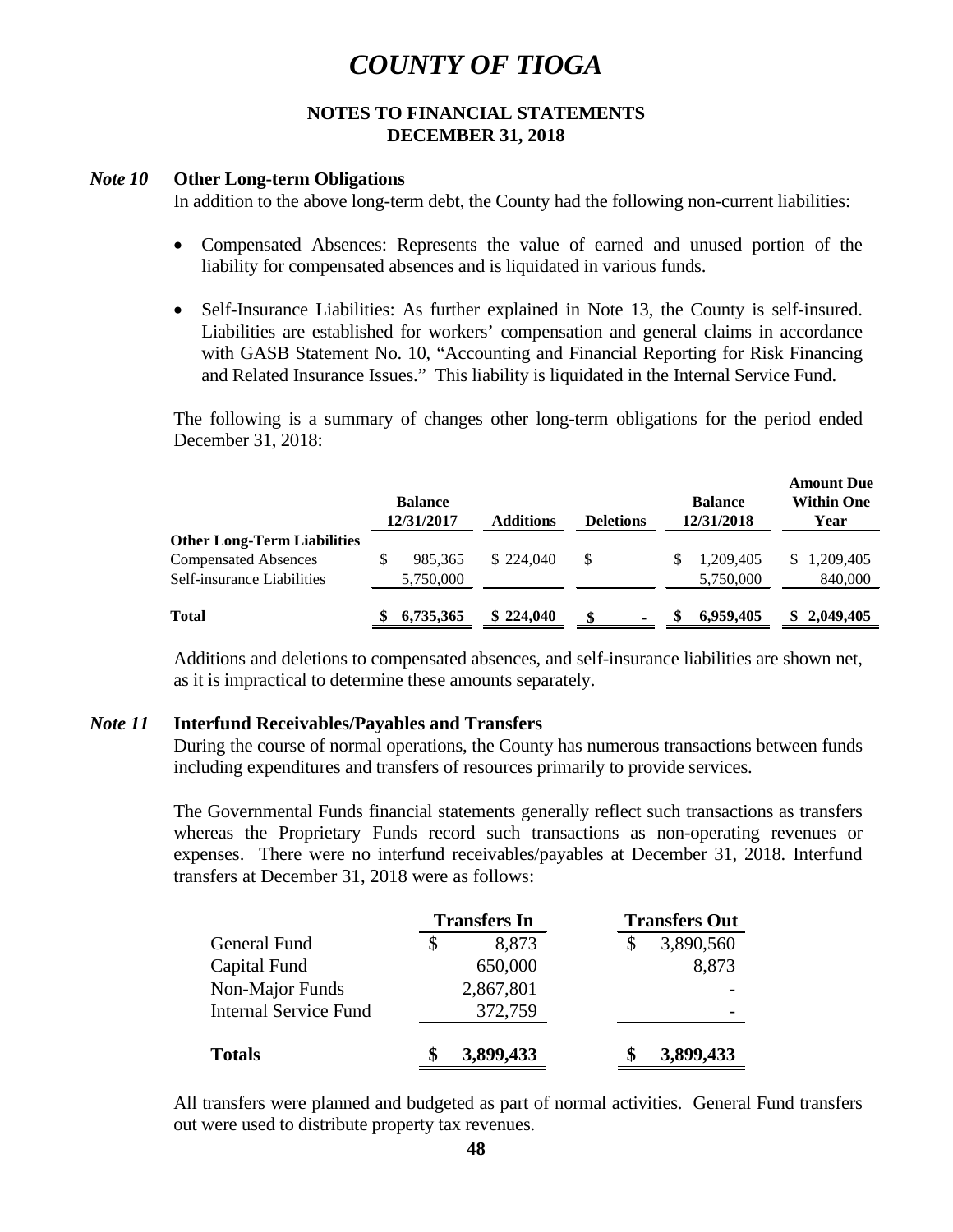# COUNTY OF TIOGA

## NOTES TO FINANCIAL STATEMENTS
## DECEMBER 31, 2018

### *Note 10* Other Long-term Obligations

In addition to the above long-term debt, the County had the following non-current liabilities:

- Compensated Absences: Represents the value of earned and unused portion of the liability for compensated absences and is liquidated in various funds.
- Self-Insurance Liabilities: As further explained in Note 13, the County is self-insured. Liabilities are established for workers' compensation and general claims in accordance with GASB Statement No. 10, "Accounting and Financial Reporting for Risk Financing and Related Insurance Issues." This liability is liquidated in the Internal Service Fund.

The following is a summary of changes other long-term obligations for the period ended December 31, 2018:

| | Balance 12/31/2017 | Additions | Deletions | Balance 12/31/2018 | Amount Due Within One Year |
|---|---|---|---|---|---|
| **Other Long-Term Liabilities** | | | | | |
| Compensated Absences | $ 985,365 | $ 224,040 | $ | $ 1,209,405 | $ 1,209,405 |
| Self-insurance Liabilities | 5,750,000 | | | 5,750,000 | 840,000 |
| **Total** | **$ 6,735,365** | **$ 224,040** | **$ -** | **$ 6,959,405** | **$ 2,049,405** |

Additions and deletions to compensated absences, and self-insurance liabilities are shown net, as it is impractical to determine these amounts separately.

### *Note 11* Interfund Receivables/Payables and Transfers

During the course of normal operations, the County has numerous transactions between funds including expenditures and transfers of resources primarily to provide services.

The Governmental Funds financial statements generally reflect such transactions as transfers whereas the Proprietary Funds record such transactions as non-operating revenues or expenses. There were no interfund receivables/payables at December 31, 2018. Interfund transfers at December 31, 2018 were as follows:

| | Transfers In | Transfers Out |
|---|---|---|
| General Fund | $ 8,873 | $ 3,890,560 |
| Capital Fund | 650,000 | 8,873 |
| Non-Major Funds | 2,867,801 | - |
| Internal Service Fund | 372,759 | - |
| **Totals** | **$ 3,899,433** | **$ 3,899,433** |

All transfers were planned and budgeted as part of normal activities. General Fund transfers out were used to distribute property tax revenues.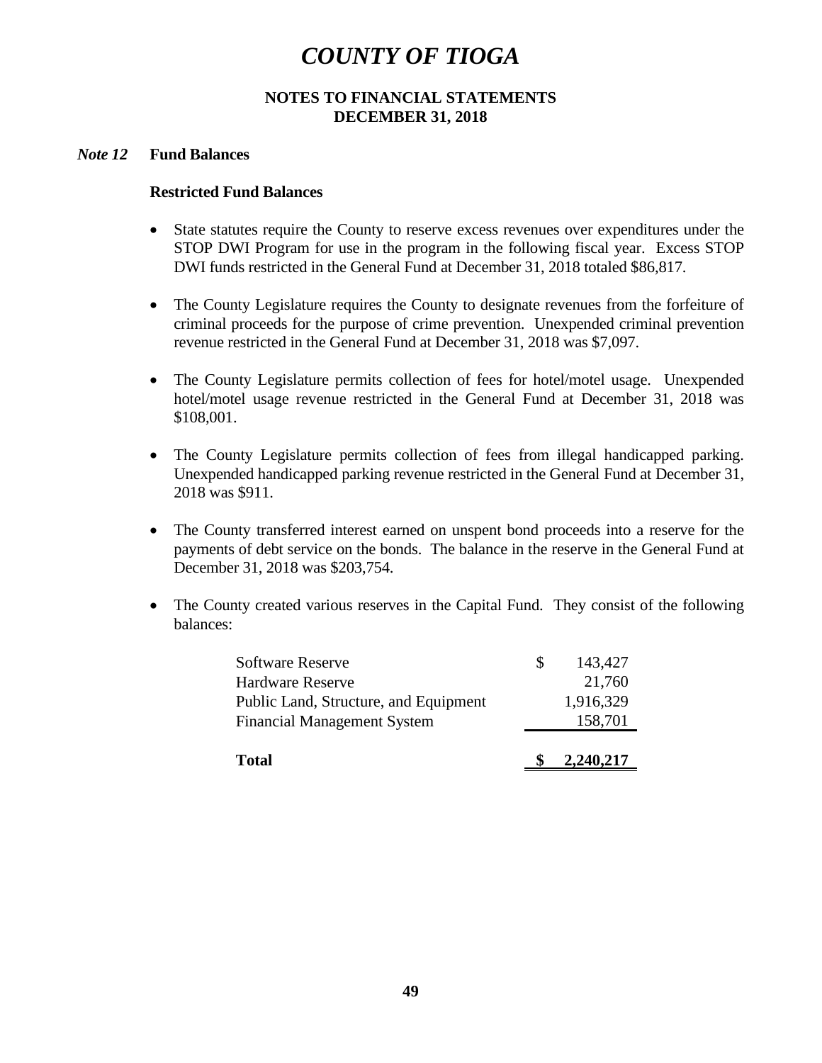# COUNTY OF TIOGA

**NOTES TO FINANCIAL STATEMENTS**
**DECEMBER 31, 2018**

## *Note 12* Fund Balances

### Restricted Fund Balances

- State statutes require the County to reserve excess revenues over expenditures under the STOP DWI Program for use in the program in the following fiscal year. Excess STOP DWI funds restricted in the General Fund at December 31, 2018 totaled $86,817.

- The County Legislature requires the County to designate revenues from the forfeiture of criminal proceeds for the purpose of crime prevention. Unexpended criminal prevention revenue restricted in the General Fund at December 31, 2018 was $7,097.

- The County Legislature permits collection of fees for hotel/motel usage. Unexpended hotel/motel usage revenue restricted in the General Fund at December 31, 2018 was $108,001.

- The County Legislature permits collection of fees from illegal handicapped parking. Unexpended handicapped parking revenue restricted in the General Fund at December 31, 2018 was $911.

- The County transferred interest earned on unspent bond proceeds into a reserve for the payments of debt service on the bonds. The balance in the reserve in the General Fund at December 31, 2018 was $203,754.

- The County created various reserves in the Capital Fund. They consist of the following balances:

| | | |
|---|---|---|
| Software Reserve | $ | 143,427 |
| Hardware Reserve | | 21,760 |
| Public Land, Structure, and Equipment | | 1,916,329 |
| Financial Management System | | 158,701 |
| **Total** | **$** | **2,240,217** |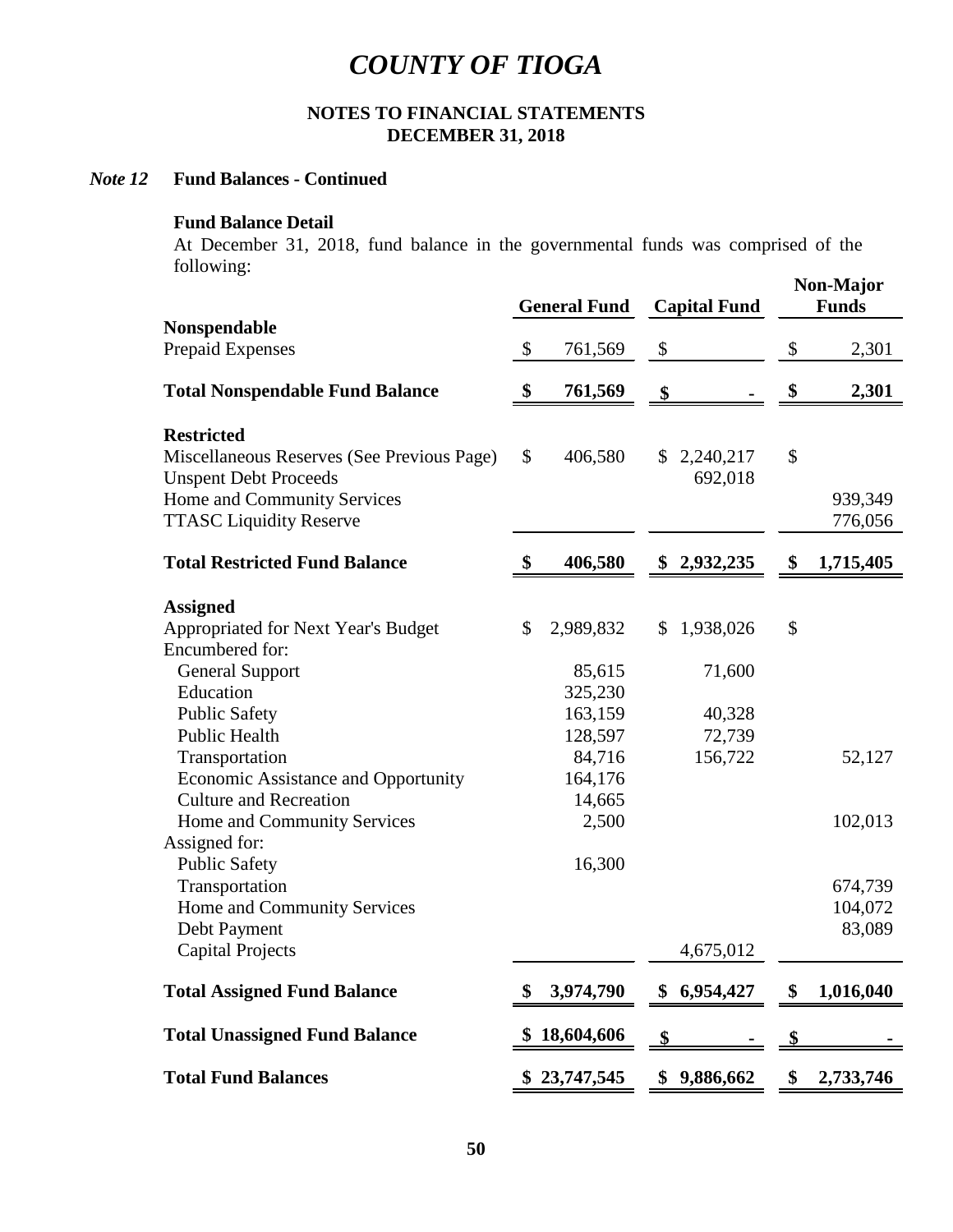# COUNTY OF TIOGA

**NOTES TO FINANCIAL STATEMENTS**
**DECEMBER 31, 2018**

### *Note 12* Fund Balances - Continued

**Fund Balance Detail**

At December 31, 2018, fund balance in the governmental funds was comprised of the following:

| | General Fund | Capital Fund | Non-Major Funds |
|---|---|---|---|
| **Nonspendable** | | | |
| Prepaid Expenses | $ 761,569 | $ | $ 2,301 |
| **Total Nonspendable Fund Balance** | **$ 761,569** | **$ -** | **$ 2,301** |
| **Restricted** | | | |
| Miscellaneous Reserves (See Previous Page) | $ 406,580 | $ 2,240,217 | $ |
| Unspent Debt Proceeds | | 692,018 | |
| Home and Community Services | | | 939,349 |
| TTASC Liquidity Reserve | | | 776,056 |
| **Total Restricted Fund Balance** | **$ 406,580** | **$ 2,932,235** | **$ 1,715,405** |
| **Assigned** | | | |
| Appropriated for Next Year's Budget | $ 2,989,832 | $ 1,938,026 | $ |
| Encumbered for: | | | |
| General Support | 85,615 | 71,600 | |
| Education | 325,230 | | |
| Public Safety | 163,159 | 40,328 | |
| Public Health | 128,597 | 72,739 | |
| Transportation | 84,716 | 156,722 | 52,127 |
| Economic Assistance and Opportunity | 164,176 | | |
| Culture and Recreation | 14,665 | | |
| Home and Community Services | 2,500 | | 102,013 |
| Assigned for: | | | |
| Public Safety | 16,300 | | |
| Transportation | | | 674,739 |
| Home and Community Services | | | 104,072 |
| Debt Payment | | | 83,089 |
| Capital Projects | | 4,675,012 | |
| **Total Assigned Fund Balance** | **$ 3,974,790** | **$ 6,954,427** | **$ 1,016,040** |
| **Total Unassigned Fund Balance** | **$ 18,604,606** | **$ -** | **$ -** |
| **Total Fund Balances** | **$ 23,747,545** | **$ 9,886,662** | **$ 2,733,746** |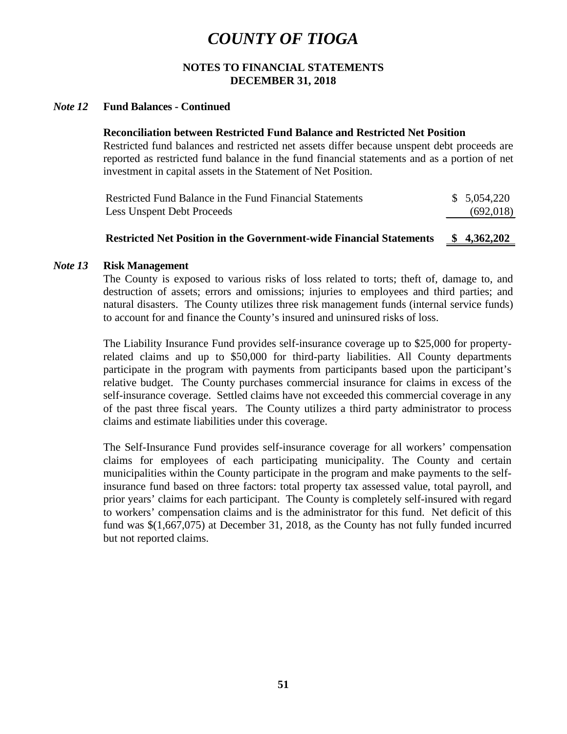# COUNTY OF TIOGA

**NOTES TO FINANCIAL STATEMENTS**
**DECEMBER 31, 2018**

## *Note 12* Fund Balances - Continued

**Reconciliation between Restricted Fund Balance and Restricted Net Position**

Restricted fund balances and restricted net assets differ because unspent debt proceeds are reported as restricted fund balance in the fund financial statements and as a portion of net investment in capital assets in the Statement of Net Position.

| | |
|---|---|
| Restricted Fund Balance in the Fund Financial Statements | $ 5,054,220 |
| Less Unspent Debt Proceeds | (692,018) |
| **Restricted Net Position in the Government-wide Financial Statements** | **$ 4,362,202** |

## *Note 13* Risk Management

The County is exposed to various risks of loss related to torts; theft of, damage to, and destruction of assets; errors and omissions; injuries to employees and third parties; and natural disasters. The County utilizes three risk management funds (internal service funds) to account for and finance the County's insured and uninsured risks of loss.

The Liability Insurance Fund provides self-insurance coverage up to $25,000 for property-related claims and up to $50,000 for third-party liabilities. All County departments participate in the program with payments from participants based upon the participant's relative budget. The County purchases commercial insurance for claims in excess of the self-insurance coverage. Settled claims have not exceeded this commercial coverage in any of the past three fiscal years. The County utilizes a third party administrator to process claims and estimate liabilities under this coverage.

The Self-Insurance Fund provides self-insurance coverage for all workers' compensation claims for employees of each participating municipality. The County and certain municipalities within the County participate in the program and make payments to the self-insurance fund based on three factors: total property tax assessed value, total payroll, and prior years' claims for each participant. The County is completely self-insured with regard to workers' compensation claims and is the administrator for this fund. Net deficit of this fund was $(1,667,075) at December 31, 2018, as the County has not fully funded incurred but not reported claims.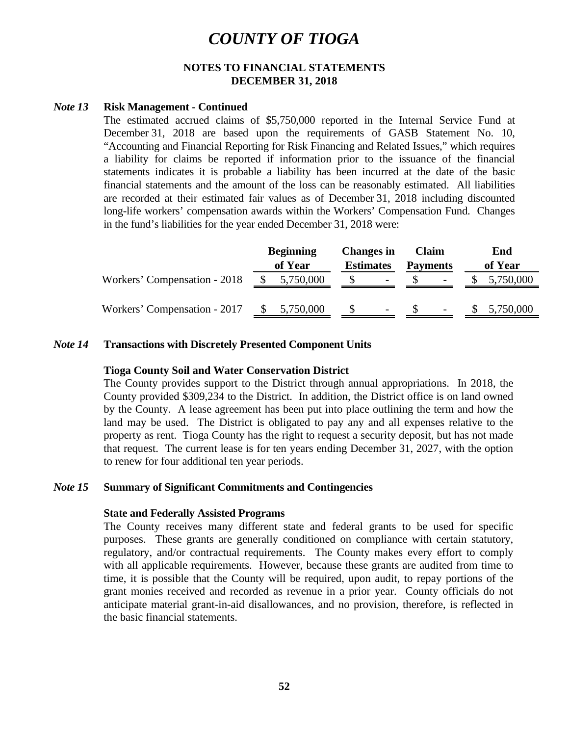# COUNTY OF TIOGA

**NOTES TO FINANCIAL STATEMENTS**
**DECEMBER 31, 2018**

***Note 13*** **Risk Management - Continued**

The estimated accrued claims of $5,750,000 reported in the Internal Service Fund at December 31, 2018 are based upon the requirements of GASB Statement No. 10, "Accounting and Financial Reporting for Risk Financing and Related Issues," which requires a liability for claims be reported if information prior to the issuance of the financial statements indicates it is probable a liability has been incurred at the date of the basic financial statements and the amount of the loss can be reasonably estimated. All liabilities are recorded at their estimated fair values as of December 31, 2018 including discounted long-life workers' compensation awards within the Workers' Compensation Fund. Changes in the fund's liabilities for the year ended December 31, 2018 were:

| | Beginning of Year | Changes in Estimates | Claim Payments | End of Year |
|---|---|---|---|---|
| Workers' Compensation - 2018 | $ 5,750,000 | $ - | $ - | $ 5,750,000 |
| Workers' Compensation - 2017 | $ 5,750,000 | $ - | $ - | $ 5,750,000 |

***Note 14*** **Transactions with Discretely Presented Component Units**

**Tioga County Soil and Water Conservation District**

The County provides support to the District through annual appropriations. In 2018, the County provided $309,234 to the District. In addition, the District office is on land owned by the County. A lease agreement has been put into place outlining the term and how the land may be used. The District is obligated to pay any and all expenses relative to the property as rent. Tioga County has the right to request a security deposit, but has not made that request. The current lease is for ten years ending December 31, 2027, with the option to renew for four additional ten year periods.

***Note 15*** **Summary of Significant Commitments and Contingencies**

**State and Federally Assisted Programs**

The County receives many different state and federal grants to be used for specific purposes. These grants are generally conditioned on compliance with certain statutory, regulatory, and/or contractual requirements. The County makes every effort to comply with all applicable requirements. However, because these grants are audited from time to time, it is possible that the County will be required, upon audit, to repay portions of the grant monies received and recorded as revenue in a prior year. County officials do not anticipate material grant-in-aid disallowances, and no provision, therefore, is reflected in the basic financial statements.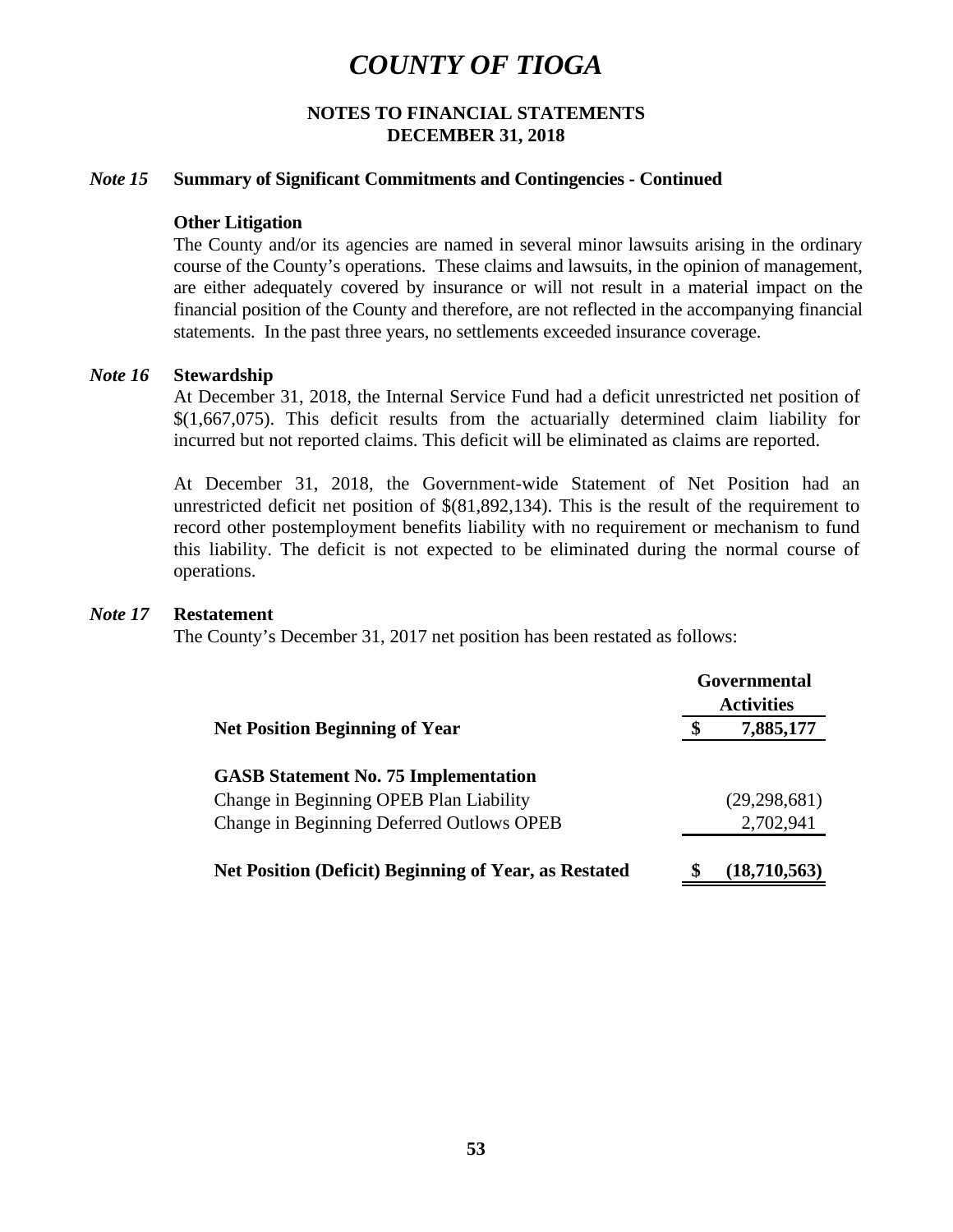# COUNTY OF TIOGA

## NOTES TO FINANCIAL STATEMENTS
## DECEMBER 31, 2018

### *Note 15* Summary of Significant Commitments and Contingencies - Continued

**Other Litigation**

The County and/or its agencies are named in several minor lawsuits arising in the ordinary course of the County's operations. These claims and lawsuits, in the opinion of management, are either adequately covered by insurance or will not result in a material impact on the financial position of the County and therefore, are not reflected in the accompanying financial statements. In the past three years, no settlements exceeded insurance coverage.

### *Note 16* Stewardship

At December 31, 2018, the Internal Service Fund had a deficit unrestricted net position of $(1,667,075). This deficit results from the actuarially determined claim liability for incurred but not reported claims. This deficit will be eliminated as claims are reported.

At December 31, 2018, the Government-wide Statement of Net Position had an unrestricted deficit net position of $(81,892,134). This is the result of the requirement to record other postemployment benefits liability with no requirement or mechanism to fund this liability. The deficit is not expected to be eliminated during the normal course of operations.

### *Note 17* Restatement

The County's December 31, 2017 net position has been restated as follows:

| | Governmental Activities |
|---|---|
| **Net Position Beginning of Year** | **$ 7,885,177** |
| **GASB Statement No. 75 Implementation** | |
| Change in Beginning OPEB Plan Liability | (29,298,681) |
| Change in Beginning Deferred Outlows OPEB | 2,702,941 |
| **Net Position (Deficit) Beginning of Year, as Restated** | **$ (18,710,563)** |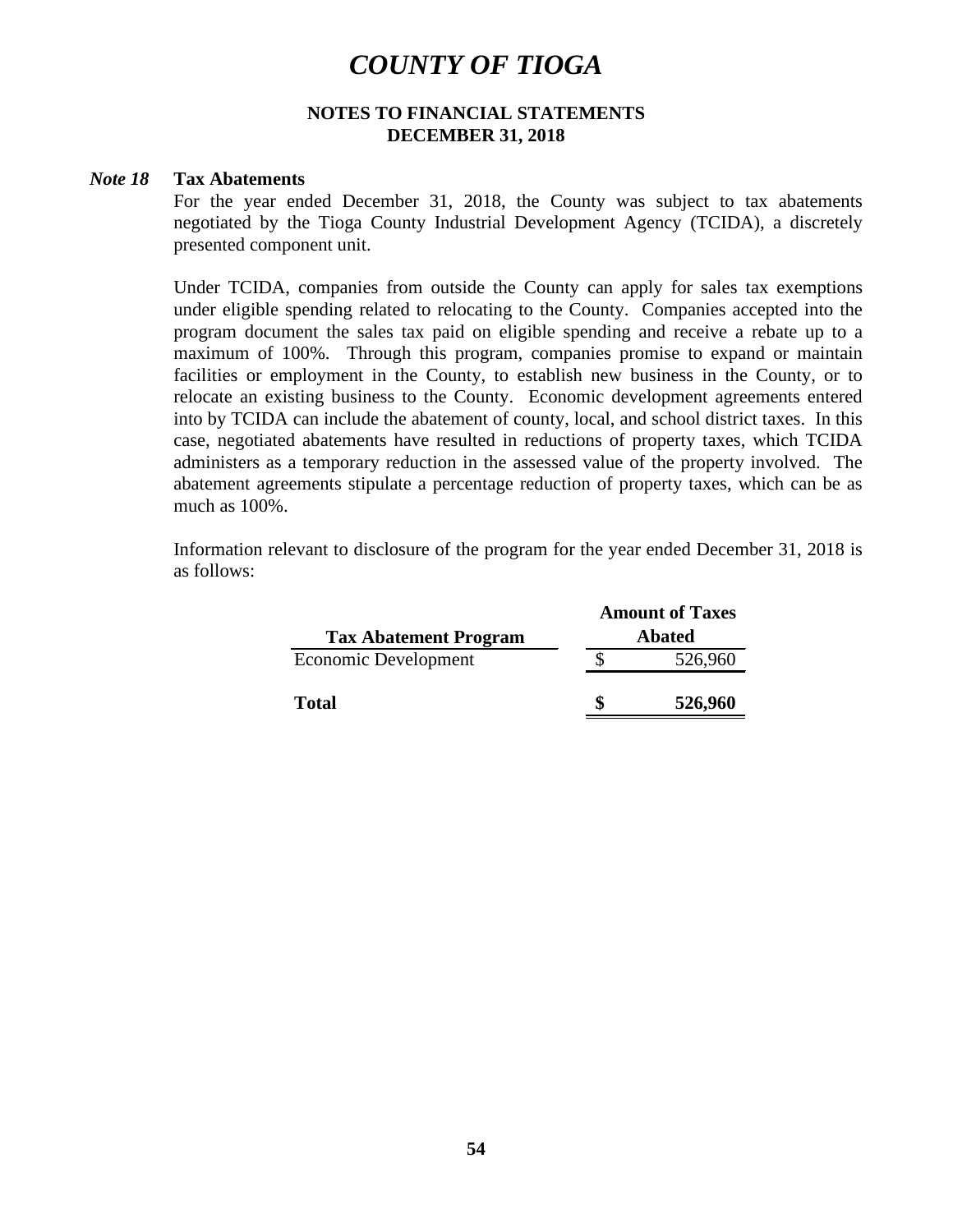# COUNTY OF TIOGA

**NOTES TO FINANCIAL STATEMENTS**
**DECEMBER 31, 2018**

## *Note 18* Tax Abatements

For the year ended December 31, 2018, the County was subject to tax abatements negotiated by the Tioga County Industrial Development Agency (TCIDA), a discretely presented component unit.

Under TCIDA, companies from outside the County can apply for sales tax exemptions under eligible spending related to relocating to the County. Companies accepted into the program document the sales tax paid on eligible spending and receive a rebate up to a maximum of 100%. Through this program, companies promise to expand or maintain facilities or employment in the County, to establish new business in the County, or to relocate an existing business to the County. Economic development agreements entered into by TCIDA can include the abatement of county, local, and school district taxes. In this case, negotiated abatements have resulted in reductions of property taxes, which TCIDA administers as a temporary reduction in the assessed value of the property involved. The abatement agreements stipulate a percentage reduction of property taxes, which can be as much as 100%.

Information relevant to disclosure of the program for the year ended December 31, 2018 is as follows:

| Tax Abatement Program | Amount of Taxes Abated |
|---|---|
| Economic Development | $ 526,960 |
| **Total** | **$ 526,960** |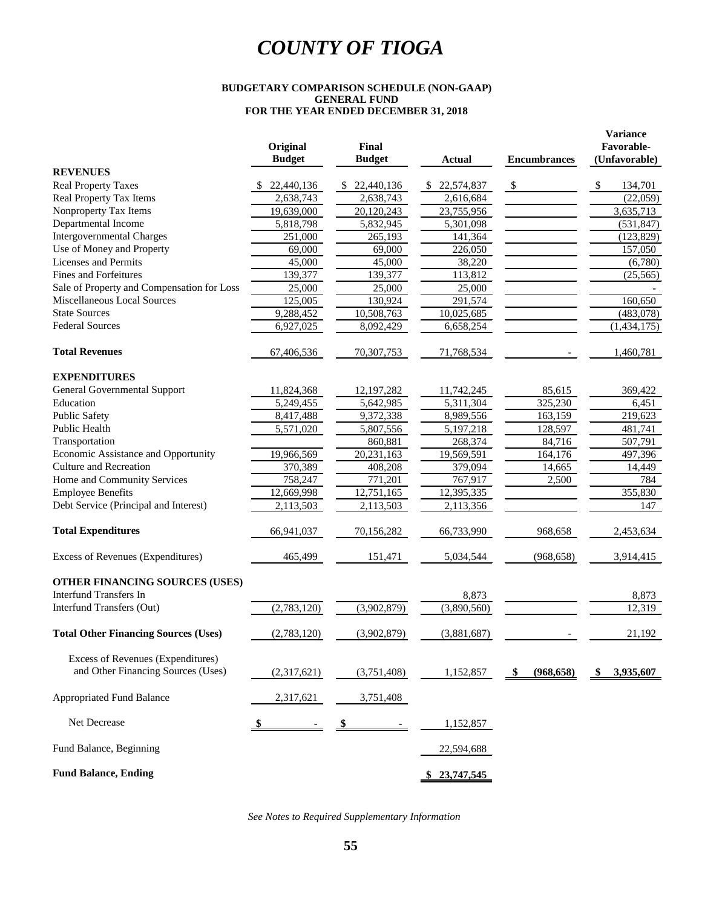# COUNTY OF TIOGA

**BUDGETARY COMPARISON SCHEDULE (NON-GAAP)**
**GENERAL FUND**
**FOR THE YEAR ENDED DECEMBER 31, 2018**

| | Original Budget | Final Budget | Actual | Encumbrances | Variance Favorable- (Unfavorable) |
|---|---|---|---|---|---|
| **REVENUES** | | | | | |
| Real Property Taxes | $ 22,440,136 | $ 22,440,136 | $ 22,574,837 | $ | $ 134,701 |
| Real Property Tax Items | 2,638,743 | 2,638,743 | 2,616,684 | | (22,059) |
| Nonproperty Tax Items | 19,639,000 | 20,120,243 | 23,755,956 | | 3,635,713 |
| Departmental Income | 5,818,798 | 5,832,945 | 5,301,098 | | (531,847) |
| Intergovernmental Charges | 251,000 | 265,193 | 141,364 | | (123,829) |
| Use of Money and Property | 69,000 | 69,000 | 226,050 | | 157,050 |
| Licenses and Permits | 45,000 | 45,000 | 38,220 | | (6,780) |
| Fines and Forfeitures | 139,377 | 139,377 | 113,812 | | (25,565) |
| Sale of Property and Compensation for Loss | 25,000 | 25,000 | 25,000 | | - |
| Miscellaneous Local Sources | 125,005 | 130,924 | 291,574 | | 160,650 |
| State Sources | 9,288,452 | 10,508,763 | 10,025,685 | | (483,078) |
| Federal Sources | 6,927,025 | 8,092,429 | 6,658,254 | | (1,434,175) |
| **Total Revenues** | 67,406,536 | 70,307,753 | 71,768,534 | - | 1,460,781 |
| **EXPENDITURES** | | | | | |
| General Governmental Support | 11,824,368 | 12,197,282 | 11,742,245 | 85,615 | 369,422 |
| Education | 5,249,455 | 5,642,985 | 5,311,304 | 325,230 | 6,451 |
| Public Safety | 8,417,488 | 9,372,338 | 8,989,556 | 163,159 | 219,623 |
| Public Health | 5,571,020 | 5,807,556 | 5,197,218 | 128,597 | 481,741 |
| Transportation | | 860,881 | 268,374 | 84,716 | 507,791 |
| Economic Assistance and Opportunity | 19,966,569 | 20,231,163 | 19,569,591 | 164,176 | 497,396 |
| Culture and Recreation | 370,389 | 408,208 | 379,094 | 14,665 | 14,449 |
| Home and Community Services | 758,247 | 771,201 | 767,917 | 2,500 | 784 |
| Employee Benefits | 12,669,998 | 12,751,165 | 12,395,335 | | 355,830 |
| Debt Service (Principal and Interest) | 2,113,503 | 2,113,503 | 2,113,356 | | 147 |
| **Total Expenditures** | 66,941,037 | 70,156,282 | 66,733,990 | 968,658 | 2,453,634 |
| Excess of Revenues (Expenditures) | 465,499 | 151,471 | 5,034,544 | (968,658) | 3,914,415 |
| **OTHER FINANCING SOURCES (USES)** | | | | | |
| Interfund Transfers In | | | 8,873 | | 8,873 |
| Interfund Transfers (Out) | (2,783,120) | (3,902,879) | (3,890,560) | | 12,319 |
| **Total Other Financing Sources (Uses)** | (2,783,120) | (3,902,879) | (3,881,687) | - | 21,192 |
| Excess of Revenues (Expenditures) and Other Financing Sources (Uses) | (2,317,621) | (3,751,408) | 1,152,857 | **$ (968,658)** | **$ 3,935,607** |
| Appropriated Fund Balance | 2,317,621 | 3,751,408 | | | |
| Net Decrease | **$ -** | **$ -** | 1,152,857 | | |
| Fund Balance, Beginning | | | 22,594,688 | | |
| **Fund Balance, Ending** | | | **$ 23,747,545** | | |

*See Notes to Required Supplementary Information*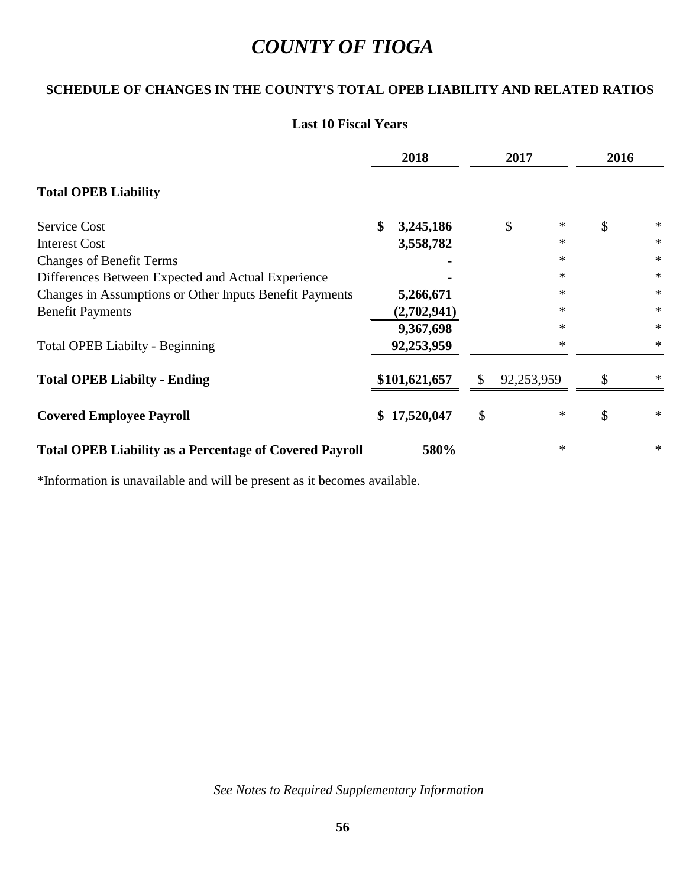# COUNTY OF TIOGA

## SCHEDULE OF CHANGES IN THE COUNTY'S TOTAL OPEB LIABILITY AND RELATED RATIOS

### Last 10 Fiscal Years

| | 2018 | 2017 | 2016 |
|---|---|---|---|
| **Total OPEB Liability** | | | |
| Service Cost | **$ 3,245,186** | $ * | $ * |
| Interest Cost | **3,558,782** | * | * |
| Changes of Benefit Terms | **-** | * | * |
| Differences Between Expected and Actual Experience | **-** | * | * |
| Changes in Assumptions or Other Inputs Benefit Payments | **5,266,671** | * | * |
| Benefit Payments | **(2,702,941)** | * | * |
| | **9,367,698** | * | * |
| Total OPEB Liabilty - Beginning | **92,253,959** | * | * |
| **Total OPEB Liabilty - Ending** | **$101,621,657** | $ 92,253,959 | $ * |
| **Covered Employee Payroll** | **$ 17,520,047** | $ * | $ * |
| **Total OPEB Liability as a Percentage of Covered Payroll** | **580%** | * | * |

*Information is unavailable and will be present as it becomes available.

*See Notes to Required Supplementary Information*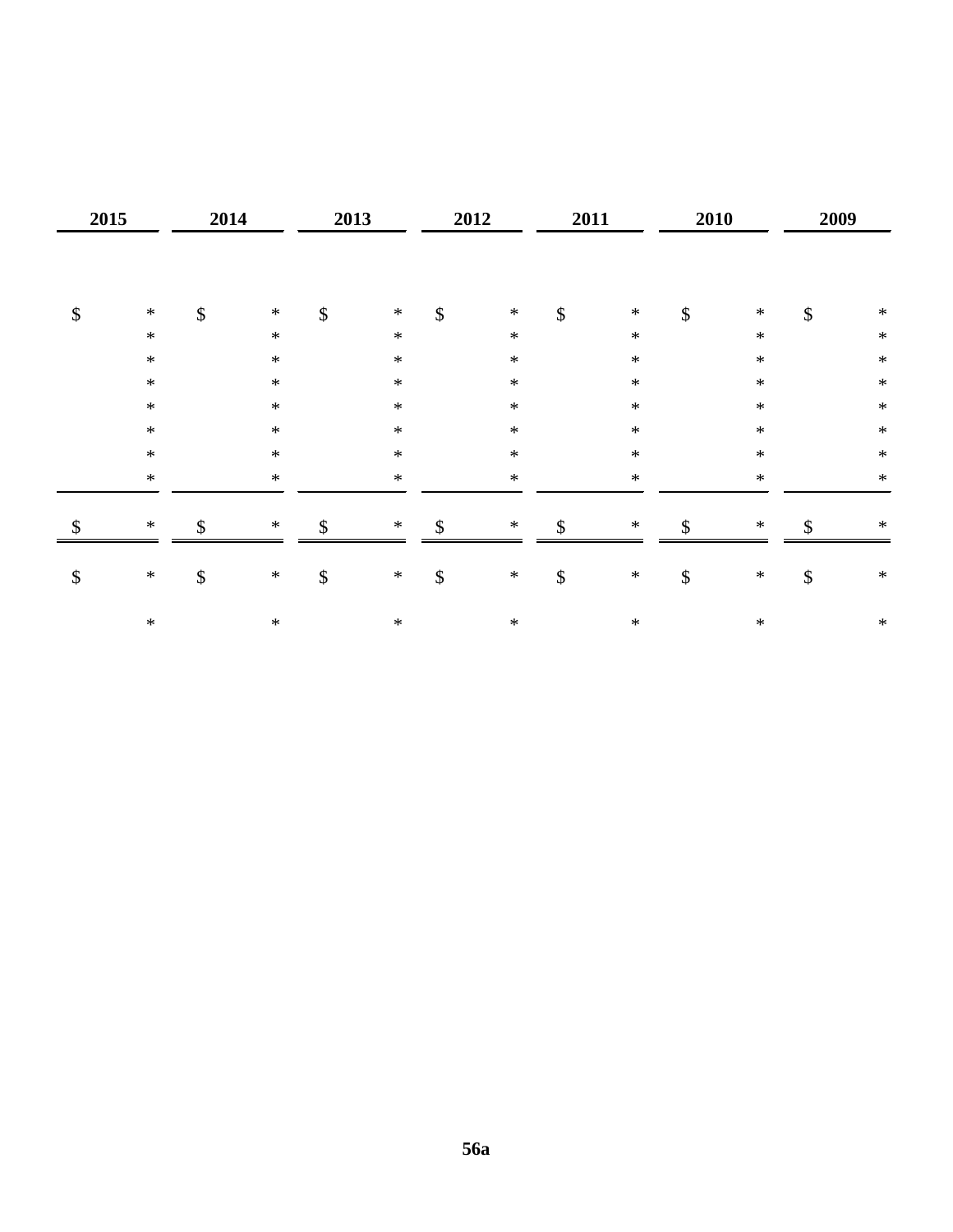| 2015 | 2014 | 2013 | 2012 | 2011 | 2010 | 2009 |
|---|---|---|---|---|---|---|
| $ * | $ * | $ * | $ * | $ * | $ * | $ * |
| * | * | * | * | * | * | * |
| * | * | * | * | * | * | * |
| * | * | * | * | * | * | * |
| * | * | * | * | * | * | * |
| * | * | * | * | * | * | * |
| * | * | * | * | * | * | * |
| * | * | * | * | * | * | * |
| $ * | $ * | $ * | $ * | $ * | $ * | $ * |
| $ * | $ * | $ * | $ * | $ * | $ * | $ * |
| * | * | * | * | * | * | * |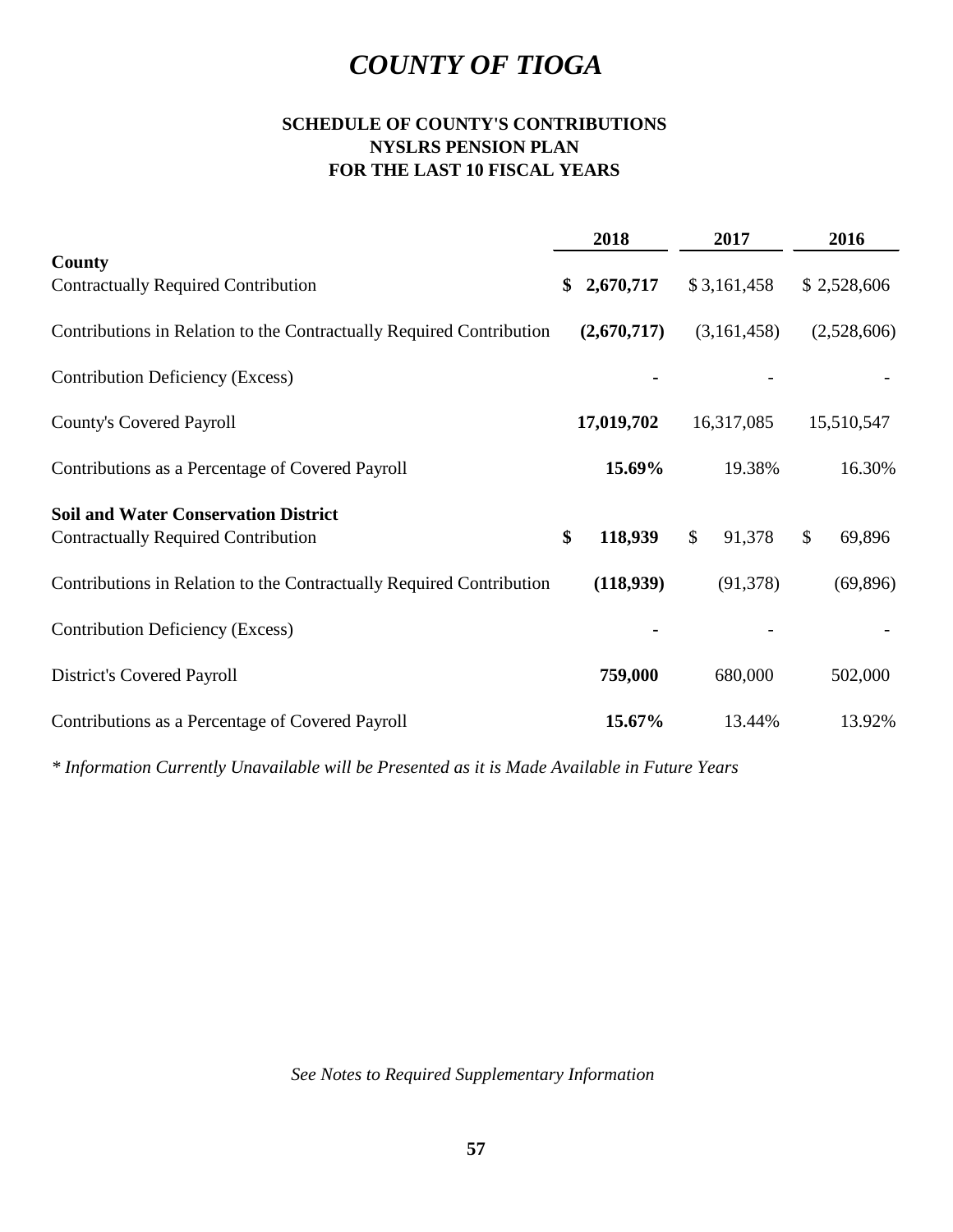# *COUNTY OF TIOGA*

**SCHEDULE OF COUNTY'S CONTRIBUTIONS**
**NYSLRS PENSION PLAN**
**FOR THE LAST 10 FISCAL YEARS**

| | 2018 | 2017 | 2016 |
|---|---|---|---|
| **County** | | | |
| Contractually Required Contribution | **$ 2,670,717** | $ 3,161,458 | $ 2,528,606 |
| Contributions in Relation to the Contractually Required Contribution | **(2,670,717)** | (3,161,458) | (2,528,606) |
| Contribution Deficiency (Excess) | **-** | - | - |
| County's Covered Payroll | **17,019,702** | 16,317,085 | 15,510,547 |
| Contributions as a Percentage of Covered Payroll | **15.69%** | 19.38% | 16.30% |
| **Soil and Water Conservation District** | | | |
| Contractually Required Contribution | **$ 118,939** | $ 91,378 | $ 69,896 |
| Contributions in Relation to the Contractually Required Contribution | **(118,939)** | (91,378) | (69,896) |
| Contribution Deficiency (Excess) | **-** | - | - |
| District's Covered Payroll | **759,000** | 680,000 | 502,000 |
| Contributions as a Percentage of Covered Payroll | **15.67%** | 13.44% | 13.92% |

*\* Information Currently Unavailable will be Presented as it is Made Available in Future Years*

*See Notes to Required Supplementary Information*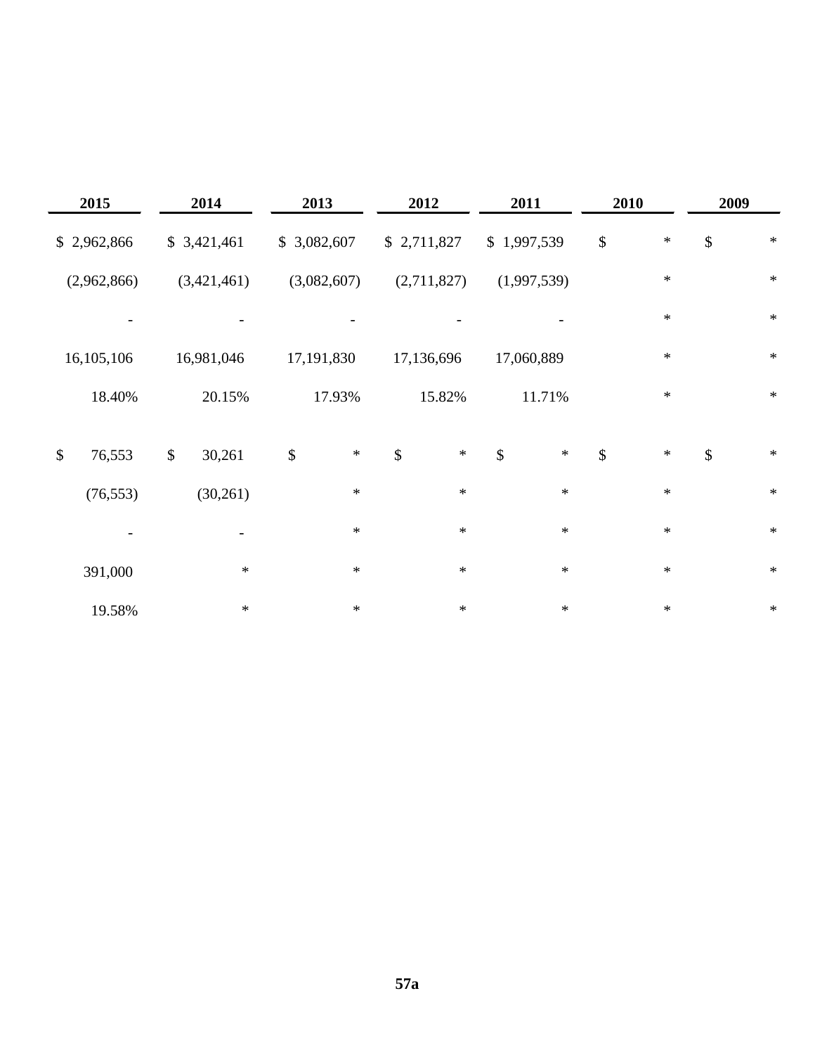| 2015 | 2014 | 2013 | 2012 | 2011 | 2010 | 2009 |
|---|---|---|---|---|---|---|
| $ 2,962,866 | $ 3,421,461 | $ 3,082,607 | $ 2,711,827 | $ 1,997,539 | $ * | $ * |
| (2,962,866) | (3,421,461) | (3,082,607) | (2,711,827) | (1,997,539) | * | * |
| - | - | - | - | - | * | * |
| 16,105,106 | 16,981,046 | 17,191,830 | 17,136,696 | 17,060,889 | * | * |
| 18.40% | 20.15% | 17.93% | 15.82% | 11.71% | * | * |
| | | | | | | |
| $ 76,553 | $ 30,261 | $ * | $ * | $ * | $ * | $ * |
| (76,553) | (30,261) | * | * | * | * | * |
| - | - | * | * | * | * | * |
| 391,000 | * | * | * | * | * | * |
| 19.58% | * | * | * | * | * | * |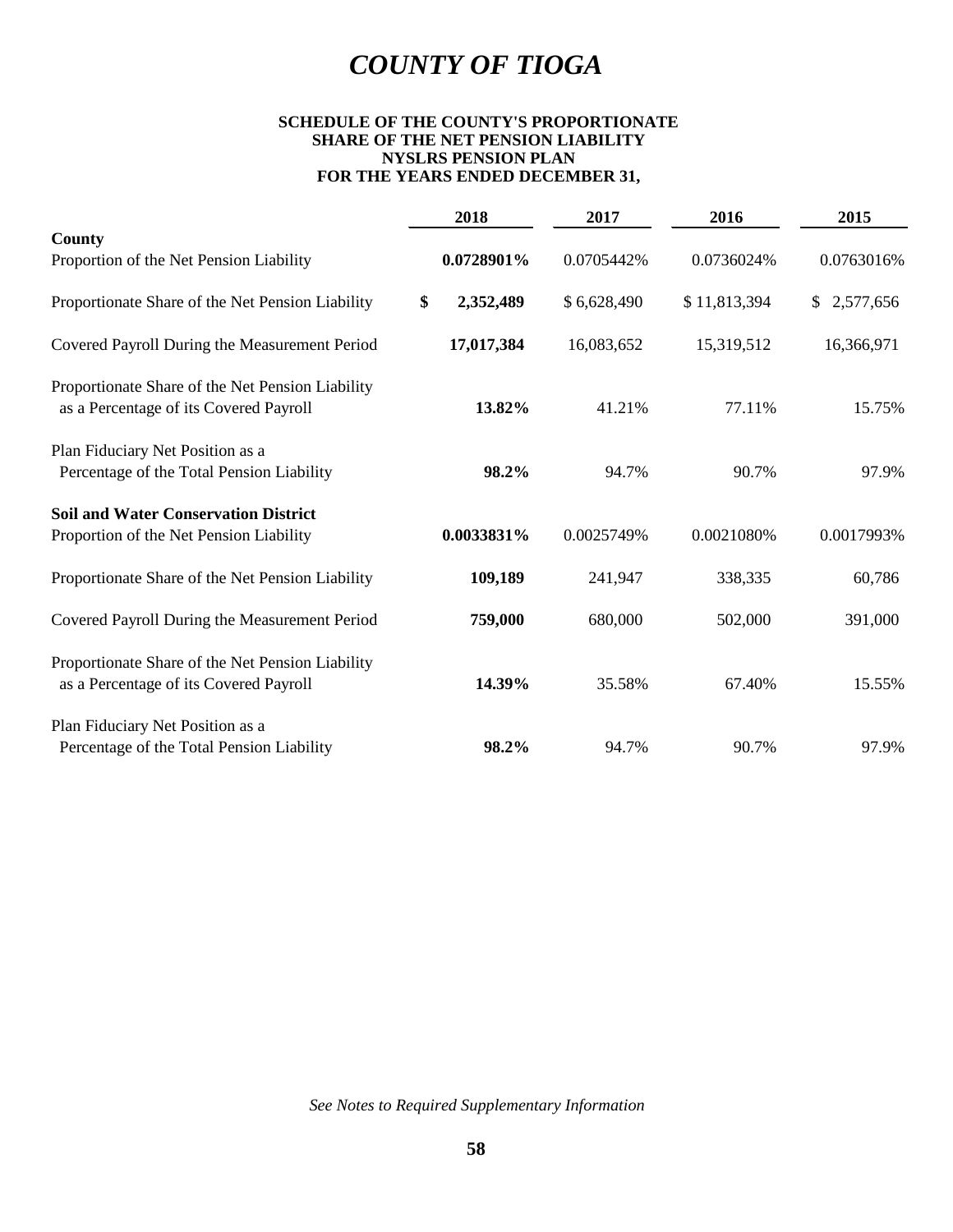# *COUNTY OF TIOGA*

**SCHEDULE OF THE COUNTY'S PROPORTIONATE SHARE OF THE NET PENSION LIABILITY NYSLRS PENSION PLAN FOR THE YEARS ENDED DECEMBER 31,**

| | 2018 | 2017 | 2016 | 2015 |
|---|---|---|---|---|
| **County** | | | | |
| Proportion of the Net Pension Liability | **0.0728901%** | 0.0705442% | 0.0736024% | 0.0763016% |
| Proportionate Share of the Net Pension Liability | **$ 2,352,489** | $ 6,628,490 | $ 11,813,394 | $ 2,577,656 |
| Covered Payroll During the Measurement Period | **17,017,384** | 16,083,652 | 15,319,512 | 16,366,971 |
| Proportionate Share of the Net Pension Liability as a Percentage of its Covered Payroll | **13.82%** | 41.21% | 77.11% | 15.75% |
| Plan Fiduciary Net Position as a Percentage of the Total Pension Liability | **98.2%** | 94.7% | 90.7% | 97.9% |
| **Soil and Water Conservation District** | | | | |
| Proportion of the Net Pension Liability | **0.0033831%** | 0.0025749% | 0.0021080% | 0.0017993% |
| Proportionate Share of the Net Pension Liability | **109,189** | 241,947 | 338,335 | 60,786 |
| Covered Payroll During the Measurement Period | **759,000** | 680,000 | 502,000 | 391,000 |
| Proportionate Share of the Net Pension Liability as a Percentage of its Covered Payroll | **14.39%** | 35.58% | 67.40% | 15.55% |
| Plan Fiduciary Net Position as a Percentage of the Total Pension Liability | **98.2%** | 94.7% | 90.7% | 97.9% |

*See Notes to Required Supplementary Information*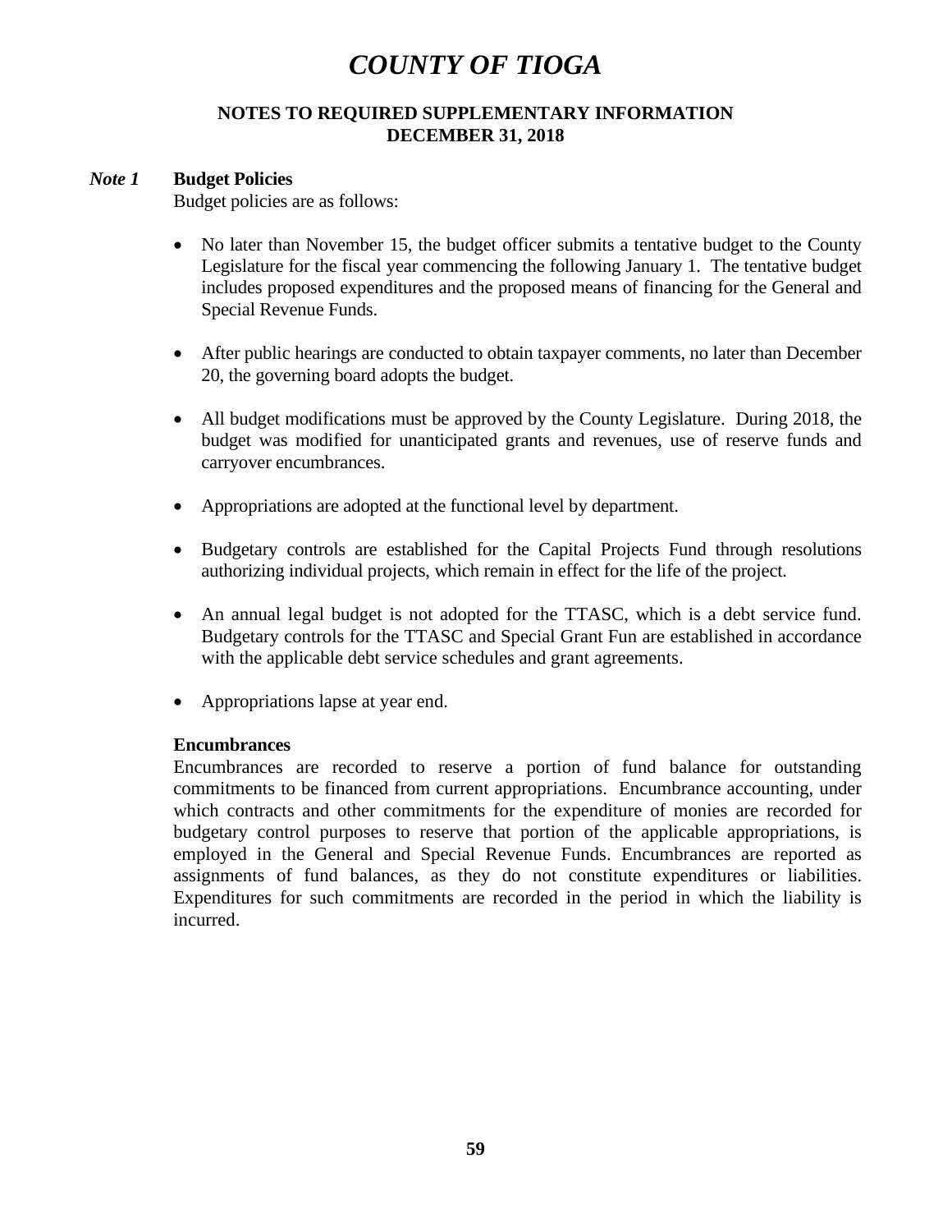# COUNTY OF TIOGA

## NOTES TO REQUIRED SUPPLEMENTARY INFORMATION
## DECEMBER 31, 2018

### *Note 1* Budget Policies

Budget policies are as follows:

- No later than November 15, the budget officer submits a tentative budget to the County Legislature for the fiscal year commencing the following January 1. The tentative budget includes proposed expenditures and the proposed means of financing for the General and Special Revenue Funds.
- After public hearings are conducted to obtain taxpayer comments, no later than December 20, the governing board adopts the budget.
- All budget modifications must be approved by the County Legislature. During 2018, the budget was modified for unanticipated grants and revenues, use of reserve funds and carryover encumbrances.
- Appropriations are adopted at the functional level by department.
- Budgetary controls are established for the Capital Projects Fund through resolutions authorizing individual projects, which remain in effect for the life of the project.
- An annual legal budget is not adopted for the TTASC, which is a debt service fund. Budgetary controls for the TTASC and Special Grant Fun are established in accordance with the applicable debt service schedules and grant agreements.
- Appropriations lapse at year end.

**Encumbrances**

Encumbrances are recorded to reserve a portion of fund balance for outstanding commitments to be financed from current appropriations. Encumbrance accounting, under which contracts and other commitments for the expenditure of monies are recorded for budgetary control purposes to reserve that portion of the applicable appropriations, is employed in the General and Special Revenue Funds. Encumbrances are reported as assignments of fund balances, as they do not constitute expenditures or liabilities. Expenditures for such commitments are recorded in the period in which the liability is incurred.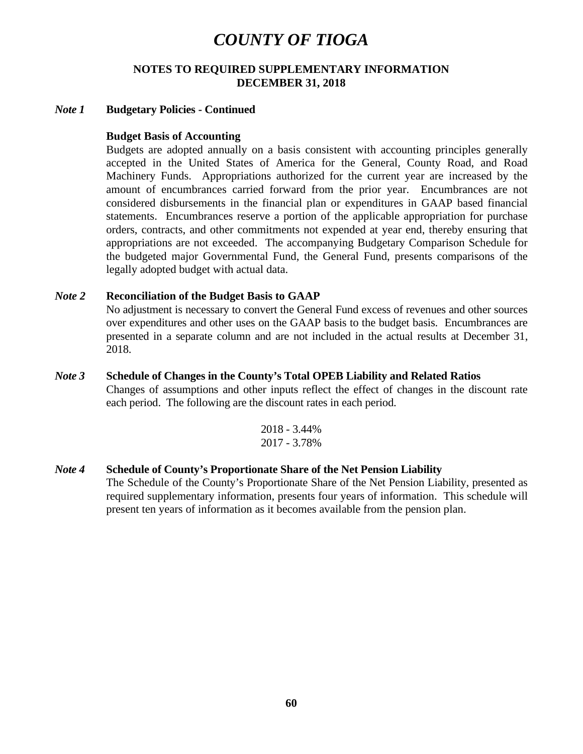# COUNTY OF TIOGA

## NOTES TO REQUIRED SUPPLEMENTARY INFORMATION
## DECEMBER 31, 2018

### *Note 1* Budgetary Policies - Continued

**Budget Basis of Accounting**

Budgets are adopted annually on a basis consistent with accounting principles generally accepted in the United States of America for the General, County Road, and Road Machinery Funds. Appropriations authorized for the current year are increased by the amount of encumbrances carried forward from the prior year. Encumbrances are not considered disbursements in the financial plan or expenditures in GAAP based financial statements. Encumbrances reserve a portion of the applicable appropriation for purchase orders, contracts, and other commitments not expended at year end, thereby ensuring that appropriations are not exceeded. The accompanying Budgetary Comparison Schedule for the budgeted major Governmental Fund, the General Fund, presents comparisons of the legally adopted budget with actual data.

### *Note 2* Reconciliation of the Budget Basis to GAAP

No adjustment is necessary to convert the General Fund excess of revenues and other sources over expenditures and other uses on the GAAP basis to the budget basis. Encumbrances are presented in a separate column and are not included in the actual results at December 31, 2018.

### *Note 3* Schedule of Changes in the County's Total OPEB Liability and Related Ratios

Changes of assumptions and other inputs reflect the effect of changes in the discount rate each period. The following are the discount rates in each period.

2018 - 3.44%
2017 - 3.78%

### *Note 4* Schedule of County's Proportionate Share of the Net Pension Liability

The Schedule of the County's Proportionate Share of the Net Pension Liability, presented as required supplementary information, presents four years of information. This schedule will present ten years of information as it becomes available from the pension plan.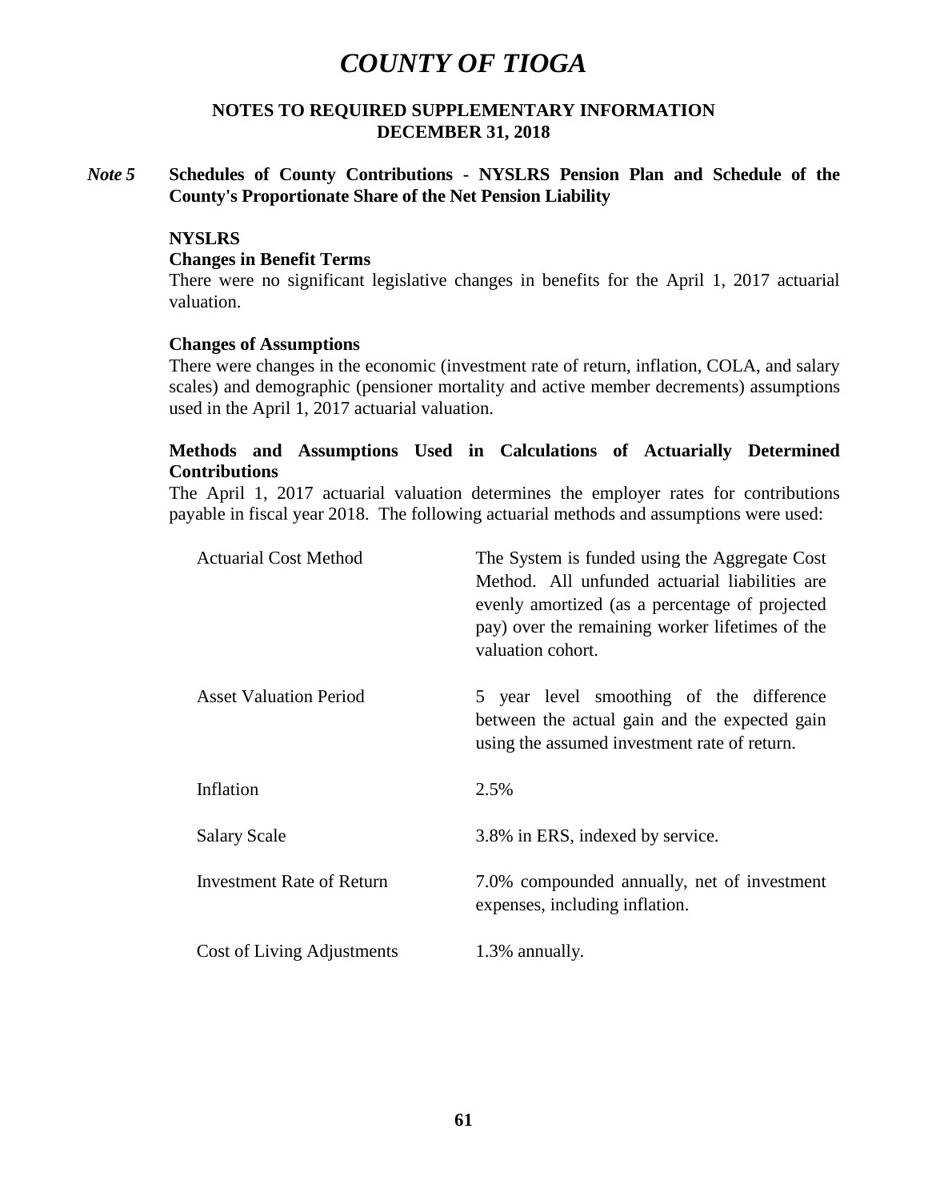# COUNTY OF TIOGA

## NOTES TO REQUIRED SUPPLEMENTARY INFORMATION
## DECEMBER 31, 2018

### *Note 5* Schedules of County Contributions - NYSLRS Pension Plan and Schedule of the County's Proportionate Share of the Net Pension Liability

**NYSLRS**

**Changes in Benefit Terms**

There were no significant legislative changes in benefits for the April 1, 2017 actuarial valuation.

**Changes of Assumptions**

There were changes in the economic (investment rate of return, inflation, COLA, and salary scales) and demographic (pensioner mortality and active member decrements) assumptions used in the April 1, 2017 actuarial valuation.

**Methods and Assumptions Used in Calculations of Actuarially Determined Contributions**

The April 1, 2017 actuarial valuation determines the employer rates for contributions payable in fiscal year 2018. The following actuarial methods and assumptions were used:

| | |
|---|---|
| Actuarial Cost Method | The System is funded using the Aggregate Cost Method. All unfunded actuarial liabilities are evenly amortized (as a percentage of projected pay) over the remaining worker lifetimes of the valuation cohort. |
| Asset Valuation Period | 5 year level smoothing of the difference between the actual gain and the expected gain using the assumed investment rate of return. |
| Inflation | 2.5% |
| Salary Scale | 3.8% in ERS, indexed by service. |
| Investment Rate of Return | 7.0% compounded annually, net of investment expenses, including inflation. |
| Cost of Living Adjustments | 1.3% annually. |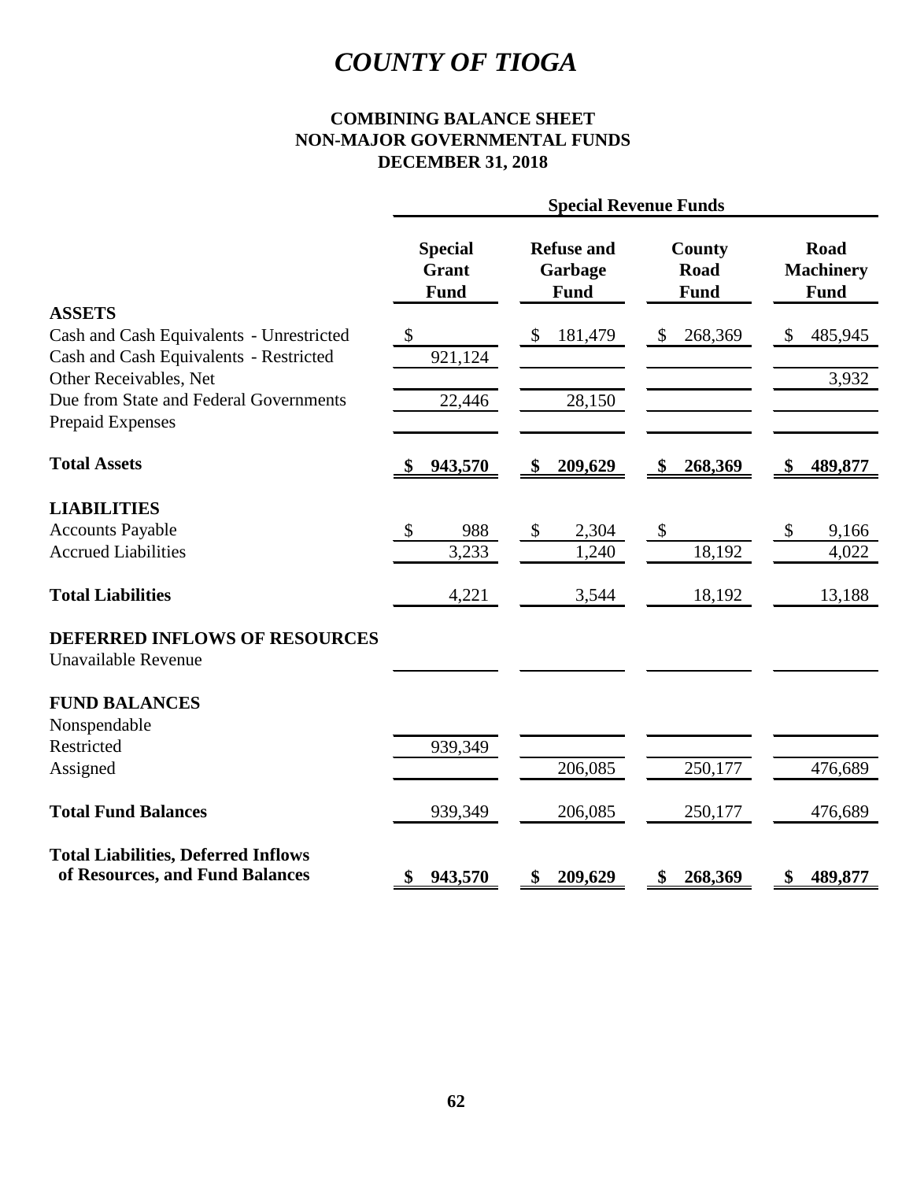# COUNTY OF TIOGA

## COMBINING BALANCE SHEET
## NON-MAJOR GOVERNMENTAL FUNDS
## DECEMBER 31, 2018

| | Special Revenue Funds | | | |
|---|---|---|---|---|
| | **Special Grant Fund** | **Refuse and Garbage Fund** | **County Road Fund** | **Road Machinery Fund** |
| **ASSETS** | | | | |
| Cash and Cash Equivalents - Unrestricted | $ | $ 181,479 | $ 268,369 | $ 485,945 |
| Cash and Cash Equivalents - Restricted | 921,124 | | | |
| Other Receivables, Net | | | | 3,932 |
| Due from State and Federal Governments | 22,446 | 28,150 | | |
| Prepaid Expenses | | | | |
| **Total Assets** | **$ 943,570** | **$ 209,629** | **$ 268,369** | **$ 489,877** |
| **LIABILITIES** | | | | |
| Accounts Payable | $ 988 | $ 2,304 | $ | $ 9,166 |
| Accrued Liabilities | 3,233 | 1,240 | 18,192 | 4,022 |
| **Total Liabilities** | 4,221 | 3,544 | 18,192 | 13,188 |
| **DEFERRED INFLOWS OF RESOURCES** | | | | |
| Unavailable Revenue | | | | |
| **FUND BALANCES** | | | | |
| Nonspendable | | | | |
| Restricted | 939,349 | | | |
| Assigned | | 206,085 | 250,177 | 476,689 |
| **Total Fund Balances** | 939,349 | 206,085 | 250,177 | 476,689 |
| **Total Liabilities, Deferred Inflows of Resources, and Fund Balances** | **$ 943,570** | **$ 209,629** | **$ 268,369** | **$ 489,877** |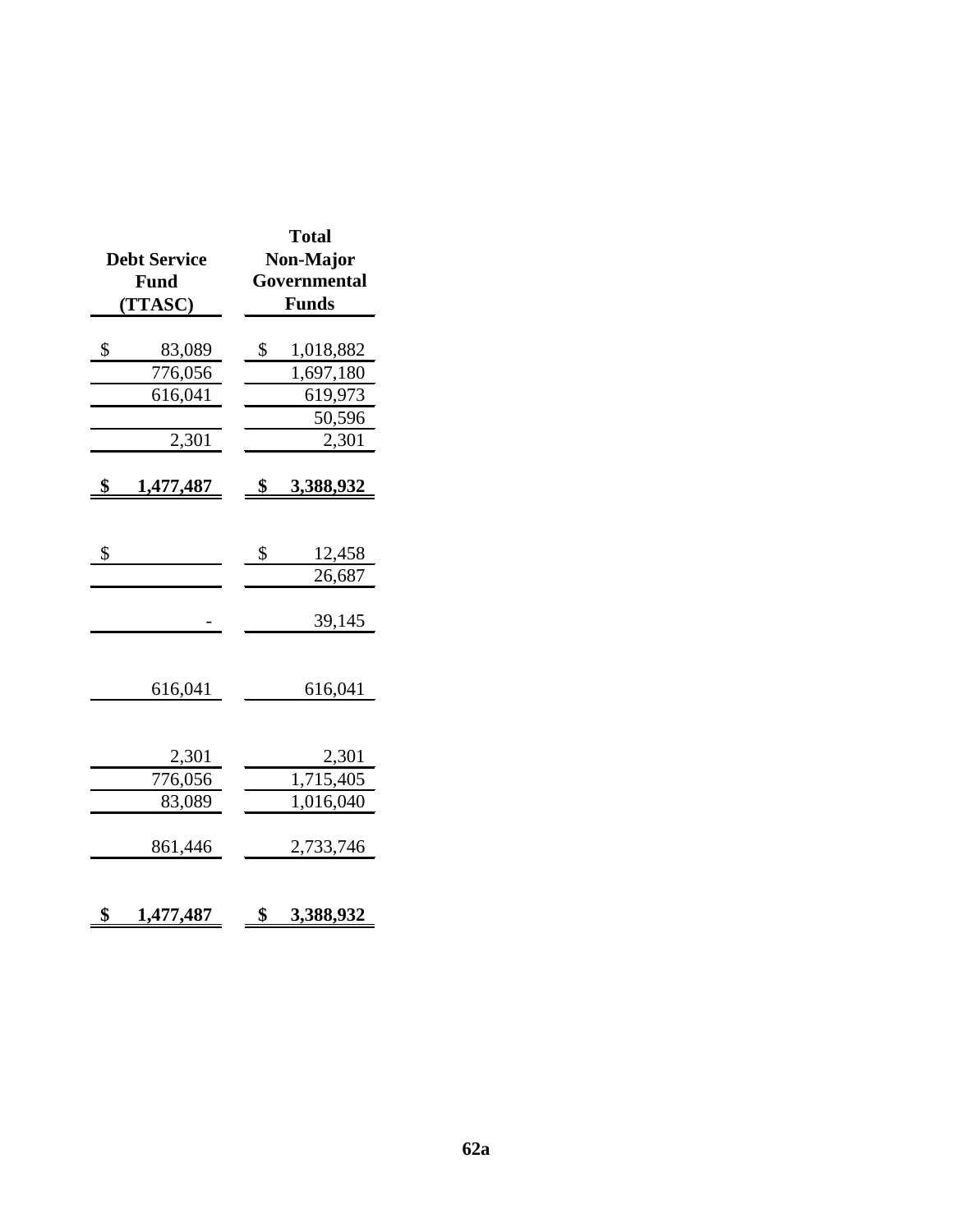| Debt Service Fund (TTASC) | Total Non-Major Governmental Funds |
|---|---|
| $ 83,089 | $ 1,018,882 |
| 776,056 | 1,697,180 |
| 616,041 | 619,973 |
| | 50,596 |
| 2,301 | 2,301 |
| **$ 1,477,487** | **$ 3,388,932** |
| | |
| $ | $ 12,458 |
| | 26,687 |
| - | 39,145 |
| | |
| 616,041 | 616,041 |
| | |
| 2,301 | 2,301 |
| 776,056 | 1,715,405 |
| 83,089 | 1,016,040 |
| 861,446 | 2,733,746 |
| | |
| **$ 1,477,487** | **$ 3,388,932** |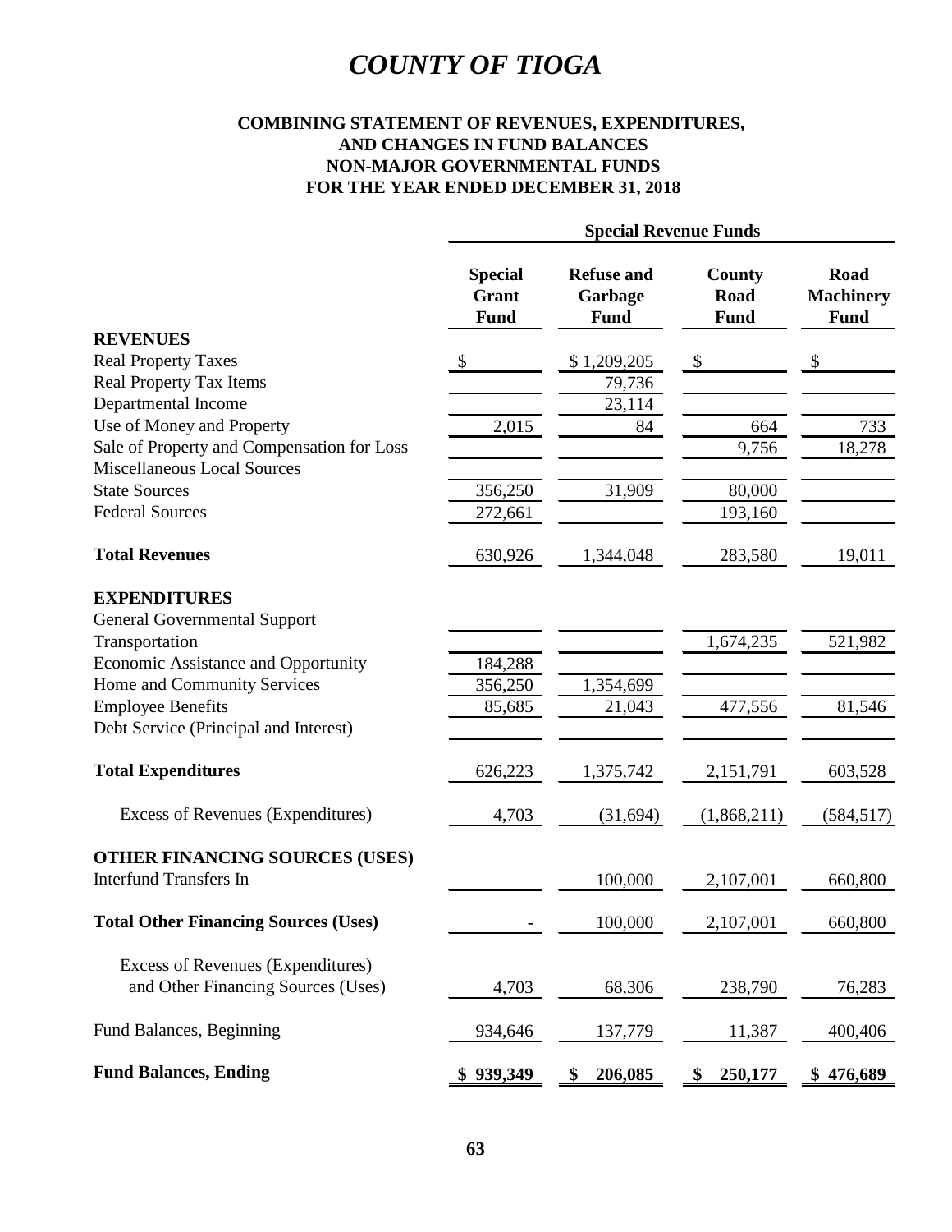# COUNTY OF TIOGA

## COMBINING STATEMENT OF REVENUES, EXPENDITURES, AND CHANGES IN FUND BALANCES NON-MAJOR GOVERNMENTAL FUNDS FOR THE YEAR ENDED DECEMBER 31, 2018

| | Special Revenue Funds | | | |
|---|---|---|---|---|
| | **Special Grant Fund** | **Refuse and Garbage Fund** | **County Road Fund** | **Road Machinery Fund** |
| **REVENUES** | | | | |
| Real Property Taxes | $ | $ 1,209,205 | $ | $ |
| Real Property Tax Items | | 79,736 | | |
| Departmental Income | | 23,114 | | |
| Use of Money and Property | 2,015 | 84 | 664 | 733 |
| Sale of Property and Compensation for Loss | | | 9,756 | 18,278 |
| Miscellaneous Local Sources | | | | |
| State Sources | 356,250 | 31,909 | 80,000 | |
| Federal Sources | 272,661 | | 193,160 | |
| **Total Revenues** | 630,926 | 1,344,048 | 283,580 | 19,011 |
| **EXPENDITURES** | | | | |
| General Governmental Support | | | | |
| Transportation | | | 1,674,235 | 521,982 |
| Economic Assistance and Opportunity | 184,288 | | | |
| Home and Community Services | 356,250 | 1,354,699 | | |
| Employee Benefits | 85,685 | 21,043 | 477,556 | 81,546 |
| Debt Service (Principal and Interest) | | | | |
| **Total Expenditures** | 626,223 | 1,375,742 | 2,151,791 | 603,528 |
| Excess of Revenues (Expenditures) | 4,703 | (31,694) | (1,868,211) | (584,517) |
| **OTHER FINANCING SOURCES (USES)** | | | | |
| Interfund Transfers In | | 100,000 | 2,107,001 | 660,800 |
| **Total Other Financing Sources (Uses)** | - | 100,000 | 2,107,001 | 660,800 |
| Excess of Revenues (Expenditures) and Other Financing Sources (Uses) | 4,703 | 68,306 | 238,790 | 76,283 |
| Fund Balances, Beginning | 934,646 | 137,779 | 11,387 | 400,406 |
| **Fund Balances, Ending** | **$ 939,349** | **$ 206,085** | **$ 250,177** | **$ 476,689** |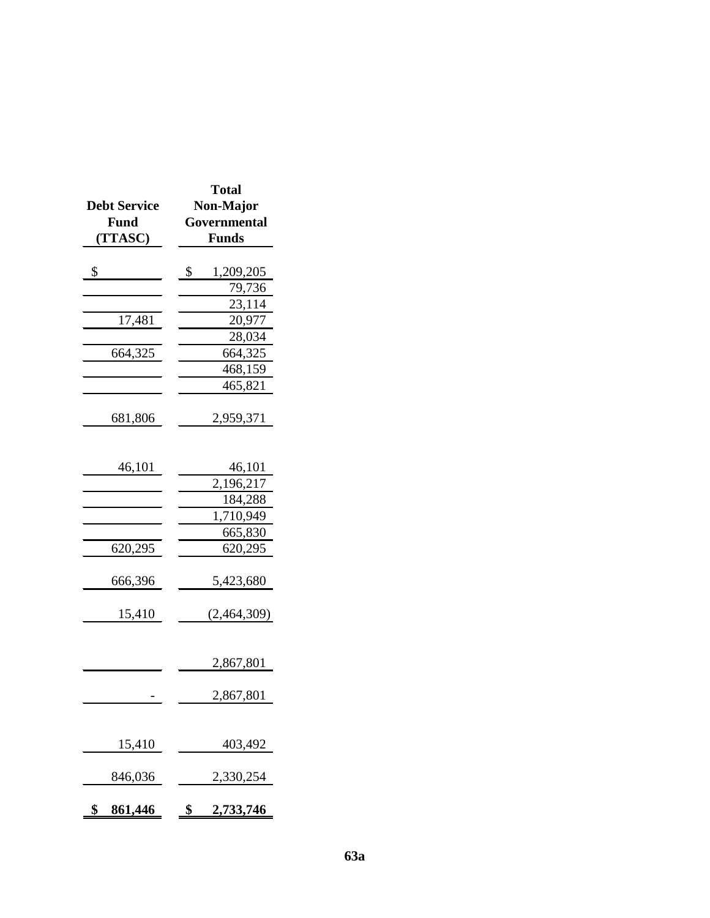| Debt Service Fund (TTASC) | Total Non-Major Governmental Funds |
|---|---|
| $ | $ 1,209,205 |
| | 79,736 |
| | 23,114 |
| 17,481 | 20,977 |
| | 28,034 |
| 664,325 | 664,325 |
| | 468,159 |
| | 465,821 |
| 681,806 | 2,959,371 |
| | |
| 46,101 | 46,101 |
| | 2,196,217 |
| | 184,288 |
| | 1,710,949 |
| | 665,830 |
| 620,295 | 620,295 |
| 666,396 | 5,423,680 |
| 15,410 | (2,464,309) |
| | |
| | 2,867,801 |
| - | 2,867,801 |
| | |
| 15,410 | 403,492 |
| 846,036 | 2,330,254 |
| **$ 861,446** | **$ 2,733,746** |

63a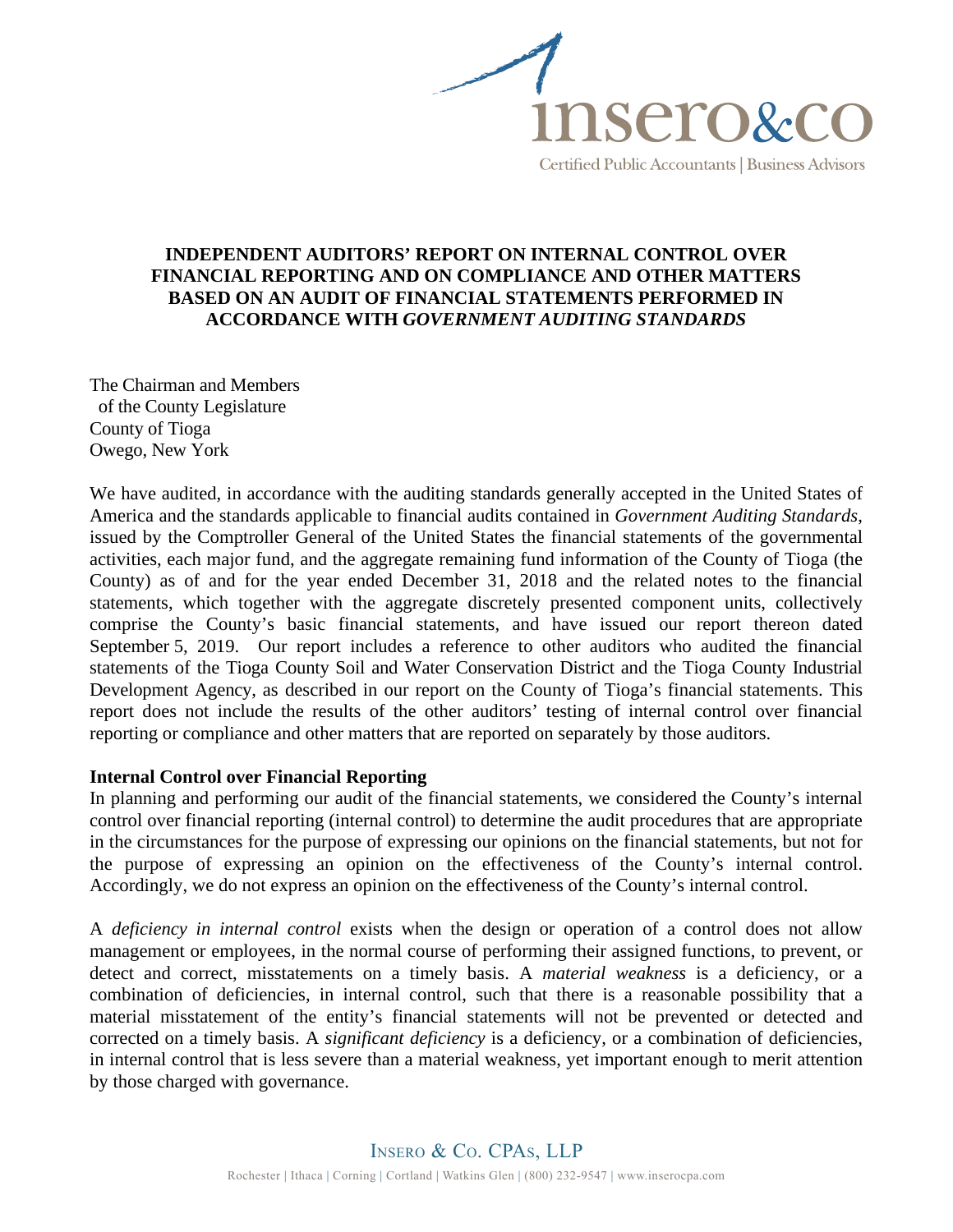# INDEPENDENT AUDITORS' REPORT ON INTERNAL CONTROL OVER FINANCIAL REPORTING AND ON COMPLIANCE AND OTHER MATTERS BASED ON AN AUDIT OF FINANCIAL STATEMENTS PERFORMED IN ACCORDANCE WITH *GOVERNMENT AUDITING STANDARDS*

The Chairman and Members
of the County Legislature
County of Tioga
Owego, New York

We have audited, in accordance with the auditing standards generally accepted in the United States of America and the standards applicable to financial audits contained in *Government Auditing Standards*, issued by the Comptroller General of the United States the financial statements of the governmental activities, each major fund, and the aggregate remaining fund information of the County of Tioga (the County) as of and for the year ended December 31, 2018 and the related notes to the financial statements, which together with the aggregate discretely presented component units, collectively comprise the County's basic financial statements, and have issued our report thereon dated September 5, 2019. Our report includes a reference to other auditors who audited the financial statements of the Tioga County Soil and Water Conservation District and the Tioga County Industrial Development Agency, as described in our report on the County of Tioga's financial statements. This report does not include the results of the other auditors' testing of internal control over financial reporting or compliance and other matters that are reported on separately by those auditors.

**Internal Control over Financial Reporting**

In planning and performing our audit of the financial statements, we considered the County's internal control over financial reporting (internal control) to determine the audit procedures that are appropriate in the circumstances for the purpose of expressing our opinions on the financial statements, but not for the purpose of expressing an opinion on the effectiveness of the County's internal control. Accordingly, we do not express an opinion on the effectiveness of the County's internal control.

A *deficiency in internal control* exists when the design or operation of a control does not allow management or employees, in the normal course of performing their assigned functions, to prevent, or detect and correct, misstatements on a timely basis. A *material weakness* is a deficiency, or a combination of deficiencies, in internal control, such that there is a reasonable possibility that a material misstatement of the entity's financial statements will not be prevented or detected and corrected on a timely basis. A *significant deficiency* is a deficiency, or a combination of deficiencies, in internal control that is less severe than a material weakness, yet important enough to merit attention by those charged with governance.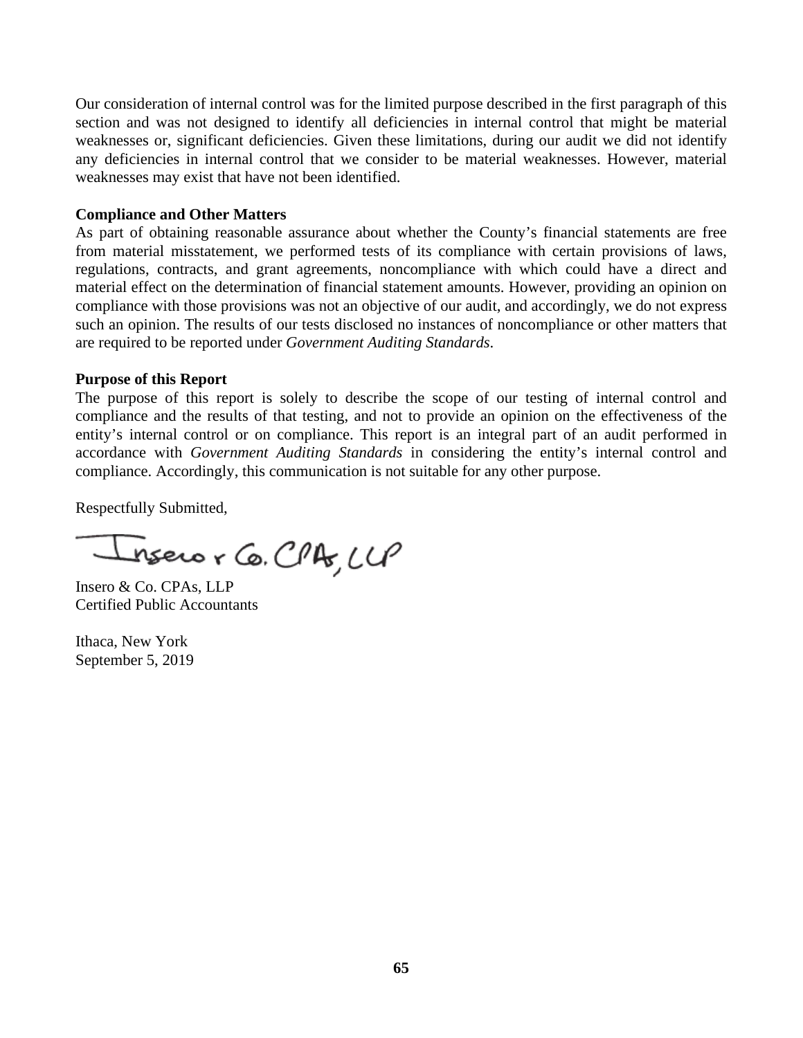Our consideration of internal control was for the limited purpose described in the first paragraph of this section and was not designed to identify all deficiencies in internal control that might be material weaknesses or, significant deficiencies. Given these limitations, during our audit we did not identify any deficiencies in internal control that we consider to be material weaknesses. However, material weaknesses may exist that have not been identified.

**Compliance and Other Matters**

As part of obtaining reasonable assurance about whether the County's financial statements are free from material misstatement, we performed tests of its compliance with certain provisions of laws, regulations, contracts, and grant agreements, noncompliance with which could have a direct and material effect on the determination of financial statement amounts. However, providing an opinion on compliance with those provisions was not an objective of our audit, and accordingly, we do not express such an opinion. The results of our tests disclosed no instances of noncompliance or other matters that are required to be reported under *Government Auditing Standards*.

**Purpose of this Report**

The purpose of this report is solely to describe the scope of our testing of internal control and compliance and the results of that testing, and not to provide an opinion on the effectiveness of the entity's internal control or on compliance. This report is an integral part of an audit performed in accordance with *Government Auditing Standards* in considering the entity's internal control and compliance. Accordingly, this communication is not suitable for any other purpose.

Respectfully Submitted,

Insero & Co. CPAs, LLP

Insero & Co. CPAs, LLP
Certified Public Accountants

Ithaca, New York
September 5, 2019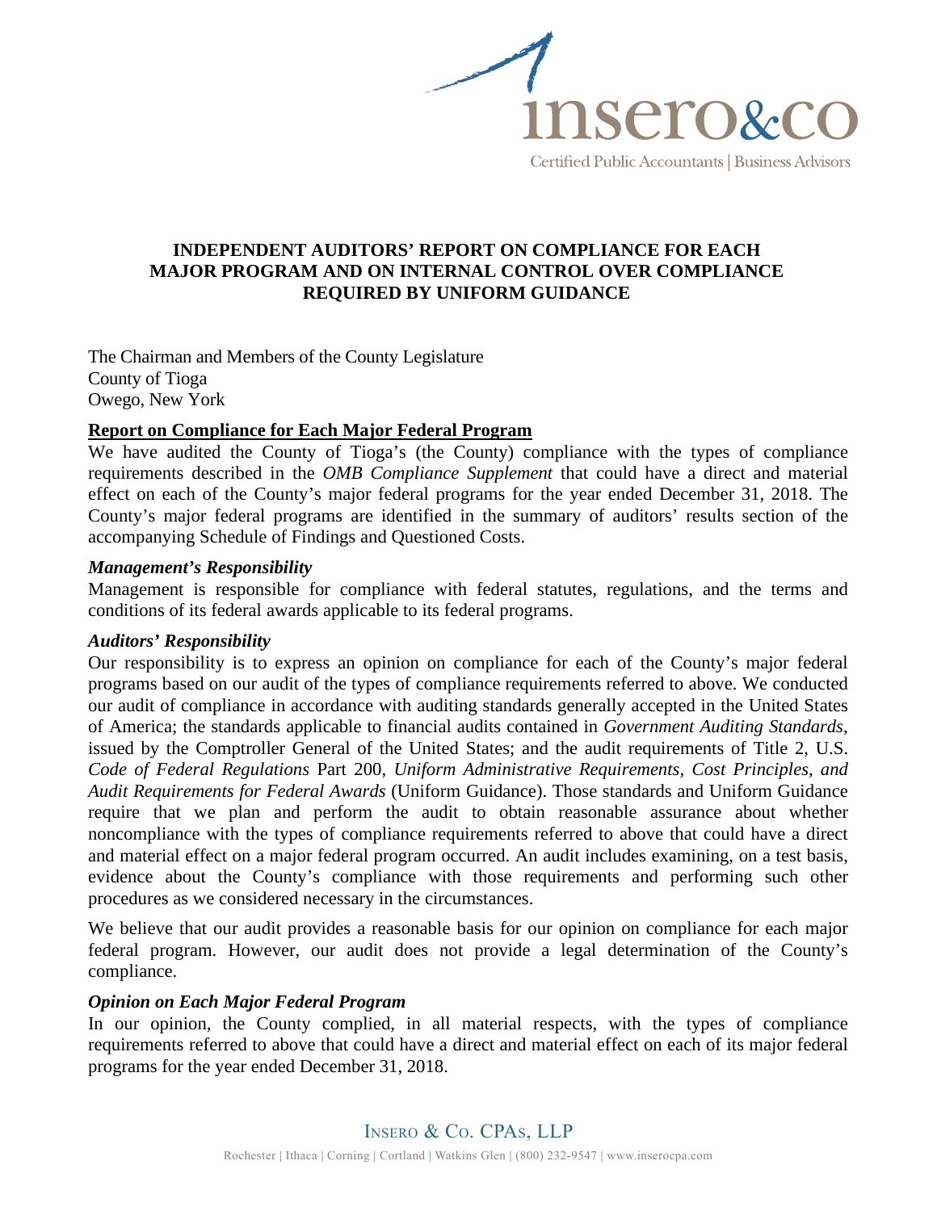# INDEPENDENT AUDITORS' REPORT ON COMPLIANCE FOR EACH MAJOR PROGRAM AND ON INTERNAL CONTROL OVER COMPLIANCE REQUIRED BY UNIFORM GUIDANCE

The Chairman and Members of the County Legislature
County of Tioga
Owego, New York

**Report on Compliance for Each Major Federal Program**

We have audited the County of Tioga's (the County) compliance with the types of compliance requirements described in the *OMB Compliance Supplement* that could have a direct and material effect on each of the County's major federal programs for the year ended December 31, 2018. The County's major federal programs are identified in the summary of auditors' results section of the accompanying Schedule of Findings and Questioned Costs.

***Management's Responsibility***

Management is responsible for compliance with federal statutes, regulations, and the terms and conditions of its federal awards applicable to its federal programs.

***Auditors' Responsibility***

Our responsibility is to express an opinion on compliance for each of the County's major federal programs based on our audit of the types of compliance requirements referred to above. We conducted our audit of compliance in accordance with auditing standards generally accepted in the United States of America; the standards applicable to financial audits contained in *Government Auditing Standards*, issued by the Comptroller General of the United States; and the audit requirements of Title 2, U.S. *Code of Federal Regulations* Part 200, *Uniform Administrative Requirements, Cost Principles, and Audit Requirements for Federal Awards* (Uniform Guidance). Those standards and Uniform Guidance require that we plan and perform the audit to obtain reasonable assurance about whether noncompliance with the types of compliance requirements referred to above that could have a direct and material effect on a major federal program occurred. An audit includes examining, on a test basis, evidence about the County's compliance with those requirements and performing such other procedures as we considered necessary in the circumstances.

We believe that our audit provides a reasonable basis for our opinion on compliance for each major federal program. However, our audit does not provide a legal determination of the County's compliance.

***Opinion on Each Major Federal Program***

In our opinion, the County complied, in all material respects, with the types of compliance requirements referred to above that could have a direct and material effect on each of its major federal programs for the year ended December 31, 2018.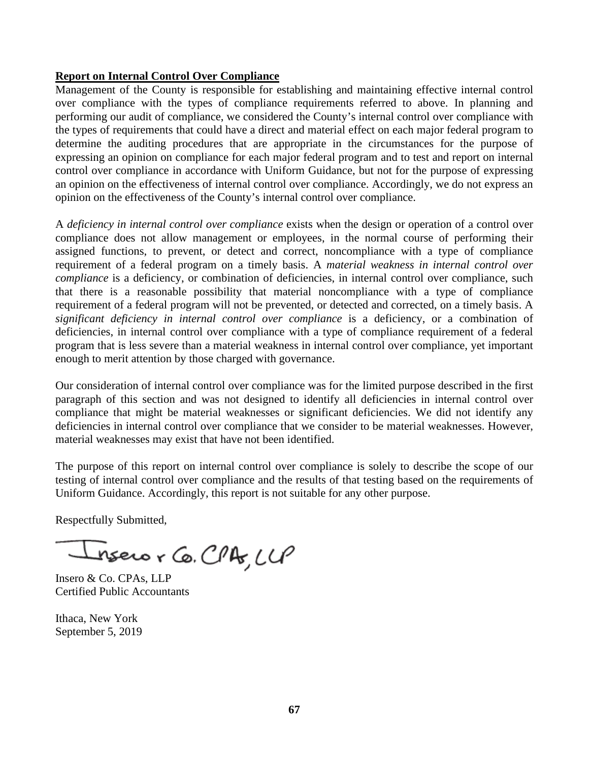**Report on Internal Control Over Compliance**

Management of the County is responsible for establishing and maintaining effective internal control over compliance with the types of compliance requirements referred to above. In planning and performing our audit of compliance, we considered the County's internal control over compliance with the types of requirements that could have a direct and material effect on each major federal program to determine the auditing procedures that are appropriate in the circumstances for the purpose of expressing an opinion on compliance for each major federal program and to test and report on internal control over compliance in accordance with Uniform Guidance, but not for the purpose of expressing an opinion on the effectiveness of internal control over compliance. Accordingly, we do not express an opinion on the effectiveness of the County's internal control over compliance.

A *deficiency in internal control over compliance* exists when the design or operation of a control over compliance does not allow management or employees, in the normal course of performing their assigned functions, to prevent, or detect and correct, noncompliance with a type of compliance requirement of a federal program on a timely basis. A *material weakness in internal control over compliance* is a deficiency, or combination of deficiencies, in internal control over compliance, such that there is a reasonable possibility that material noncompliance with a type of compliance requirement of a federal program will not be prevented, or detected and corrected, on a timely basis. A *significant deficiency in internal control over compliance* is a deficiency, or a combination of deficiencies, in internal control over compliance with a type of compliance requirement of a federal program that is less severe than a material weakness in internal control over compliance, yet important enough to merit attention by those charged with governance.

Our consideration of internal control over compliance was for the limited purpose described in the first paragraph of this section and was not designed to identify all deficiencies in internal control over compliance that might be material weaknesses or significant deficiencies. We did not identify any deficiencies in internal control over compliance that we consider to be material weaknesses. However, material weaknesses may exist that have not been identified.

The purpose of this report on internal control over compliance is solely to describe the scope of our testing of internal control over compliance and the results of that testing based on the requirements of Uniform Guidance. Accordingly, this report is not suitable for any other purpose.

Respectfully Submitted,

Insero & Co. CPAs, LLP

Insero & Co. CPAs, LLP
Certified Public Accountants

Ithaca, New York
September 5, 2019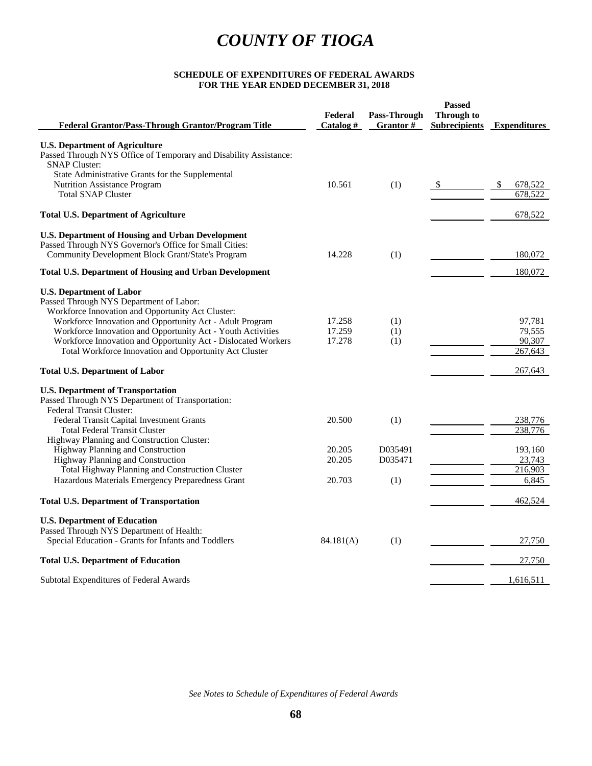# COUNTY OF TIOGA

**SCHEDULE OF EXPENDITURES OF FEDERAL AWARDS**
**FOR THE YEAR ENDED DECEMBER 31, 2018**

| Federal Grantor/Pass-Through Grantor/Program Title | Federal Catalog # | Pass-Through Grantor # | Passed Through to Subrecipients | Expenditures |
|---|---|---|---|---|
| **U.S. Department of Agriculture** | | | | |
| Passed Through NYS Office of Temporary and Disability Assistance: | | | | |
| SNAP Cluster: | | | | |
| State Administrative Grants for the Supplemental Nutrition Assistance Program | 10.561 | (1) | $ | $ 678,522 |
| Total SNAP Cluster | | | | 678,522 |
| **Total U.S. Department of Agriculture** | | | | 678,522 |
| **U.S. Department of Housing and Urban Development** | | | | |
| Passed Through NYS Governor's Office for Small Cities: | | | | |
| Community Development Block Grant/State's Program | 14.228 | (1) | | 180,072 |
| **Total U.S. Department of Housing and Urban Development** | | | | 180,072 |
| **U.S. Department of Labor** | | | | |
| Passed Through NYS Department of Labor: | | | | |
| Workforce Innovation and Opportunity Act Cluster: | | | | |
| Workforce Innovation and Opportunity Act - Adult Program | 17.258 | (1) | | 97,781 |
| Workforce Innovation and Opportunity Act - Youth Activities | 17.259 | (1) | | 79,555 |
| Workforce Innovation and Opportunity Act - Dislocated Workers | 17.278 | (1) | | 90,307 |
| Total Workforce Innovation and Opportunity Act Cluster | | | | 267,643 |
| **Total U.S. Department of Labor** | | | | 267,643 |
| **U.S. Department of Transportation** | | | | |
| Passed Through NYS Department of Transportation: | | | | |
| Federal Transit Cluster: | | | | |
| Federal Transit Capital Investment Grants | 20.500 | (1) | | 238,776 |
| Total Federal Transit Cluster | | | | 238,776 |
| Highway Planning and Construction Cluster: | | | | |
| Highway Planning and Construction | 20.205 | D035491 | | 193,160 |
| Highway Planning and Construction | 20.205 | D035471 | | 23,743 |
| Total Highway Planning and Construction Cluster | | | | 216,903 |
| Hazardous Materials Emergency Preparedness Grant | 20.703 | (1) | | 6,845 |
| **Total U.S. Department of Transportation** | | | | 462,524 |
| **U.S. Department of Education** | | | | |
| Passed Through NYS Department of Health: | | | | |
| Special Education - Grants for Infants and Toddlers | 84.181(A) | (1) | | 27,750 |
| **Total U.S. Department of Education** | | | | 27,750 |
| Subtotal Expenditures of Federal Awards | | | | 1,616,511 |

*See Notes to Schedule of Expenditures of Federal Awards*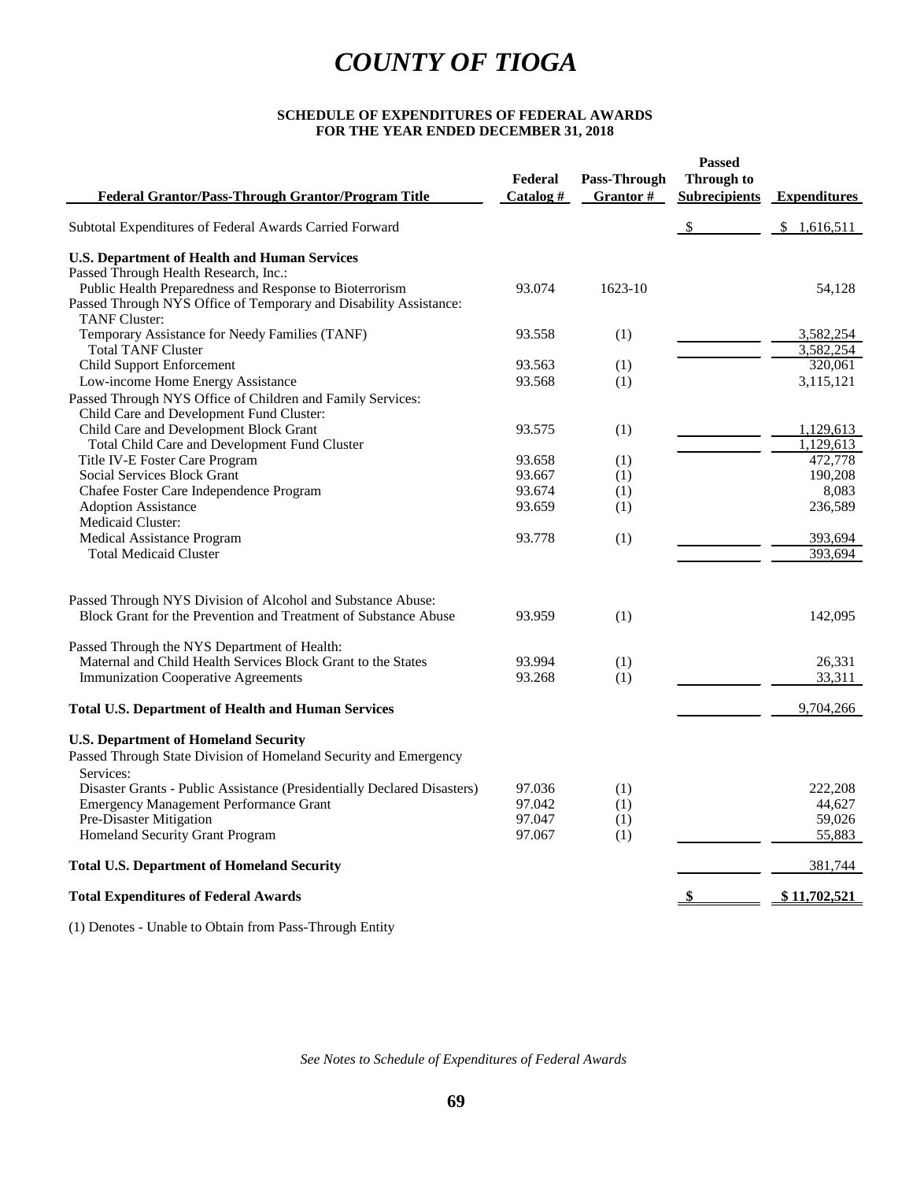# COUNTY OF TIOGA

**SCHEDULE OF EXPENDITURES OF FEDERAL AWARDS**
**FOR THE YEAR ENDED DECEMBER 31, 2018**

| Federal Grantor/Pass-Through Grantor/Program Title | Federal Catalog # | Pass-Through Grantor # | Passed Through to Subrecipients | Expenditures |
|---|---|---|---|---|
| Subtotal Expenditures of Federal Awards Carried Forward | | | $ | $ 1,616,511 |
| **U.S. Department of Health and Human Services** | | | | |
| Passed Through Health Research, Inc.: | | | | |
| Public Health Preparedness and Response to Bioterrorism | 93.074 | 1623-10 | | 54,128 |
| Passed Through NYS Office of Temporary and Disability Assistance: | | | | |
| TANF Cluster: | | | | |
| Temporary Assistance for Needy Families (TANF) | 93.558 | (1) | | 3,582,254 |
| Total TANF Cluster | | | | 3,582,254 |
| Child Support Enforcement | 93.563 | (1) | | 320,061 |
| Low-income Home Energy Assistance | 93.568 | (1) | | 3,115,121 |
| Passed Through NYS Office of Children and Family Services: | | | | |
| Child Care and Development Fund Cluster: | | | | |
| Child Care and Development Block Grant | 93.575 | (1) | | 1,129,613 |
| Total Child Care and Development Fund Cluster | | | | 1,129,613 |
| Title IV-E Foster Care Program | 93.658 | (1) | | 472,778 |
| Social Services Block Grant | 93.667 | (1) | | 190,208 |
| Chafee Foster Care Independence Program | 93.674 | (1) | | 8,083 |
| Adoption Assistance | 93.659 | (1) | | 236,589 |
| Medicaid Cluster: | | | | |
| Medical Assistance Program | 93.778 | (1) | | 393,694 |
| Total Medicaid Cluster | | | | 393,694 |
| Passed Through NYS Division of Alcohol and Substance Abuse: | | | | |
| Block Grant for the Prevention and Treatment of Substance Abuse | 93.959 | (1) | | 142,095 |
| Passed Through the NYS Department of Health: | | | | |
| Maternal and Child Health Services Block Grant to the States | 93.994 | (1) | | 26,331 |
| Immunization Cooperative Agreements | 93.268 | (1) | | 33,311 |
| **Total U.S. Department of Health and Human Services** | | | | 9,704,266 |
| **U.S. Department of Homeland Security** | | | | |
| Passed Through State Division of Homeland Security and Emergency Services: | | | | |
| Disaster Grants - Public Assistance (Presidentially Declared Disasters) | 97.036 | (1) | | 222,208 |
| Emergency Management Performance Grant | 97.042 | (1) | | 44,627 |
| Pre-Disaster Mitigation | 97.047 | (1) | | 59,026 |
| Homeland Security Grant Program | 97.067 | (1) | | 55,883 |
| **Total U.S. Department of Homeland Security** | | | | 381,744 |
| **Total Expenditures of Federal Awards** | | | **$** | **$ 11,702,521** |

(1) Denotes - Unable to Obtain from Pass-Through Entity

*See Notes to Schedule of Expenditures of Federal Awards*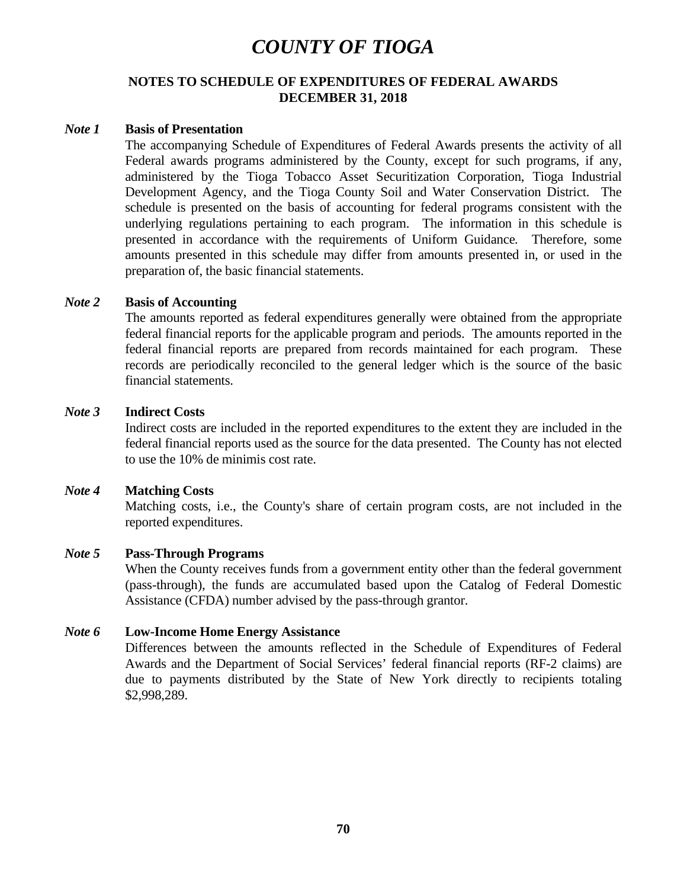# *COUNTY OF TIOGA*

## NOTES TO SCHEDULE OF EXPENDITURES OF FEDERAL AWARDS
## DECEMBER 31, 2018

***Note 1*** **Basis of Presentation**

The accompanying Schedule of Expenditures of Federal Awards presents the activity of all Federal awards programs administered by the County, except for such programs, if any, administered by the Tioga Tobacco Asset Securitization Corporation, Tioga Industrial Development Agency, and the Tioga County Soil and Water Conservation District. The schedule is presented on the basis of accounting for federal programs consistent with the underlying regulations pertaining to each program. The information in this schedule is presented in accordance with the requirements of Uniform Guidance. Therefore, some amounts presented in this schedule may differ from amounts presented in, or used in the preparation of, the basic financial statements.

***Note 2*** **Basis of Accounting**

The amounts reported as federal expenditures generally were obtained from the appropriate federal financial reports for the applicable program and periods. The amounts reported in the federal financial reports are prepared from records maintained for each program. These records are periodically reconciled to the general ledger which is the source of the basic financial statements.

***Note 3*** **Indirect Costs**

Indirect costs are included in the reported expenditures to the extent they are included in the federal financial reports used as the source for the data presented. The County has not elected to use the 10% de minimis cost rate.

***Note 4*** **Matching Costs**

Matching costs, i.e., the County's share of certain program costs, are not included in the reported expenditures.

***Note 5*** **Pass-Through Programs**

When the County receives funds from a government entity other than the federal government (pass-through), the funds are accumulated based upon the Catalog of Federal Domestic Assistance (CFDA) number advised by the pass-through grantor.

***Note 6*** **Low-Income Home Energy Assistance**

Differences between the amounts reflected in the Schedule of Expenditures of Federal Awards and the Department of Social Services' federal financial reports (RF-2 claims) are due to payments distributed by the State of New York directly to recipients totaling $2,998,289.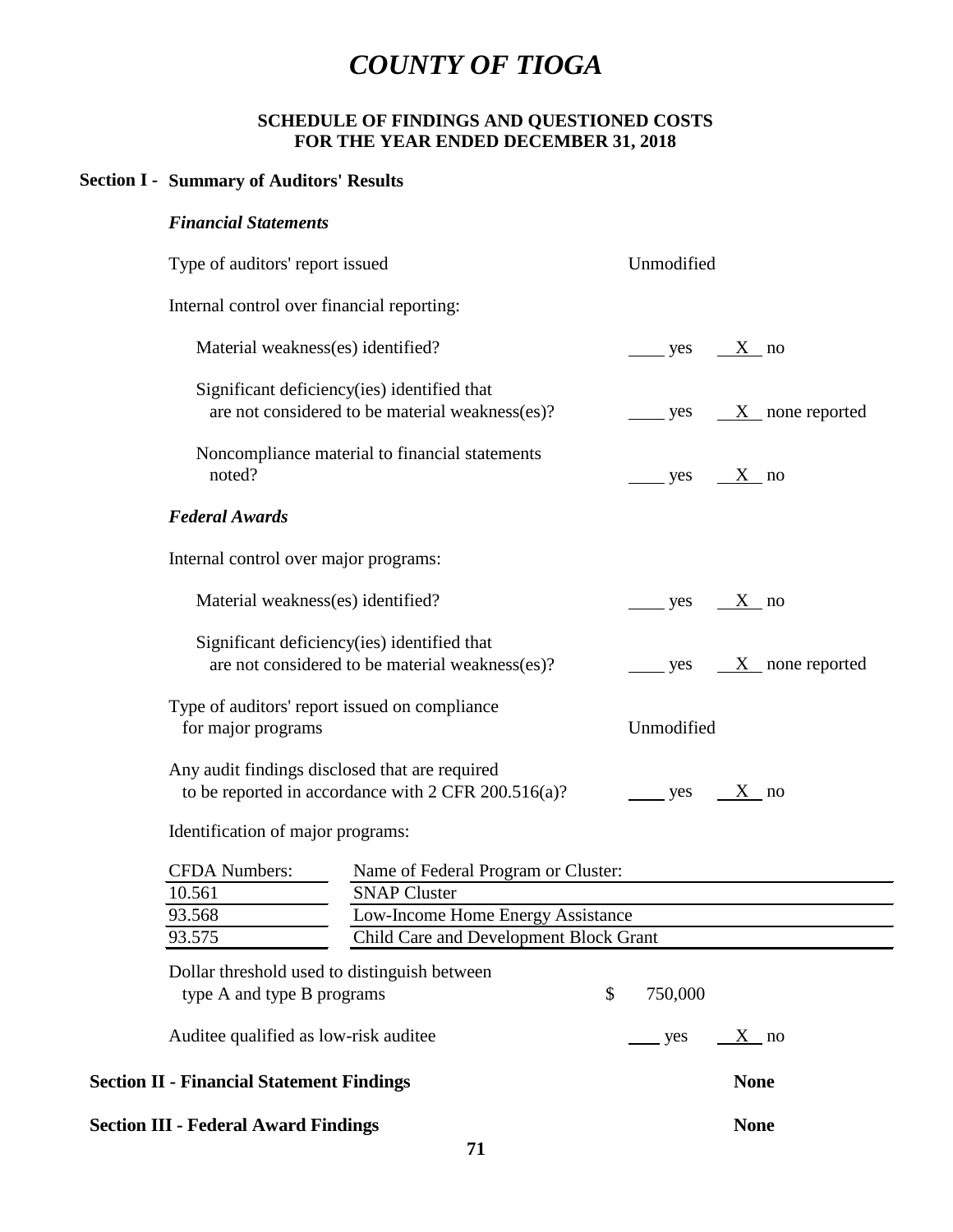# COUNTY OF TIOGA

**SCHEDULE OF FINDINGS AND QUESTIONED COSTS**
**FOR THE YEAR ENDED DECEMBER 31, 2018**

## Section I - Summary of Auditors' Results

### *Financial Statements*

Type of auditors' report issued: Unmodified

Internal control over financial reporting:

- Material weakness(es) identified? ___ yes _X_ no
- Significant deficiency(ies) identified that are not considered to be material weakness(es)? ___ yes _X_ none reported
- Noncompliance material to financial statements noted? ___ yes _X_ no

### *Federal Awards*

Internal control over major programs:

- Material weakness(es) identified? ___ yes _X_ no
- Significant deficiency(ies) identified that are not considered to be material weakness(es)? ___ yes _X_ none reported

Type of auditors' report issued on compliance for major programs: Unmodified

Any audit findings disclosed that are required to be reported in accordance with 2 CFR 200.516(a)? ___ yes _X_ no

Identification of major programs:

| CFDA Numbers: | Name of Federal Program or Cluster: |
|---|---|
| 10.561 | SNAP Cluster |
| 93.568 | Low-Income Home Energy Assistance |
| 93.575 | Child Care and Development Block Grant |

Dollar threshold used to distinguish between type A and type B programs: $ 750,000

Auditee qualified as low-risk auditee: ___ yes _X_ no

## Section II - Financial Statement Findings

**None**

## Section III - Federal Award Findings

**None**